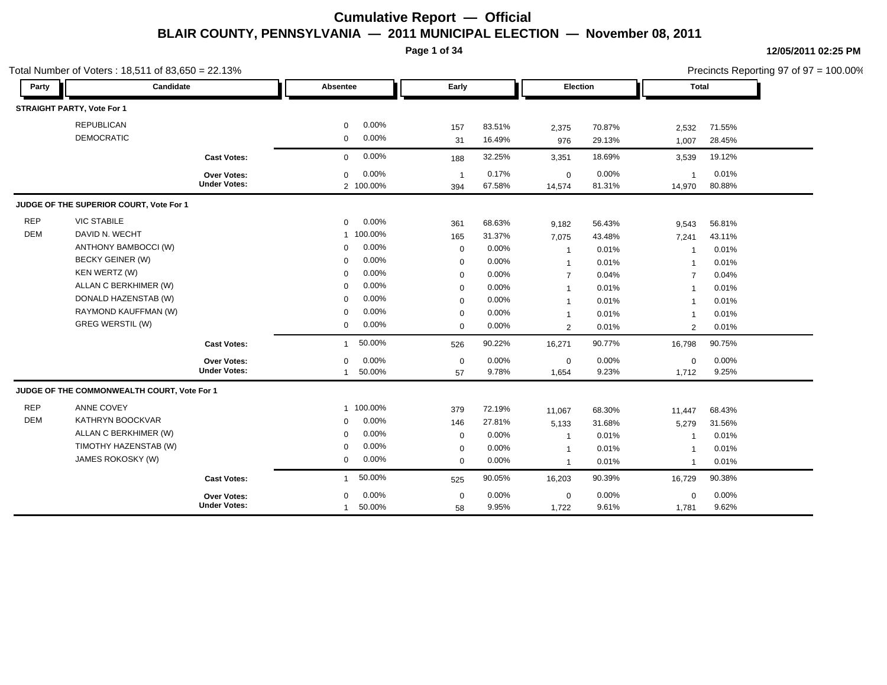# Cumulative Report — Official

## BLAIR COUNTY, PENNSYLVANIA — 2011 MUNICIPAL ELECTION — November 08, 2011

12/05/2011 02:25 PM

Total Number of Voters : 18,511 of 83,650 = 22.13%

Precincts Reporting 97 of 97 = 100.00%

| Party | Candidate | Absentee | | Early | | Election | | Total | |
|---|---|---|---|---|---|---|---|---|---|
| **STRAIGHT PARTY, Vote For 1** | | | | | | | | | |
| | REPUBLICAN | 0 | 0.00% | 157 | 83.51% | 2,375 | 70.87% | 2,532 | 71.55% |
| | DEMOCRATIC | 0 | 0.00% | 31 | 16.49% | 976 | 29.13% | 1,007 | 28.45% |
| | **Cast Votes:** | 0 | 0.00% | 188 | 32.25% | 3,351 | 18.69% | 3,539 | 19.12% |
| | **Over Votes:** | 0 | 0.00% | 1 | 0.17% | 0 | 0.00% | 1 | 0.01% |
| | **Under Votes:** | 2 | 100.00% | 394 | 67.58% | 14,574 | 81.31% | 14,970 | 80.88% |
| **JUDGE OF THE SUPERIOR COURT, Vote For 1** | | | | | | | | | |
| REP | VIC STABILE | 0 | 0.00% | 361 | 68.63% | 9,182 | 56.43% | 9,543 | 56.81% |
| DEM | DAVID N. WECHT | 1 | 100.00% | 165 | 31.37% | 7,075 | 43.48% | 7,241 | 43.11% |
| | ANTHONY BAMBOCCI (W) | 0 | 0.00% | 0 | 0.00% | 1 | 0.01% | 1 | 0.01% |
| | BECKY GEINER (W) | 0 | 0.00% | 0 | 0.00% | 1 | 0.01% | 1 | 0.01% |
| | KEN WERTZ (W) | 0 | 0.00% | 0 | 0.00% | 7 | 0.04% | 7 | 0.04% |
| | ALLAN C BERKHIMER (W) | 0 | 0.00% | 0 | 0.00% | 1 | 0.01% | 1 | 0.01% |
| | DONALD HAZENSTAB (W) | 0 | 0.00% | 0 | 0.00% | 1 | 0.01% | 1 | 0.01% |
| | RAYMOND KAUFFMAN (W) | 0 | 0.00% | 0 | 0.00% | 1 | 0.01% | 1 | 0.01% |
| | GREG WERSTIL (W) | 0 | 0.00% | 0 | 0.00% | 2 | 0.01% | 2 | 0.01% |
| | **Cast Votes:** | 1 | 50.00% | 526 | 90.22% | 16,271 | 90.77% | 16,798 | 90.75% |
| | **Over Votes:** | 0 | 0.00% | 0 | 0.00% | 0 | 0.00% | 0 | 0.00% |
| | **Under Votes:** | 1 | 50.00% | 57 | 9.78% | 1,654 | 9.23% | 1,712 | 9.25% |
| **JUDGE OF THE COMMONWEALTH COURT, Vote For 1** | | | | | | | | | |
| REP | ANNE COVEY | 1 | 100.00% | 379 | 72.19% | 11,067 | 68.30% | 11,447 | 68.43% |
| DEM | KATHRYN BOOCKVAR | 0 | 0.00% | 146 | 27.81% | 5,133 | 31.68% | 5,279 | 31.56% |
| | ALLAN C BERKHIMER (W) | 0 | 0.00% | 0 | 0.00% | 1 | 0.01% | 1 | 0.01% |
| | TIMOTHY HAZENSTAB (W) | 0 | 0.00% | 0 | 0.00% | 1 | 0.01% | 1 | 0.01% |
| | JAMES ROKOSKY (W) | 0 | 0.00% | 0 | 0.00% | 1 | 0.01% | 1 | 0.01% |
| | **Cast Votes:** | 1 | 50.00% | 525 | 90.05% | 16,203 | 90.39% | 16,729 | 90.38% |
| | **Over Votes:** | 0 | 0.00% | 0 | 0.00% | 0 | 0.00% | 0 | 0.00% |
| | **Under Votes:** | 1 | 50.00% | 58 | 9.95% | 1,722 | 9.61% | 1,781 | 9.62% |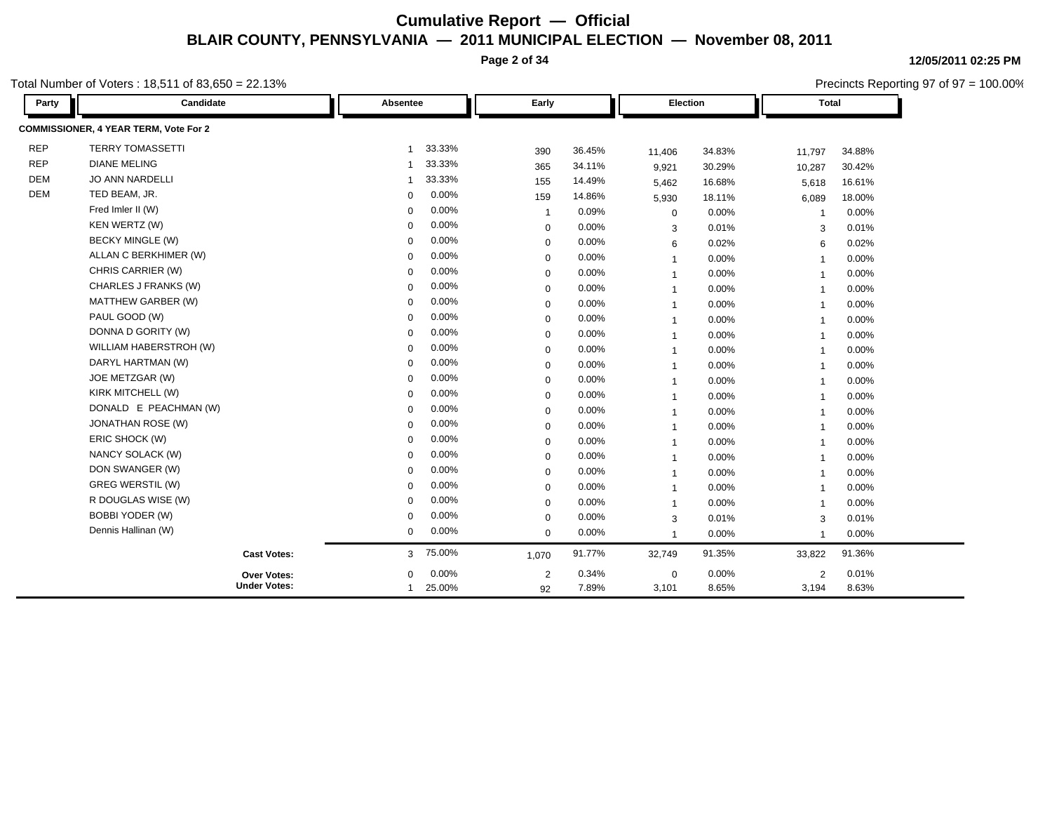# Cumulative Report — Official

## BLAIR COUNTY, PENNSYLVANIA — 2011 MUNICIPAL ELECTION — November 08, 2011

12/05/2011 02:25 PM

Total Number of Voters : 18,511 of 83,650 = 22.13%

Precincts Reporting 97 of 97 = 100.00%

| Party | Candidate | Absentee | | Early | | Election | | Total | |
|---|---|---|---|---|---|---|---|---|---|
| **COMMISSIONER, 4 YEAR TERM, Vote For 2** | | | | | | | | | |
| REP | TERRY TOMASSETTI | 1 | 33.33% | 390 | 36.45% | 11,406 | 34.83% | 11,797 | 34.88% |
| REP | DIANE MELING | 1 | 33.33% | 365 | 34.11% | 9,921 | 30.29% | 10,287 | 30.42% |
| DEM | JO ANN NARDELLI | 1 | 33.33% | 155 | 14.49% | 5,462 | 16.68% | 5,618 | 16.61% |
| DEM | TED BEAM, JR. | 0 | 0.00% | 159 | 14.86% | 5,930 | 18.11% | 6,089 | 18.00% |
| | Fred Imler II (W) | 0 | 0.00% | 1 | 0.09% | 0 | 0.00% | 1 | 0.00% |
| | KEN WERTZ (W) | 0 | 0.00% | 0 | 0.00% | 3 | 0.01% | 3 | 0.01% |
| | BECKY MINGLE (W) | 0 | 0.00% | 0 | 0.00% | 6 | 0.02% | 6 | 0.02% |
| | ALLAN C BERKHIMER (W) | 0 | 0.00% | 0 | 0.00% | 1 | 0.00% | 1 | 0.00% |
| | CHRIS CARRIER (W) | 0 | 0.00% | 0 | 0.00% | 1 | 0.00% | 1 | 0.00% |
| | CHARLES J FRANKS (W) | 0 | 0.00% | 0 | 0.00% | 1 | 0.00% | 1 | 0.00% |
| | MATTHEW GARBER (W) | 0 | 0.00% | 0 | 0.00% | 1 | 0.00% | 1 | 0.00% |
| | PAUL GOOD (W) | 0 | 0.00% | 0 | 0.00% | 1 | 0.00% | 1 | 0.00% |
| | DONNA D GORITY (W) | 0 | 0.00% | 0 | 0.00% | 1 | 0.00% | 1 | 0.00% |
| | WILLIAM HABERSTROH (W) | 0 | 0.00% | 0 | 0.00% | 1 | 0.00% | 1 | 0.00% |
| | DARYL HARTMAN (W) | 0 | 0.00% | 0 | 0.00% | 1 | 0.00% | 1 | 0.00% |
| | JOE METZGAR (W) | 0 | 0.00% | 0 | 0.00% | 1 | 0.00% | 1 | 0.00% |
| | KIRK MITCHELL (W) | 0 | 0.00% | 0 | 0.00% | 1 | 0.00% | 1 | 0.00% |
| | DONALD E PEACHMAN (W) | 0 | 0.00% | 0 | 0.00% | 1 | 0.00% | 1 | 0.00% |
| | JONATHAN ROSE (W) | 0 | 0.00% | 0 | 0.00% | 1 | 0.00% | 1 | 0.00% |
| | ERIC SHOCK (W) | 0 | 0.00% | 0 | 0.00% | 1 | 0.00% | 1 | 0.00% |
| | NANCY SOLACK (W) | 0 | 0.00% | 0 | 0.00% | 1 | 0.00% | 1 | 0.00% |
| | DON SWANGER (W) | 0 | 0.00% | 0 | 0.00% | 1 | 0.00% | 1 | 0.00% |
| | GREG WERSTIL (W) | 0 | 0.00% | 0 | 0.00% | 1 | 0.00% | 1 | 0.00% |
| | R DOUGLAS WISE (W) | 0 | 0.00% | 0 | 0.00% | 1 | 0.00% | 1 | 0.00% |
| | BOBBI YODER (W) | 0 | 0.00% | 0 | 0.00% | 3 | 0.01% | 3 | 0.01% |
| | Dennis Hallinan (W) | 0 | 0.00% | 0 | 0.00% | 1 | 0.00% | 1 | 0.00% |
| | **Cast Votes:** | 3 | 75.00% | 1,070 | 91.77% | 32,749 | 91.35% | 33,822 | 91.36% |
| | **Over Votes:** | 0 | 0.00% | 2 | 0.34% | 0 | 0.00% | 2 | 0.01% |
| | **Under Votes:** | 1 | 25.00% | 92 | 7.89% | 3,101 | 8.65% | 3,194 | 8.63% |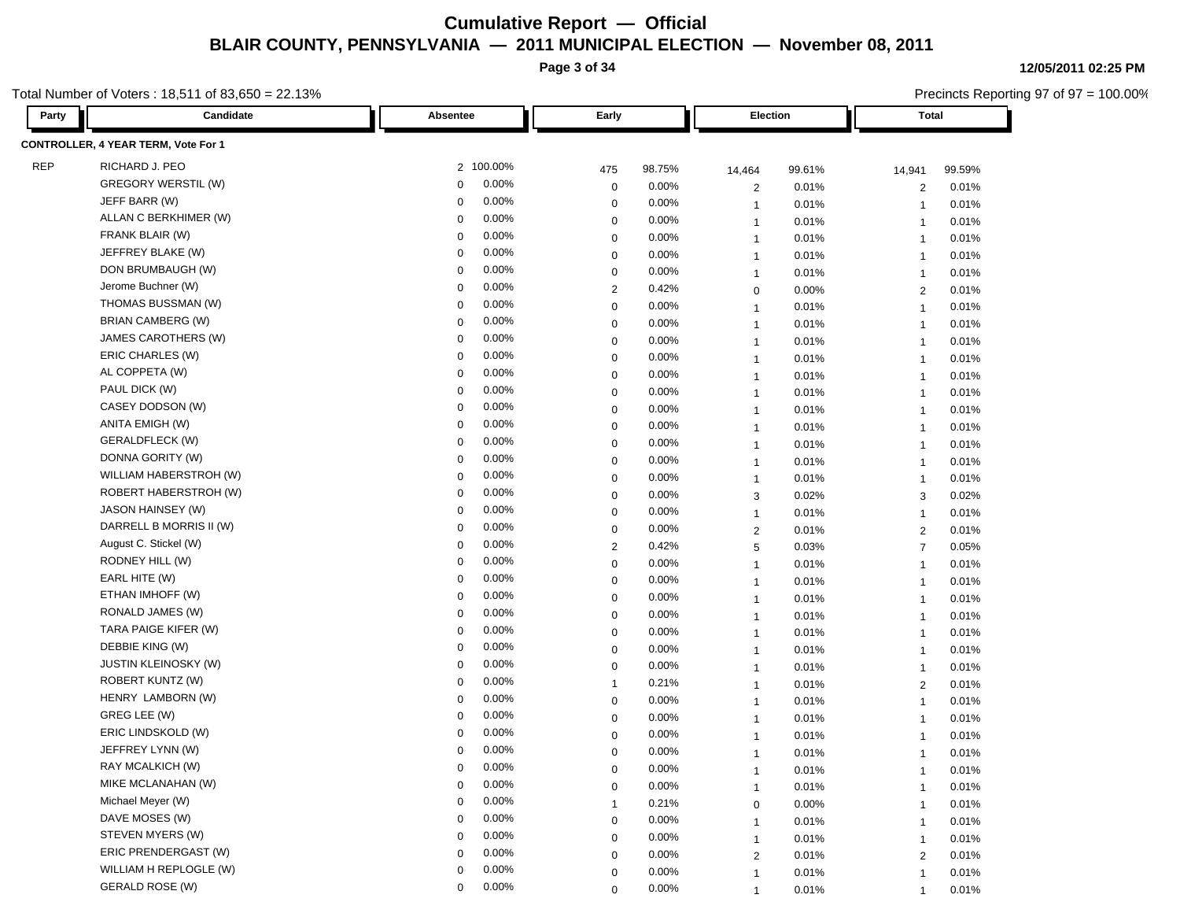# Cumulative Report — Official

## BLAIR COUNTY, PENNSYLVANIA — 2011 MUNICIPAL ELECTION — November 08, 2011

12/05/2011 02:25 PM

Total Number of Voters : 18,511 of 83,650 = 22.13%

Precincts Reporting 97 of 97 = 100.00%

| Party | Candidate | Absentee | | Early | | Election | | Total | |
|---|---|---|---|---|---|---|---|---|---|
| **CONTROLLER, 4 YEAR TERM, Vote For 1** | | | | | | | | | |
| REP | RICHARD J. PEO | 2 | 100.00% | 475 | 98.75% | 14,464 | 99.61% | 14,941 | 99.59% |
| | GREGORY WERSTIL (W) | 0 | 0.00% | 0 | 0.00% | 2 | 0.01% | 2 | 0.01% |
| | JEFF BARR (W) | 0 | 0.00% | 0 | 0.00% | 1 | 0.01% | 1 | 0.01% |
| | ALLAN C BERKHIMER (W) | 0 | 0.00% | 0 | 0.00% | 1 | 0.01% | 1 | 0.01% |
| | FRANK BLAIR (W) | 0 | 0.00% | 0 | 0.00% | 1 | 0.01% | 1 | 0.01% |
| | JEFFREY BLAKE (W) | 0 | 0.00% | 0 | 0.00% | 1 | 0.01% | 1 | 0.01% |
| | DON BRUMBAUGH (W) | 0 | 0.00% | 0 | 0.00% | 1 | 0.01% | 1 | 0.01% |
| | Jerome Buchner (W) | 0 | 0.00% | 2 | 0.42% | 0 | 0.00% | 2 | 0.01% |
| | THOMAS BUSSMAN (W) | 0 | 0.00% | 0 | 0.00% | 1 | 0.01% | 1 | 0.01% |
| | BRIAN CAMBERG (W) | 0 | 0.00% | 0 | 0.00% | 1 | 0.01% | 1 | 0.01% |
| | JAMES CAROTHERS (W) | 0 | 0.00% | 0 | 0.00% | 1 | 0.01% | 1 | 0.01% |
| | ERIC CHARLES (W) | 0 | 0.00% | 0 | 0.00% | 1 | 0.01% | 1 | 0.01% |
| | AL COPPETA (W) | 0 | 0.00% | 0 | 0.00% | 1 | 0.01% | 1 | 0.01% |
| | PAUL DICK (W) | 0 | 0.00% | 0 | 0.00% | 1 | 0.01% | 1 | 0.01% |
| | CASEY DODSON (W) | 0 | 0.00% | 0 | 0.00% | 1 | 0.01% | 1 | 0.01% |
| | ANITA EMIGH (W) | 0 | 0.00% | 0 | 0.00% | 1 | 0.01% | 1 | 0.01% |
| | GERALDFLECK (W) | 0 | 0.00% | 0 | 0.00% | 1 | 0.01% | 1 | 0.01% |
| | DONNA GORITY (W) | 0 | 0.00% | 0 | 0.00% | 1 | 0.01% | 1 | 0.01% |
| | WILLIAM HABERSTROH (W) | 0 | 0.00% | 0 | 0.00% | 1 | 0.01% | 1 | 0.01% |
| | ROBERT HABERSTROH (W) | 0 | 0.00% | 0 | 0.00% | 3 | 0.02% | 3 | 0.02% |
| | JASON HAINSEY (W) | 0 | 0.00% | 0 | 0.00% | 1 | 0.01% | 1 | 0.01% |
| | DARRELL B MORRIS II (W) | 0 | 0.00% | 0 | 0.00% | 2 | 0.01% | 2 | 0.01% |
| | August C. Stickel (W) | 0 | 0.00% | 2 | 0.42% | 5 | 0.03% | 7 | 0.05% |
| | RODNEY HILL (W) | 0 | 0.00% | 0 | 0.00% | 1 | 0.01% | 1 | 0.01% |
| | EARL HITE (W) | 0 | 0.00% | 0 | 0.00% | 1 | 0.01% | 1 | 0.01% |
| | ETHAN IMHOFF (W) | 0 | 0.00% | 0 | 0.00% | 1 | 0.01% | 1 | 0.01% |
| | RONALD JAMES (W) | 0 | 0.00% | 0 | 0.00% | 1 | 0.01% | 1 | 0.01% |
| | TARA PAIGE KIFER (W) | 0 | 0.00% | 0 | 0.00% | 1 | 0.01% | 1 | 0.01% |
| | DEBBIE KING (W) | 0 | 0.00% | 0 | 0.00% | 1 | 0.01% | 1 | 0.01% |
| | JUSTIN KLEINOSKY (W) | 0 | 0.00% | 0 | 0.00% | 1 | 0.01% | 1 | 0.01% |
| | ROBERT KUNTZ (W) | 0 | 0.00% | 1 | 0.21% | 1 | 0.01% | 2 | 0.01% |
| | HENRY LAMBORN (W) | 0 | 0.00% | 0 | 0.00% | 1 | 0.01% | 1 | 0.01% |
| | GREG LEE (W) | 0 | 0.00% | 0 | 0.00% | 1 | 0.01% | 1 | 0.01% |
| | ERIC LINDSKOLD (W) | 0 | 0.00% | 0 | 0.00% | 1 | 0.01% | 1 | 0.01% |
| | JEFFREY LYNN (W) | 0 | 0.00% | 0 | 0.00% | 1 | 0.01% | 1 | 0.01% |
| | RAY MCALKICH (W) | 0 | 0.00% | 0 | 0.00% | 1 | 0.01% | 1 | 0.01% |
| | MIKE MCLANAHAN (W) | 0 | 0.00% | 0 | 0.00% | 1 | 0.01% | 1 | 0.01% |
| | Michael Meyer (W) | 0 | 0.00% | 1 | 0.21% | 0 | 0.00% | 1 | 0.01% |
| | DAVE MOSES (W) | 0 | 0.00% | 0 | 0.00% | 1 | 0.01% | 1 | 0.01% |
| | STEVEN MYERS (W) | 0 | 0.00% | 0 | 0.00% | 1 | 0.01% | 1 | 0.01% |
| | ERIC PRENDERGAST (W) | 0 | 0.00% | 0 | 0.00% | 2 | 0.01% | 2 | 0.01% |
| | WILLIAM H REPLOGLE (W) | 0 | 0.00% | 0 | 0.00% | 1 | 0.01% | 1 | 0.01% |
| | GERALD ROSE (W) | 0 | 0.00% | 0 | 0.00% | 1 | 0.01% | 1 | 0.01% |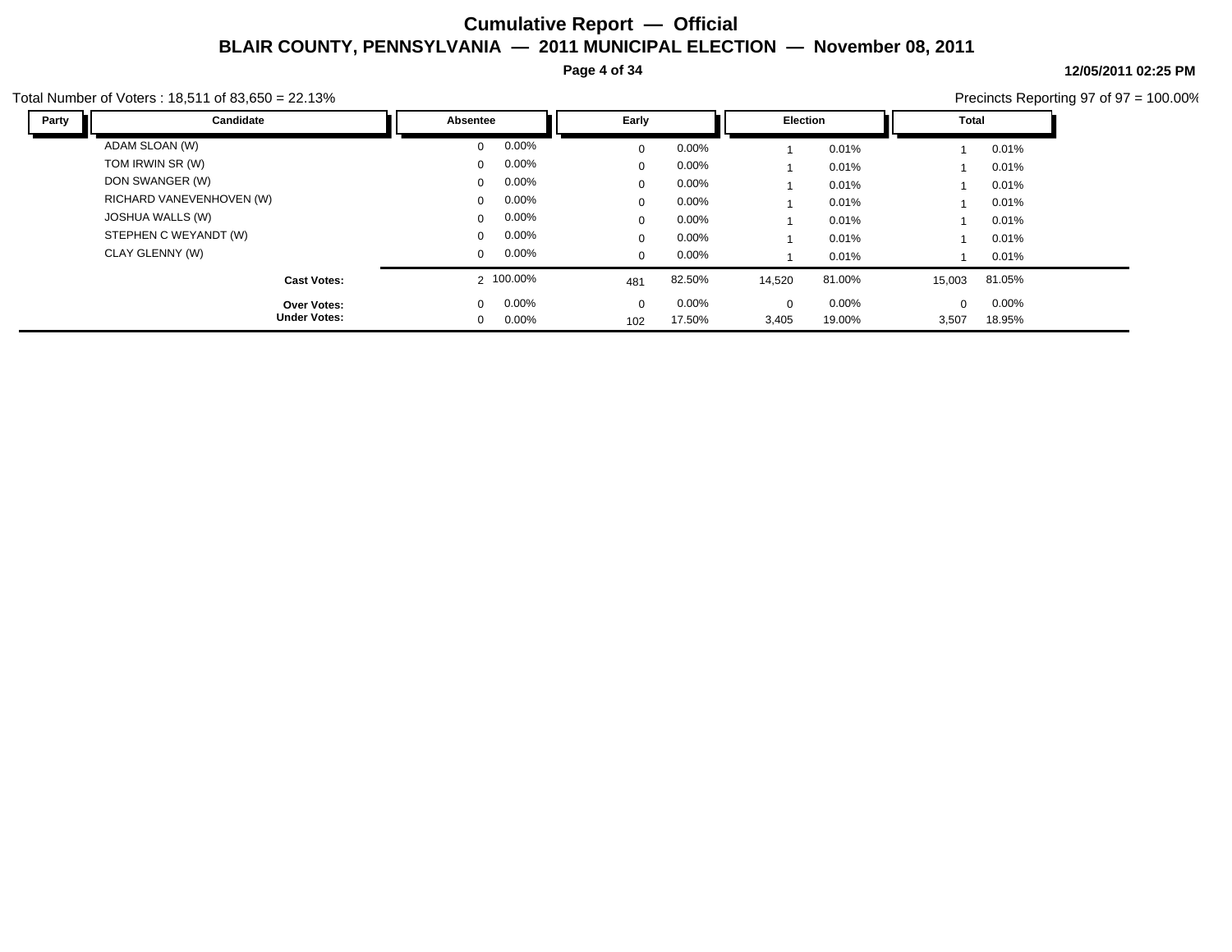# Cumulative Report — Official

## BLAIR COUNTY, PENNSYLVANIA — 2011 MUNICIPAL ELECTION — November 08, 2011

12/05/2011 02:25 PM

Total Number of Voters : 18,511 of 83,650 = 22.13%

Precincts Reporting 97 of 97 = 100.00%

| Party | Candidate | Absentee | | Early | | Election | | Total | |
|---|---|---|---|---|---|---|---|---|---|
| | ADAM SLOAN (W) | 0 | 0.00% | 0 | 0.00% | 1 | 0.01% | 1 | 0.01% |
| | TOM IRWIN SR (W) | 0 | 0.00% | 0 | 0.00% | 1 | 0.01% | 1 | 0.01% |
| | DON SWANGER (W) | 0 | 0.00% | 0 | 0.00% | 1 | 0.01% | 1 | 0.01% |
| | RICHARD VANEVENHOVEN (W) | 0 | 0.00% | 0 | 0.00% | 1 | 0.01% | 1 | 0.01% |
| | JOSHUA WALLS (W) | 0 | 0.00% | 0 | 0.00% | 1 | 0.01% | 1 | 0.01% |
| | STEPHEN C WEYANDT (W) | 0 | 0.00% | 0 | 0.00% | 1 | 0.01% | 1 | 0.01% |
| | CLAY GLENNY (W) | 0 | 0.00% | 0 | 0.00% | 1 | 0.01% | 1 | 0.01% |
| | **Cast Votes:** | 2 | 100.00% | 481 | 82.50% | 14,520 | 81.00% | 15,003 | 81.05% |
| | **Over Votes:** | 0 | 0.00% | 0 | 0.00% | 0 | 0.00% | 0 | 0.00% |
| | **Under Votes:** | 0 | 0.00% | 102 | 17.50% | 3,405 | 19.00% | 3,507 | 18.95% |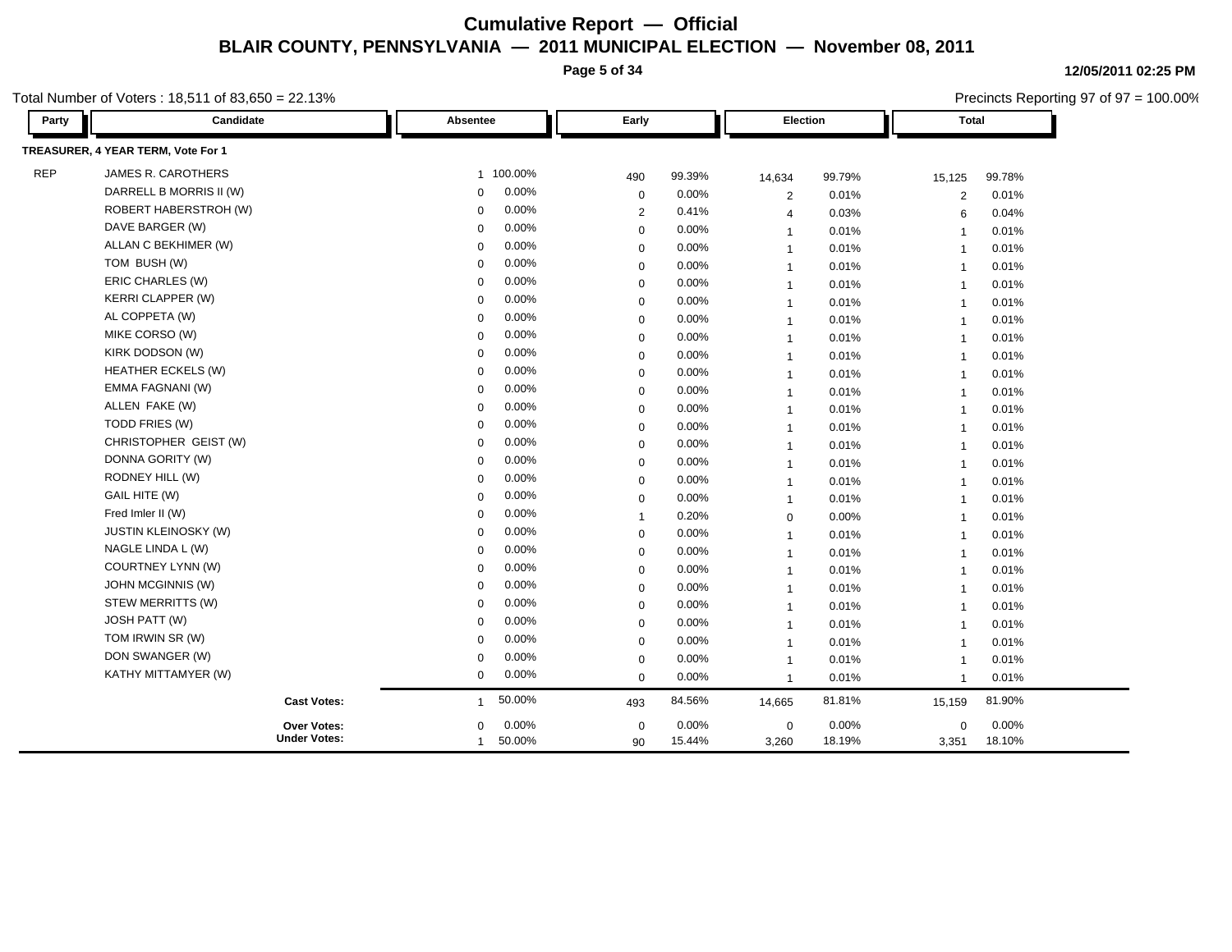# Cumulative Report — Official

## BLAIR COUNTY, PENNSYLVANIA — 2011 MUNICIPAL ELECTION — November 08, 2011

12/05/2011 02:25 PM

Total Number of Voters : 18,511 of 83,650 = 22.13%

Precincts Reporting 97 of 97 = 100.00%

| Party | Candidate | Absentee | | Early | | Election | | Total | |
|---|---|---|---|---|---|---|---|---|---|
| **TREASURER, 4 YEAR TERM, Vote For 1** | | | | | | | | | |
| REP | JAMES R. CAROTHERS | 1 | 100.00% | 490 | 99.39% | 14,634 | 99.79% | 15,125 | 99.78% |
| | DARRELL B MORRIS II (W) | 0 | 0.00% | 0 | 0.00% | 2 | 0.01% | 2 | 0.01% |
| | ROBERT HABERSTROH (W) | 0 | 0.00% | 2 | 0.41% | 4 | 0.03% | 6 | 0.04% |
| | DAVE BARGER (W) | 0 | 0.00% | 0 | 0.00% | 1 | 0.01% | 1 | 0.01% |
| | ALLAN C BEKHIMER (W) | 0 | 0.00% | 0 | 0.00% | 1 | 0.01% | 1 | 0.01% |
| | TOM BUSH (W) | 0 | 0.00% | 0 | 0.00% | 1 | 0.01% | 1 | 0.01% |
| | ERIC CHARLES (W) | 0 | 0.00% | 0 | 0.00% | 1 | 0.01% | 1 | 0.01% |
| | KERRI CLAPPER (W) | 0 | 0.00% | 0 | 0.00% | 1 | 0.01% | 1 | 0.01% |
| | AL COPPETA (W) | 0 | 0.00% | 0 | 0.00% | 1 | 0.01% | 1 | 0.01% |
| | MIKE CORSO (W) | 0 | 0.00% | 0 | 0.00% | 1 | 0.01% | 1 | 0.01% |
| | KIRK DODSON (W) | 0 | 0.00% | 0 | 0.00% | 1 | 0.01% | 1 | 0.01% |
| | HEATHER ECKELS (W) | 0 | 0.00% | 0 | 0.00% | 1 | 0.01% | 1 | 0.01% |
| | EMMA FAGNANI (W) | 0 | 0.00% | 0 | 0.00% | 1 | 0.01% | 1 | 0.01% |
| | ALLEN FAKE (W) | 0 | 0.00% | 0 | 0.00% | 1 | 0.01% | 1 | 0.01% |
| | TODD FRIES (W) | 0 | 0.00% | 0 | 0.00% | 1 | 0.01% | 1 | 0.01% |
| | CHRISTOPHER GEIST (W) | 0 | 0.00% | 0 | 0.00% | 1 | 0.01% | 1 | 0.01% |
| | DONNA GORITY (W) | 0 | 0.00% | 0 | 0.00% | 1 | 0.01% | 1 | 0.01% |
| | RODNEY HILL (W) | 0 | 0.00% | 0 | 0.00% | 1 | 0.01% | 1 | 0.01% |
| | GAIL HITE (W) | 0 | 0.00% | 0 | 0.00% | 1 | 0.01% | 1 | 0.01% |
| | Fred Imler II (W) | 0 | 0.00% | 1 | 0.20% | 0 | 0.00% | 1 | 0.01% |
| | JUSTIN KLEINOSKY (W) | 0 | 0.00% | 0 | 0.00% | 1 | 0.01% | 1 | 0.01% |
| | NAGLE LINDA L (W) | 0 | 0.00% | 0 | 0.00% | 1 | 0.01% | 1 | 0.01% |
| | COURTNEY LYNN (W) | 0 | 0.00% | 0 | 0.00% | 1 | 0.01% | 1 | 0.01% |
| | JOHN MCGINNIS (W) | 0 | 0.00% | 0 | 0.00% | 1 | 0.01% | 1 | 0.01% |
| | STEW MERRITTS (W) | 0 | 0.00% | 0 | 0.00% | 1 | 0.01% | 1 | 0.01% |
| | JOSH PATT (W) | 0 | 0.00% | 0 | 0.00% | 1 | 0.01% | 1 | 0.01% |
| | TOM IRWIN SR (W) | 0 | 0.00% | 0 | 0.00% | 1 | 0.01% | 1 | 0.01% |
| | DON SWANGER (W) | 0 | 0.00% | 0 | 0.00% | 1 | 0.01% | 1 | 0.01% |
| | KATHY MITTAMYER (W) | 0 | 0.00% | 0 | 0.00% | 1 | 0.01% | 1 | 0.01% |
| | **Cast Votes:** | 1 | 50.00% | 493 | 84.56% | 14,665 | 81.81% | 15,159 | 81.90% |
| | **Over Votes:** | 0 | 0.00% | 0 | 0.00% | 0 | 0.00% | 0 | 0.00% |
| | **Under Votes:** | 1 | 50.00% | 90 | 15.44% | 3,260 | 18.19% | 3,351 | 18.10% |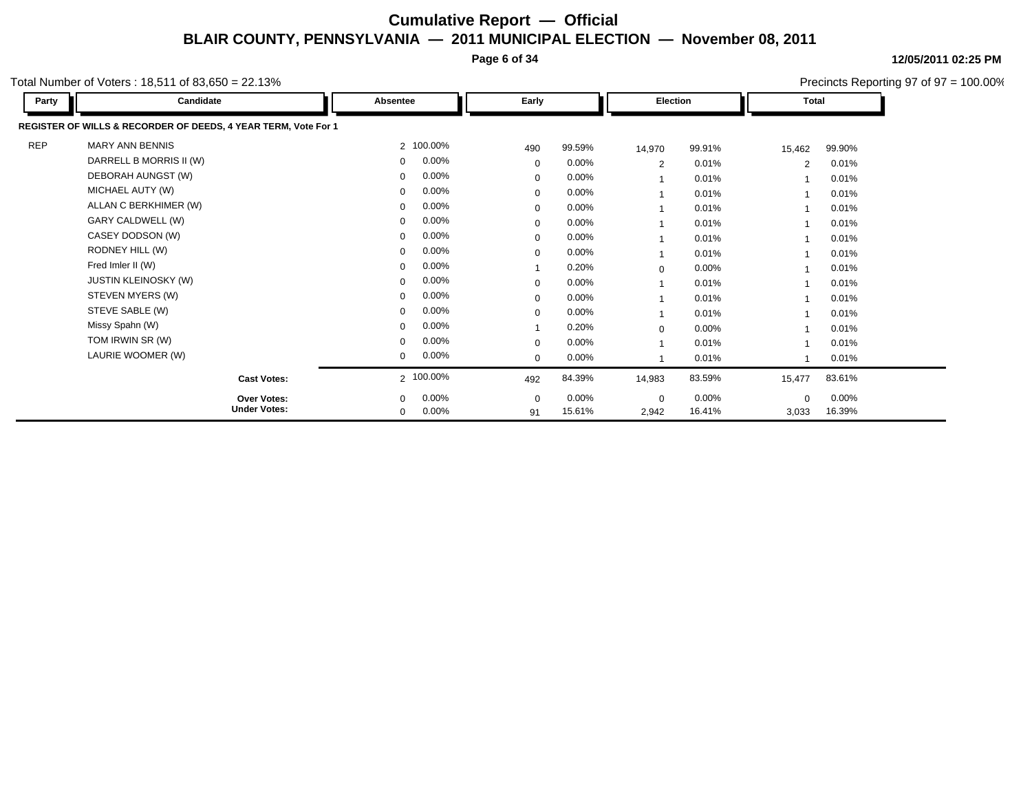# Cumulative Report — Official

## BLAIR COUNTY, PENNSYLVANIA — 2011 MUNICIPAL ELECTION — November 08, 2011

12/05/2011 02:25 PM

Total Number of Voters : 18,511 of 83,650 = 22.13%

Precincts Reporting 97 of 97 = 100.00%

| Party | Candidate | Absentee | | Early | | Election | | Total | |
|---|---|---|---|---|---|---|---|---|---|
| **REGISTER OF WILLS & RECORDER OF DEEDS, 4 YEAR TERM, Vote For 1** | | | | | | | | | |
| REP | MARY ANN BENNIS | 2 | 100.00% | 490 | 99.59% | 14,970 | 99.91% | 15,462 | 99.90% |
| | DARRELL B MORRIS II (W) | 0 | 0.00% | 0 | 0.00% | 2 | 0.01% | 2 | 0.01% |
| | DEBORAH AUNGST (W) | 0 | 0.00% | 0 | 0.00% | 1 | 0.01% | 1 | 0.01% |
| | MICHAEL AUTY (W) | 0 | 0.00% | 0 | 0.00% | 1 | 0.01% | 1 | 0.01% |
| | ALLAN C BERKHIMER (W) | 0 | 0.00% | 0 | 0.00% | 1 | 0.01% | 1 | 0.01% |
| | GARY CALDWELL (W) | 0 | 0.00% | 0 | 0.00% | 1 | 0.01% | 1 | 0.01% |
| | CASEY DODSON (W) | 0 | 0.00% | 0 | 0.00% | 1 | 0.01% | 1 | 0.01% |
| | RODNEY HILL (W) | 0 | 0.00% | 0 | 0.00% | 1 | 0.01% | 1 | 0.01% |
| | Fred Imler II (W) | 0 | 0.00% | 1 | 0.20% | 0 | 0.00% | 1 | 0.01% |
| | JUSTIN KLEINOSKY (W) | 0 | 0.00% | 0 | 0.00% | 1 | 0.01% | 1 | 0.01% |
| | STEVEN MYERS (W) | 0 | 0.00% | 0 | 0.00% | 1 | 0.01% | 1 | 0.01% |
| | STEVE SABLE (W) | 0 | 0.00% | 0 | 0.00% | 1 | 0.01% | 1 | 0.01% |
| | Missy Spahn (W) | 0 | 0.00% | 1 | 0.20% | 0 | 0.00% | 1 | 0.01% |
| | TOM IRWIN SR (W) | 0 | 0.00% | 0 | 0.00% | 1 | 0.01% | 1 | 0.01% |
| | LAURIE WOOMER (W) | 0 | 0.00% | 0 | 0.00% | 1 | 0.01% | 1 | 0.01% |
| | **Cast Votes:** | 2 | 100.00% | 492 | 84.39% | 14,983 | 83.59% | 15,477 | 83.61% |
| | **Over Votes:** | 0 | 0.00% | 0 | 0.00% | 0 | 0.00% | 0 | 0.00% |
| | **Under Votes:** | 0 | 0.00% | 91 | 15.61% | 2,942 | 16.41% | 3,033 | 16.39% |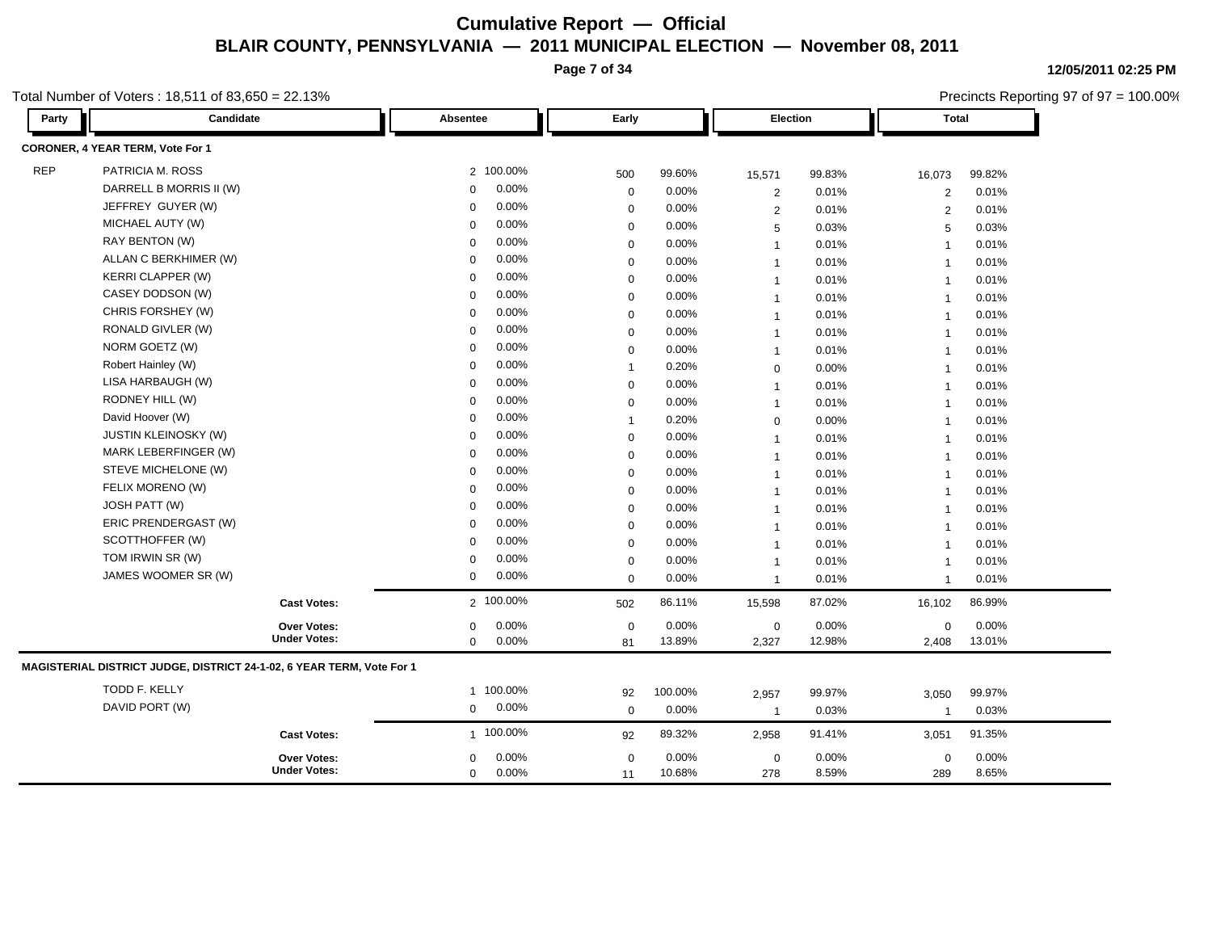# Cumulative Report — Official

## BLAIR COUNTY, PENNSYLVANIA — 2011 MUNICIPAL ELECTION — November 08, 2011

12/05/2011 02:25 PM

Total Number of Voters : 18,511 of 83,650 = 22.13%

Precincts Reporting 97 of 97 = 100.00%

### CORONER, 4 YEAR TERM, Vote For 1

| Party | Candidate | Absentee | | Early | | Election | | Total | |
|---|---|---|---|---|---|---|---|---|---|
| REP | PATRICIA M. ROSS | 2 | 100.00% | 500 | 99.60% | 15,571 | 99.83% | 16,073 | 99.82% |
| | DARRELL B MORRIS II (W) | 0 | 0.00% | 0 | 0.00% | 2 | 0.01% | 2 | 0.01% |
| | JEFFREY GUYER (W) | 0 | 0.00% | 0 | 0.00% | 2 | 0.01% | 2 | 0.01% |
| | MICHAEL AUTY (W) | 0 | 0.00% | 0 | 0.00% | 5 | 0.03% | 5 | 0.03% |
| | RAY BENTON (W) | 0 | 0.00% | 0 | 0.00% | 1 | 0.01% | 1 | 0.01% |
| | ALLAN C BERKHIMER (W) | 0 | 0.00% | 0 | 0.00% | 1 | 0.01% | 1 | 0.01% |
| | KERRI CLAPPER (W) | 0 | 0.00% | 0 | 0.00% | 1 | 0.01% | 1 | 0.01% |
| | CASEY DODSON (W) | 0 | 0.00% | 0 | 0.00% | 1 | 0.01% | 1 | 0.01% |
| | CHRIS FORSHEY (W) | 0 | 0.00% | 0 | 0.00% | 1 | 0.01% | 1 | 0.01% |
| | RONALD GIVLER (W) | 0 | 0.00% | 0 | 0.00% | 1 | 0.01% | 1 | 0.01% |
| | NORM GOETZ (W) | 0 | 0.00% | 0 | 0.00% | 1 | 0.01% | 1 | 0.01% |
| | Robert Hainley (W) | 0 | 0.00% | 1 | 0.20% | 0 | 0.00% | 1 | 0.01% |
| | LISA HARBAUGH (W) | 0 | 0.00% | 0 | 0.00% | 1 | 0.01% | 1 | 0.01% |
| | RODNEY HILL (W) | 0 | 0.00% | 0 | 0.00% | 1 | 0.01% | 1 | 0.01% |
| | David Hoover (W) | 0 | 0.00% | 1 | 0.20% | 0 | 0.00% | 1 | 0.01% |
| | JUSTIN KLEINOSKY (W) | 0 | 0.00% | 0 | 0.00% | 1 | 0.01% | 1 | 0.01% |
| | MARK LEBERFINGER (W) | 0 | 0.00% | 0 | 0.00% | 1 | 0.01% | 1 | 0.01% |
| | STEVE MICHELONE (W) | 0 | 0.00% | 0 | 0.00% | 1 | 0.01% | 1 | 0.01% |
| | FELIX MORENO (W) | 0 | 0.00% | 0 | 0.00% | 1 | 0.01% | 1 | 0.01% |
| | JOSH PATT (W) | 0 | 0.00% | 0 | 0.00% | 1 | 0.01% | 1 | 0.01% |
| | ERIC PRENDERGAST (W) | 0 | 0.00% | 0 | 0.00% | 1 | 0.01% | 1 | 0.01% |
| | SCOTTHOFFER (W) | 0 | 0.00% | 0 | 0.00% | 1 | 0.01% | 1 | 0.01% |
| | TOM IRWIN SR (W) | 0 | 0.00% | 0 | 0.00% | 1 | 0.01% | 1 | 0.01% |
| | JAMES WOOMER SR (W) | 0 | 0.00% | 0 | 0.00% | 1 | 0.01% | 1 | 0.01% |
| | **Cast Votes:** | 2 | 100.00% | 502 | 86.11% | 15,598 | 87.02% | 16,102 | 86.99% |
| | **Over Votes:** | 0 | 0.00% | 0 | 0.00% | 0 | 0.00% | 0 | 0.00% |
| | **Under Votes:** | 0 | 0.00% | 81 | 13.89% | 2,327 | 12.98% | 2,408 | 13.01% |

### MAGISTERIAL DISTRICT JUDGE, DISTRICT 24-1-02, 6 YEAR TERM, Vote For 1

| Party | Candidate | Absentee | | Early | | Election | | Total | |
|---|---|---|---|---|---|---|---|---|---|
| | TODD F. KELLY | 1 | 100.00% | 92 | 100.00% | 2,957 | 99.97% | 3,050 | 99.97% |
| | DAVID PORT (W) | 0 | 0.00% | 0 | 0.00% | 1 | 0.03% | 1 | 0.03% |
| | **Cast Votes:** | 1 | 100.00% | 92 | 89.32% | 2,958 | 91.41% | 3,051 | 91.35% |
| | **Over Votes:** | 0 | 0.00% | 0 | 0.00% | 0 | 0.00% | 0 | 0.00% |
| | **Under Votes:** | 0 | 0.00% | 11 | 10.68% | 278 | 8.59% | 289 | 8.65% |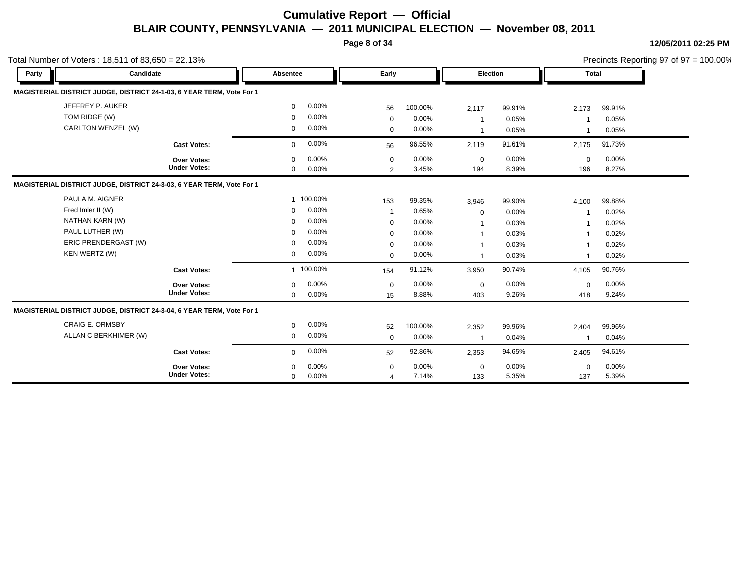# Cumulative Report — Official

## BLAIR COUNTY, PENNSYLVANIA — 2011 MUNICIPAL ELECTION — November 08, 2011

12/05/2011 02:25 PM

Total Number of Voters : 18,511 of 83,650 = 22.13%

Precincts Reporting 97 of 97 = 100.00%

| Party | Candidate | Absentee | | Early | | Election | | Total | |
|---|---|---|---|---|---|---|---|---|---|
| **MAGISTERIAL DISTRICT JUDGE, DISTRICT 24-1-03, 6 YEAR TERM, Vote For 1** | | | | | | | | | |
| | JEFFREY P. AUKER | 0 | 0.00% | 56 | 100.00% | 2,117 | 99.91% | 2,173 | 99.91% |
| | TOM RIDGE (W) | 0 | 0.00% | 0 | 0.00% | 1 | 0.05% | 1 | 0.05% |
| | CARLTON WENZEL (W) | 0 | 0.00% | 0 | 0.00% | 1 | 0.05% | 1 | 0.05% |
| | **Cast Votes:** | 0 | 0.00% | 56 | 96.55% | 2,119 | 91.61% | 2,175 | 91.73% |
| | **Over Votes:** | 0 | 0.00% | 0 | 0.00% | 0 | 0.00% | 0 | 0.00% |
| | **Under Votes:** | 0 | 0.00% | 2 | 3.45% | 194 | 8.39% | 196 | 8.27% |
| **MAGISTERIAL DISTRICT JUDGE, DISTRICT 24-3-03, 6 YEAR TERM, Vote For 1** | | | | | | | | | |
| | PAULA M. AIGNER | 1 | 100.00% | 153 | 99.35% | 3,946 | 99.90% | 4,100 | 99.88% |
| | Fred Imler II (W) | 0 | 0.00% | 1 | 0.65% | 0 | 0.00% | 1 | 0.02% |
| | NATHAN KARN (W) | 0 | 0.00% | 0 | 0.00% | 1 | 0.03% | 1 | 0.02% |
| | PAUL LUTHER (W) | 0 | 0.00% | 0 | 0.00% | 1 | 0.03% | 1 | 0.02% |
| | ERIC PRENDERGAST (W) | 0 | 0.00% | 0 | 0.00% | 1 | 0.03% | 1 | 0.02% |
| | KEN WERTZ (W) | 0 | 0.00% | 0 | 0.00% | 1 | 0.03% | 1 | 0.02% |
| | **Cast Votes:** | 1 | 100.00% | 154 | 91.12% | 3,950 | 90.74% | 4,105 | 90.76% |
| | **Over Votes:** | 0 | 0.00% | 0 | 0.00% | 0 | 0.00% | 0 | 0.00% |
| | **Under Votes:** | 0 | 0.00% | 15 | 8.88% | 403 | 9.26% | 418 | 9.24% |
| **MAGISTERIAL DISTRICT JUDGE, DISTRICT 24-3-04, 6 YEAR TERM, Vote For 1** | | | | | | | | | |
| | CRAIG E. ORMSBY | 0 | 0.00% | 52 | 100.00% | 2,352 | 99.96% | 2,404 | 99.96% |
| | ALLAN C BERKHIMER (W) | 0 | 0.00% | 0 | 0.00% | 1 | 0.04% | 1 | 0.04% |
| | **Cast Votes:** | 0 | 0.00% | 52 | 92.86% | 2,353 | 94.65% | 2,405 | 94.61% |
| | **Over Votes:** | 0 | 0.00% | 0 | 0.00% | 0 | 0.00% | 0 | 0.00% |
| | **Under Votes:** | 0 | 0.00% | 4 | 7.14% | 133 | 5.35% | 137 | 5.39% |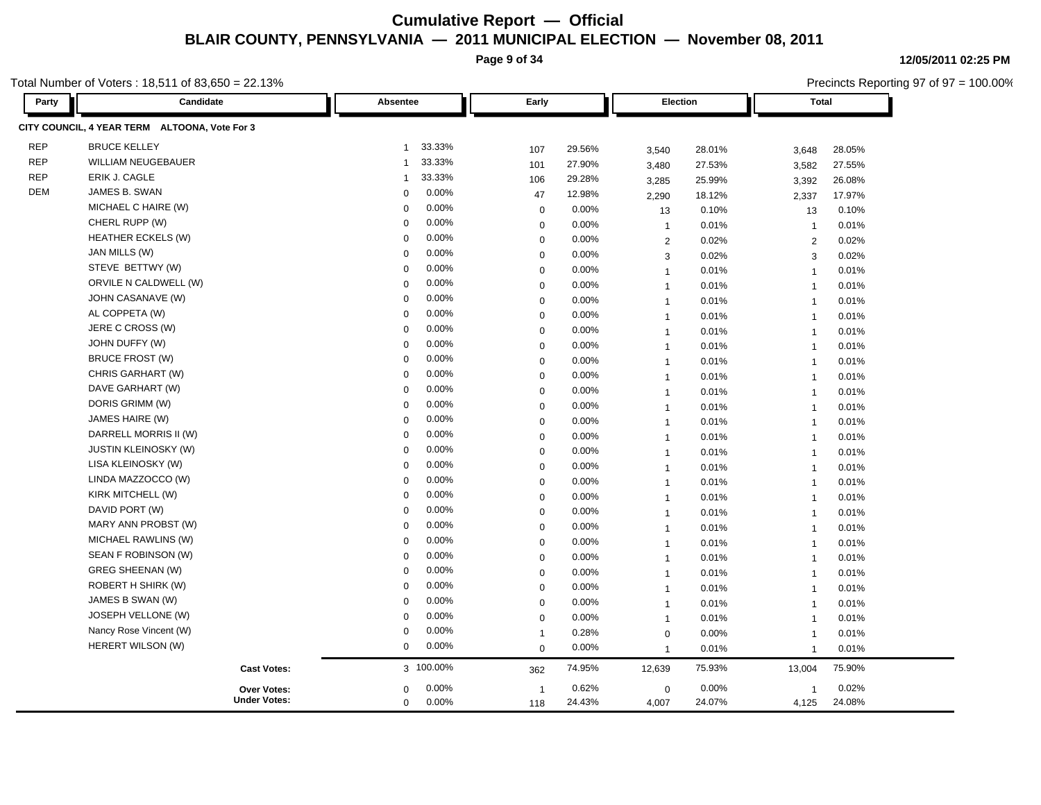# Cumulative Report — Official
## BLAIR COUNTY, PENNSYLVANIA — 2011 MUNICIPAL ELECTION — November 08, 2011

12/05/2011 02:25 PM

Total Number of Voters : 18,511 of 83,650 = 22.13%

Precincts Reporting 97 of 97 = 100.00%

**CITY COUNCIL, 4 YEAR TERM ALTOONA, Vote For 3**

| Party | Candidate | Absentee | | Early | | Election | | Total | |
|---|---|---|---|---|---|---|---|---|---|
| REP | BRUCE KELLEY | 1 | 33.33% | 107 | 29.56% | 3,540 | 28.01% | 3,648 | 28.05% |
| REP | WILLIAM NEUGEBAUER | 1 | 33.33% | 101 | 27.90% | 3,480 | 27.53% | 3,582 | 27.55% |
| REP | ERIK J. CAGLE | 1 | 33.33% | 106 | 29.28% | 3,285 | 25.99% | 3,392 | 26.08% |
| DEM | JAMES B. SWAN | 0 | 0.00% | 47 | 12.98% | 2,290 | 18.12% | 2,337 | 17.97% |
| | MICHAEL C HAIRE (W) | 0 | 0.00% | 0 | 0.00% | 13 | 0.10% | 13 | 0.10% |
| | CHERL RUPP (W) | 0 | 0.00% | 0 | 0.00% | 1 | 0.01% | 1 | 0.01% |
| | HEATHER ECKELS (W) | 0 | 0.00% | 0 | 0.00% | 2 | 0.02% | 2 | 0.02% |
| | JAN MILLS (W) | 0 | 0.00% | 0 | 0.00% | 3 | 0.02% | 3 | 0.02% |
| | STEVE BETTWY (W) | 0 | 0.00% | 0 | 0.00% | 1 | 0.01% | 1 | 0.01% |
| | ORVILE N CALDWELL (W) | 0 | 0.00% | 0 | 0.00% | 1 | 0.01% | 1 | 0.01% |
| | JOHN CASANAVE (W) | 0 | 0.00% | 0 | 0.00% | 1 | 0.01% | 1 | 0.01% |
| | AL COPPETA (W) | 0 | 0.00% | 0 | 0.00% | 1 | 0.01% | 1 | 0.01% |
| | JERE C CROSS (W) | 0 | 0.00% | 0 | 0.00% | 1 | 0.01% | 1 | 0.01% |
| | JOHN DUFFY (W) | 0 | 0.00% | 0 | 0.00% | 1 | 0.01% | 1 | 0.01% |
| | BRUCE FROST (W) | 0 | 0.00% | 0 | 0.00% | 1 | 0.01% | 1 | 0.01% |
| | CHRIS GARHART (W) | 0 | 0.00% | 0 | 0.00% | 1 | 0.01% | 1 | 0.01% |
| | DAVE GARHART (W) | 0 | 0.00% | 0 | 0.00% | 1 | 0.01% | 1 | 0.01% |
| | DORIS GRIMM (W) | 0 | 0.00% | 0 | 0.00% | 1 | 0.01% | 1 | 0.01% |
| | JAMES HAIRE (W) | 0 | 0.00% | 0 | 0.00% | 1 | 0.01% | 1 | 0.01% |
| | DARRELL MORRIS II (W) | 0 | 0.00% | 0 | 0.00% | 1 | 0.01% | 1 | 0.01% |
| | JUSTIN KLEINOSKY (W) | 0 | 0.00% | 0 | 0.00% | 1 | 0.01% | 1 | 0.01% |
| | LISA KLEINOSKY (W) | 0 | 0.00% | 0 | 0.00% | 1 | 0.01% | 1 | 0.01% |
| | LINDA MAZZOCCO (W) | 0 | 0.00% | 0 | 0.00% | 1 | 0.01% | 1 | 0.01% |
| | KIRK MITCHELL (W) | 0 | 0.00% | 0 | 0.00% | 1 | 0.01% | 1 | 0.01% |
| | DAVID PORT (W) | 0 | 0.00% | 0 | 0.00% | 1 | 0.01% | 1 | 0.01% |
| | MARY ANN PROBST (W) | 0 | 0.00% | 0 | 0.00% | 1 | 0.01% | 1 | 0.01% |
| | MICHAEL RAWLINS (W) | 0 | 0.00% | 0 | 0.00% | 1 | 0.01% | 1 | 0.01% |
| | SEAN F ROBINSON (W) | 0 | 0.00% | 0 | 0.00% | 1 | 0.01% | 1 | 0.01% |
| | GREG SHEENAN (W) | 0 | 0.00% | 0 | 0.00% | 1 | 0.01% | 1 | 0.01% |
| | ROBERT H SHIRK (W) | 0 | 0.00% | 0 | 0.00% | 1 | 0.01% | 1 | 0.01% |
| | JAMES B SWAN (W) | 0 | 0.00% | 0 | 0.00% | 1 | 0.01% | 1 | 0.01% |
| | JOSEPH VELLONE (W) | 0 | 0.00% | 0 | 0.00% | 1 | 0.01% | 1 | 0.01% |
| | Nancy Rose Vincent (W) | 0 | 0.00% | 1 | 0.28% | 0 | 0.00% | 1 | 0.01% |
| | HERERT WILSON (W) | 0 | 0.00% | 0 | 0.00% | 1 | 0.01% | 1 | 0.01% |
| | **Cast Votes:** | 3 | 100.00% | 362 | 74.95% | 12,639 | 75.93% | 13,004 | 75.90% |
| | **Over Votes:** | 0 | 0.00% | 1 | 0.62% | 0 | 0.00% | 1 | 0.02% |
| | **Under Votes:** | 0 | 0.00% | 118 | 24.43% | 4,007 | 24.07% | 4,125 | 24.08% |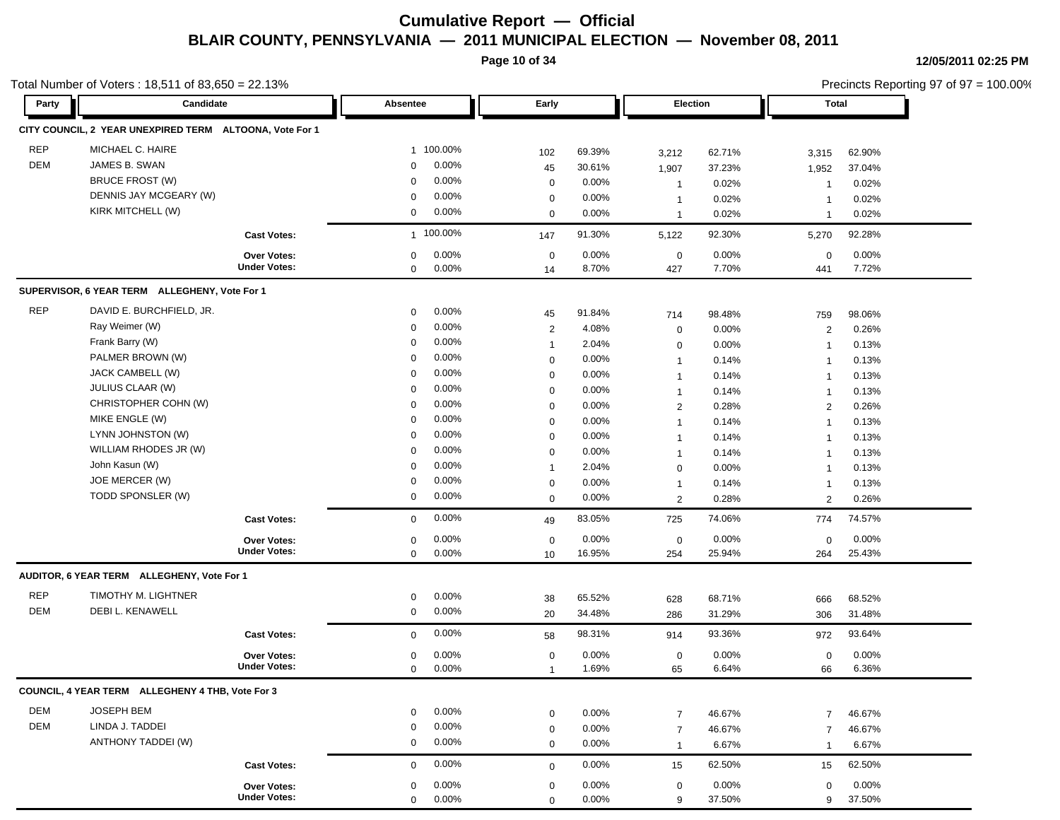# Cumulative Report — Official

## BLAIR COUNTY, PENNSYLVANIA — 2011 MUNICIPAL ELECTION — November 08, 2011

12/05/2011 02:25 PM

Total Number of Voters : 18,511 of 83,650 = 22.13%

Precincts Reporting 97 of 97 = 100.00%

| Party | Candidate | Absentee | | Early | | Election | | Total | |
|---|---|---|---|---|---|---|---|---|---|
| **CITY COUNCIL, 2 YEAR UNEXPIRED TERM ALTOONA, Vote For 1** | | | | | | | | | |
| REP | MICHAEL C. HAIRE | 1 | 100.00% | 102 | 69.39% | 3,212 | 62.71% | 3,315 | 62.90% |
| DEM | JAMES B. SWAN | 0 | 0.00% | 45 | 30.61% | 1,907 | 37.23% | 1,952 | 37.04% |
| | BRUCE FROST (W) | 0 | 0.00% | 0 | 0.00% | 1 | 0.02% | 1 | 0.02% |
| | DENNIS JAY MCGEARY (W) | 0 | 0.00% | 0 | 0.00% | 1 | 0.02% | 1 | 0.02% |
| | KIRK MITCHELL (W) | 0 | 0.00% | 0 | 0.00% | 1 | 0.02% | 1 | 0.02% |
| | **Cast Votes:** | 1 | 100.00% | 147 | 91.30% | 5,122 | 92.30% | 5,270 | 92.28% |
| | **Over Votes:** | 0 | 0.00% | 0 | 0.00% | 0 | 0.00% | 0 | 0.00% |
| | **Under Votes:** | 0 | 0.00% | 14 | 8.70% | 427 | 7.70% | 441 | 7.72% |
| **SUPERVISOR, 6 YEAR TERM ALLEGHENY, Vote For 1** | | | | | | | | | |
| REP | DAVID E. BURCHFIELD, JR. | 0 | 0.00% | 45 | 91.84% | 714 | 98.48% | 759 | 98.06% |
| | Ray Weimer (W) | 0 | 0.00% | 2 | 4.08% | 0 | 0.00% | 2 | 0.26% |
| | Frank Barry (W) | 0 | 0.00% | 1 | 2.04% | 0 | 0.00% | 1 | 0.13% |
| | PALMER BROWN (W) | 0 | 0.00% | 0 | 0.00% | 1 | 0.14% | 1 | 0.13% |
| | JACK CAMBELL (W) | 0 | 0.00% | 0 | 0.00% | 1 | 0.14% | 1 | 0.13% |
| | JULIUS CLAAR (W) | 0 | 0.00% | 0 | 0.00% | 1 | 0.14% | 1 | 0.13% |
| | CHRISTOPHER COHN (W) | 0 | 0.00% | 0 | 0.00% | 2 | 0.28% | 2 | 0.26% |
| | MIKE ENGLE (W) | 0 | 0.00% | 0 | 0.00% | 1 | 0.14% | 1 | 0.13% |
| | LYNN JOHNSTON (W) | 0 | 0.00% | 0 | 0.00% | 1 | 0.14% | 1 | 0.13% |
| | WILLIAM RHODES JR (W) | 0 | 0.00% | 0 | 0.00% | 1 | 0.14% | 1 | 0.13% |
| | John Kasun (W) | 0 | 0.00% | 1 | 2.04% | 0 | 0.00% | 1 | 0.13% |
| | JOE MERCER (W) | 0 | 0.00% | 0 | 0.00% | 1 | 0.14% | 1 | 0.13% |
| | TODD SPONSLER (W) | 0 | 0.00% | 0 | 0.00% | 2 | 0.28% | 2 | 0.26% |
| | **Cast Votes:** | 0 | 0.00% | 49 | 83.05% | 725 | 74.06% | 774 | 74.57% |
| | **Over Votes:** | 0 | 0.00% | 0 | 0.00% | 0 | 0.00% | 0 | 0.00% |
| | **Under Votes:** | 0 | 0.00% | 10 | 16.95% | 254 | 25.94% | 264 | 25.43% |
| **AUDITOR, 6 YEAR TERM ALLEGHENY, Vote For 1** | | | | | | | | | |
| REP | TIMOTHY M. LIGHTNER | 0 | 0.00% | 38 | 65.52% | 628 | 68.71% | 666 | 68.52% |
| DEM | DEBI L. KENAWELL | 0 | 0.00% | 20 | 34.48% | 286 | 31.29% | 306 | 31.48% |
| | **Cast Votes:** | 0 | 0.00% | 58 | 98.31% | 914 | 93.36% | 972 | 93.64% |
| | **Over Votes:** | 0 | 0.00% | 0 | 0.00% | 0 | 0.00% | 0 | 0.00% |
| | **Under Votes:** | 0 | 0.00% | 1 | 1.69% | 65 | 6.64% | 66 | 6.36% |
| **COUNCIL, 4 YEAR TERM ALLEGHENY 4 THB, Vote For 3** | | | | | | | | | |
| DEM | JOSEPH BEM | 0 | 0.00% | 0 | 0.00% | 7 | 46.67% | 7 | 46.67% |
| DEM | LINDA J. TADDEI | 0 | 0.00% | 0 | 0.00% | 7 | 46.67% | 7 | 46.67% |
| | ANTHONY TADDEI (W) | 0 | 0.00% | 0 | 0.00% | 1 | 6.67% | 1 | 6.67% |
| | **Cast Votes:** | 0 | 0.00% | 0 | 0.00% | 15 | 62.50% | 15 | 62.50% |
| | **Over Votes:** | 0 | 0.00% | 0 | 0.00% | 0 | 0.00% | 0 | 0.00% |
| | **Under Votes:** | 0 | 0.00% | 0 | 0.00% | 9 | 37.50% | 9 | 37.50% |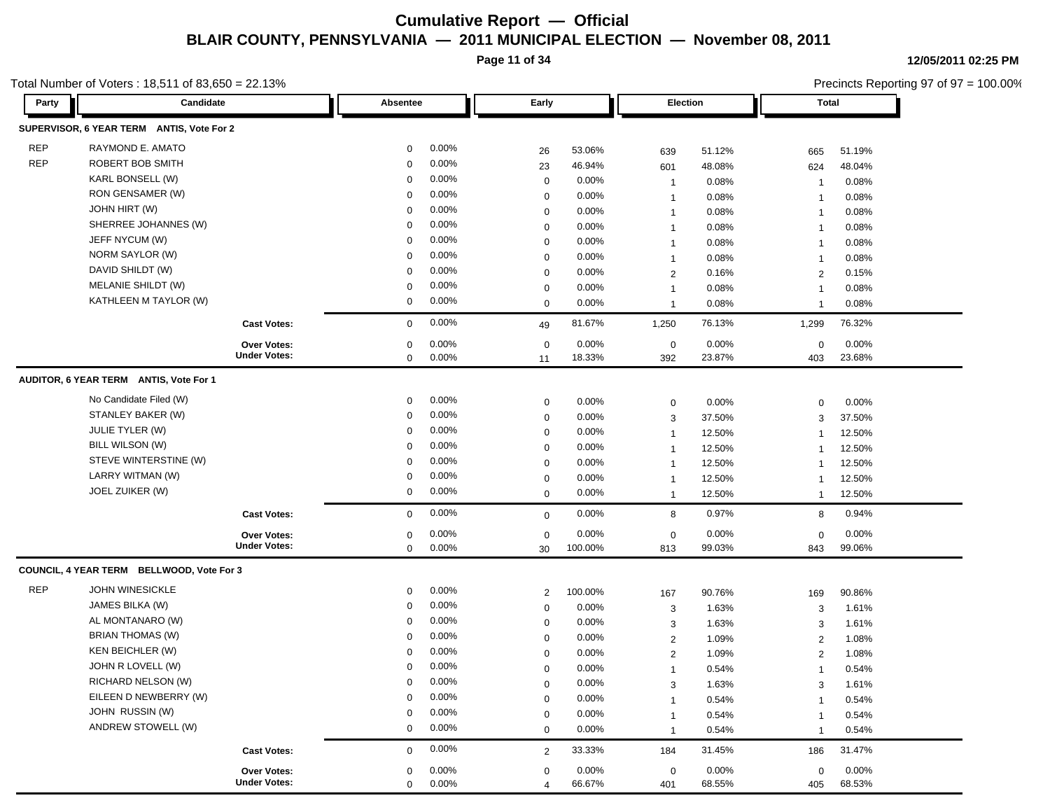# Cumulative Report — Official

## BLAIR COUNTY, PENNSYLVANIA — 2011 MUNICIPAL ELECTION — November 08, 2011

12/05/2011 02:25 PM

Total Number of Voters : 18,511 of 83,650 = 22.13%

Precincts Reporting 97 of 97 = 100.00%

### SUPERVISOR, 6 YEAR TERM ANTIS, Vote For 2

| Party | Candidate | Absentee | | Early | | Election | | Total | |
|---|---|---|---|---|---|---|---|---|---|
| REP | RAYMOND E. AMATO | 0 | 0.00% | 26 | 53.06% | 639 | 51.12% | 665 | 51.19% |
| REP | ROBERT BOB SMITH | 0 | 0.00% | 23 | 46.94% | 601 | 48.08% | 624 | 48.04% |
| | KARL BONSELL (W) | 0 | 0.00% | 0 | 0.00% | 1 | 0.08% | 1 | 0.08% |
| | RON GENSAMER (W) | 0 | 0.00% | 0 | 0.00% | 1 | 0.08% | 1 | 0.08% |
| | JOHN HIRT (W) | 0 | 0.00% | 0 | 0.00% | 1 | 0.08% | 1 | 0.08% |
| | SHERREE JOHANNES (W) | 0 | 0.00% | 0 | 0.00% | 1 | 0.08% | 1 | 0.08% |
| | JEFF NYCUM (W) | 0 | 0.00% | 0 | 0.00% | 1 | 0.08% | 1 | 0.08% |
| | NORM SAYLOR (W) | 0 | 0.00% | 0 | 0.00% | 1 | 0.08% | 1 | 0.08% |
| | DAVID SHILDT (W) | 0 | 0.00% | 0 | 0.00% | 2 | 0.16% | 2 | 0.15% |
| | MELANIE SHILDT (W) | 0 | 0.00% | 0 | 0.00% | 1 | 0.08% | 1 | 0.08% |
| | KATHLEEN M TAYLOR (W) | 0 | 0.00% | 0 | 0.00% | 1 | 0.08% | 1 | 0.08% |
| | **Cast Votes:** | 0 | 0.00% | 49 | 81.67% | 1,250 | 76.13% | 1,299 | 76.32% |
| | **Over Votes:** | 0 | 0.00% | 0 | 0.00% | 0 | 0.00% | 0 | 0.00% |
| | **Under Votes:** | 0 | 0.00% | 11 | 18.33% | 392 | 23.87% | 403 | 23.68% |

### AUDITOR, 6 YEAR TERM ANTIS, Vote For 1

| Party | Candidate | Absentee | | Early | | Election | | Total | |
|---|---|---|---|---|---|---|---|---|---|
| | No Candidate Filed (W) | 0 | 0.00% | 0 | 0.00% | 0 | 0.00% | 0 | 0.00% |
| | STANLEY BAKER (W) | 0 | 0.00% | 0 | 0.00% | 3 | 37.50% | 3 | 37.50% |
| | JULIE TYLER (W) | 0 | 0.00% | 0 | 0.00% | 1 | 12.50% | 1 | 12.50% |
| | BILL WILSON (W) | 0 | 0.00% | 0 | 0.00% | 1 | 12.50% | 1 | 12.50% |
| | STEVE WINTERSTINE (W) | 0 | 0.00% | 0 | 0.00% | 1 | 12.50% | 1 | 12.50% |
| | LARRY WITMAN (W) | 0 | 0.00% | 0 | 0.00% | 1 | 12.50% | 1 | 12.50% |
| | JOEL ZUIKER (W) | 0 | 0.00% | 0 | 0.00% | 1 | 12.50% | 1 | 12.50% |
| | **Cast Votes:** | 0 | 0.00% | 0 | 0.00% | 8 | 0.97% | 8 | 0.94% |
| | **Over Votes:** | 0 | 0.00% | 0 | 0.00% | 0 | 0.00% | 0 | 0.00% |
| | **Under Votes:** | 0 | 0.00% | 30 | 100.00% | 813 | 99.03% | 843 | 99.06% |

### COUNCIL, 4 YEAR TERM BELLWOOD, Vote For 3

| Party | Candidate | Absentee | | Early | | Election | | Total | |
|---|---|---|---|---|---|---|---|---|---|
| REP | JOHN WINESICKLE | 0 | 0.00% | 2 | 100.00% | 167 | 90.76% | 169 | 90.86% |
| | JAMES BILKA (W) | 0 | 0.00% | 0 | 0.00% | 3 | 1.63% | 3 | 1.61% |
| | AL MONTANARO (W) | 0 | 0.00% | 0 | 0.00% | 3 | 1.63% | 3 | 1.61% |
| | BRIAN THOMAS (W) | 0 | 0.00% | 0 | 0.00% | 2 | 1.09% | 2 | 1.08% |
| | KEN BEICHLER (W) | 0 | 0.00% | 0 | 0.00% | 2 | 1.09% | 2 | 1.08% |
| | JOHN R LOVELL (W) | 0 | 0.00% | 0 | 0.00% | 1 | 0.54% | 1 | 0.54% |
| | RICHARD NELSON (W) | 0 | 0.00% | 0 | 0.00% | 3 | 1.63% | 3 | 1.61% |
| | EILEEN D NEWBERRY (W) | 0 | 0.00% | 0 | 0.00% | 1 | 0.54% | 1 | 0.54% |
| | JOHN RUSSIN (W) | 0 | 0.00% | 0 | 0.00% | 1 | 0.54% | 1 | 0.54% |
| | ANDREW STOWELL (W) | 0 | 0.00% | 0 | 0.00% | 1 | 0.54% | 1 | 0.54% |
| | **Cast Votes:** | 0 | 0.00% | 2 | 33.33% | 184 | 31.45% | 186 | 31.47% |
| | **Over Votes:** | 0 | 0.00% | 0 | 0.00% | 0 | 0.00% | 0 | 0.00% |
| | **Under Votes:** | 0 | 0.00% | 4 | 66.67% | 401 | 68.55% | 405 | 68.53% |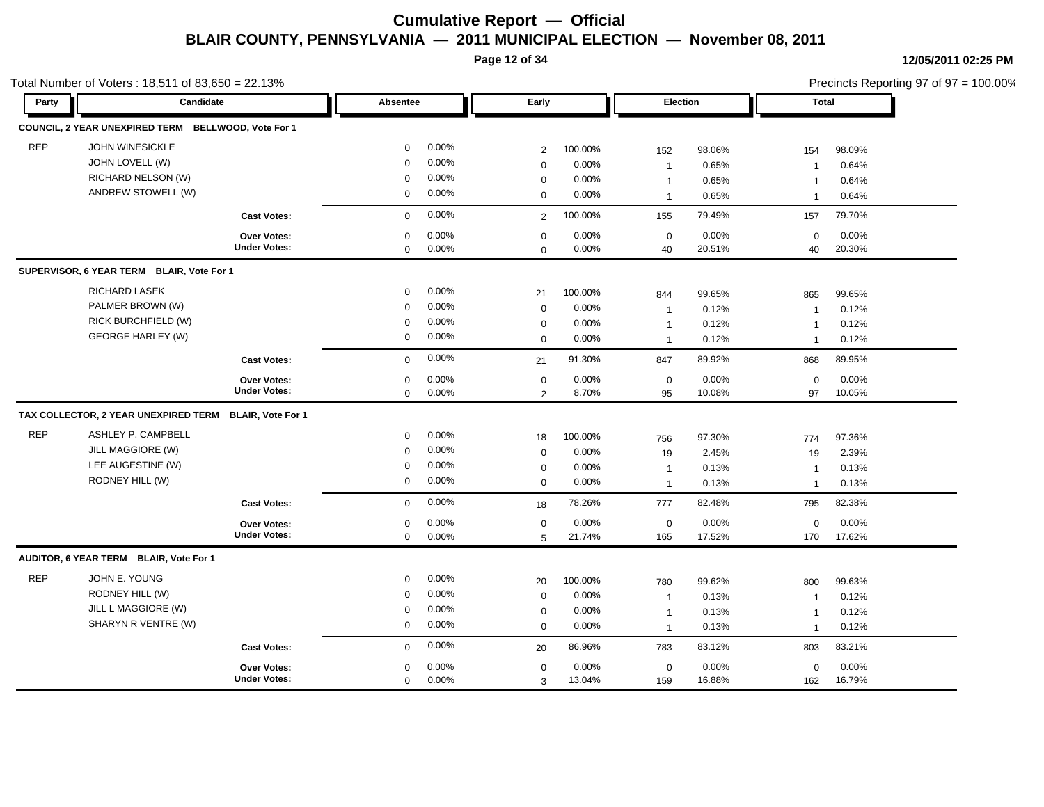# Cumulative Report — Official

## BLAIR COUNTY, PENNSYLVANIA — 2011 MUNICIPAL ELECTION — November 08, 2011

12/05/2011 02:25 PM

Total Number of Voters : 18,511 of 83,650 = 22.13%

Precincts Reporting 97 of 97 = 100.00%

| Party | Candidate | Absentee | | Early | | Election | | Total | |
|---|---|---|---|---|---|---|---|---|---|
| **COUNCIL, 2 YEAR UNEXPIRED TERM BELLWOOD, Vote For 1** | | | | | | | | | |
| REP | JOHN WINESICKLE | 0 | 0.00% | 2 | 100.00% | 152 | 98.06% | 154 | 98.09% |
| | JOHN LOVELL (W) | 0 | 0.00% | 0 | 0.00% | 1 | 0.65% | 1 | 0.64% |
| | RICHARD NELSON (W) | 0 | 0.00% | 0 | 0.00% | 1 | 0.65% | 1 | 0.64% |
| | ANDREW STOWELL (W) | 0 | 0.00% | 0 | 0.00% | 1 | 0.65% | 1 | 0.64% |
| | **Cast Votes:** | 0 | 0.00% | 2 | 100.00% | 155 | 79.49% | 157 | 79.70% |
| | **Over Votes:** | 0 | 0.00% | 0 | 0.00% | 0 | 0.00% | 0 | 0.00% |
| | **Under Votes:** | 0 | 0.00% | 0 | 0.00% | 40 | 20.51% | 40 | 20.30% |
| **SUPERVISOR, 6 YEAR TERM BLAIR, Vote For 1** | | | | | | | | | |
| | RICHARD LASEK | 0 | 0.00% | 21 | 100.00% | 844 | 99.65% | 865 | 99.65% |
| | PALMER BROWN (W) | 0 | 0.00% | 0 | 0.00% | 1 | 0.12% | 1 | 0.12% |
| | RICK BURCHFIELD (W) | 0 | 0.00% | 0 | 0.00% | 1 | 0.12% | 1 | 0.12% |
| | GEORGE HARLEY (W) | 0 | 0.00% | 0 | 0.00% | 1 | 0.12% | 1 | 0.12% |
| | **Cast Votes:** | 0 | 0.00% | 21 | 91.30% | 847 | 89.92% | 868 | 89.95% |
| | **Over Votes:** | 0 | 0.00% | 0 | 0.00% | 0 | 0.00% | 0 | 0.00% |
| | **Under Votes:** | 0 | 0.00% | 2 | 8.70% | 95 | 10.08% | 97 | 10.05% |
| **TAX COLLECTOR, 2 YEAR UNEXPIRED TERM BLAIR, Vote For 1** | | | | | | | | | |
| REP | ASHLEY P. CAMPBELL | 0 | 0.00% | 18 | 100.00% | 756 | 97.30% | 774 | 97.36% |
| | JILL MAGGIORE (W) | 0 | 0.00% | 0 | 0.00% | 19 | 2.45% | 19 | 2.39% |
| | LEE AUGESTINE (W) | 0 | 0.00% | 0 | 0.00% | 1 | 0.13% | 1 | 0.13% |
| | RODNEY HILL (W) | 0 | 0.00% | 0 | 0.00% | 1 | 0.13% | 1 | 0.13% |
| | **Cast Votes:** | 0 | 0.00% | 18 | 78.26% | 777 | 82.48% | 795 | 82.38% |
| | **Over Votes:** | 0 | 0.00% | 0 | 0.00% | 0 | 0.00% | 0 | 0.00% |
| | **Under Votes:** | 0 | 0.00% | 5 | 21.74% | 165 | 17.52% | 170 | 17.62% |
| **AUDITOR, 6 YEAR TERM BLAIR, Vote For 1** | | | | | | | | | |
| REP | JOHN E. YOUNG | 0 | 0.00% | 20 | 100.00% | 780 | 99.62% | 800 | 99.63% |
| | RODNEY HILL (W) | 0 | 0.00% | 0 | 0.00% | 1 | 0.13% | 1 | 0.12% |
| | JILL L MAGGIORE (W) | 0 | 0.00% | 0 | 0.00% | 1 | 0.13% | 1 | 0.12% |
| | SHARYN R VENTRE (W) | 0 | 0.00% | 0 | 0.00% | 1 | 0.13% | 1 | 0.12% |
| | **Cast Votes:** | 0 | 0.00% | 20 | 86.96% | 783 | 83.12% | 803 | 83.21% |
| | **Over Votes:** | 0 | 0.00% | 0 | 0.00% | 0 | 0.00% | 0 | 0.00% |
| | **Under Votes:** | 0 | 0.00% | 3 | 13.04% | 159 | 16.88% | 162 | 16.79% |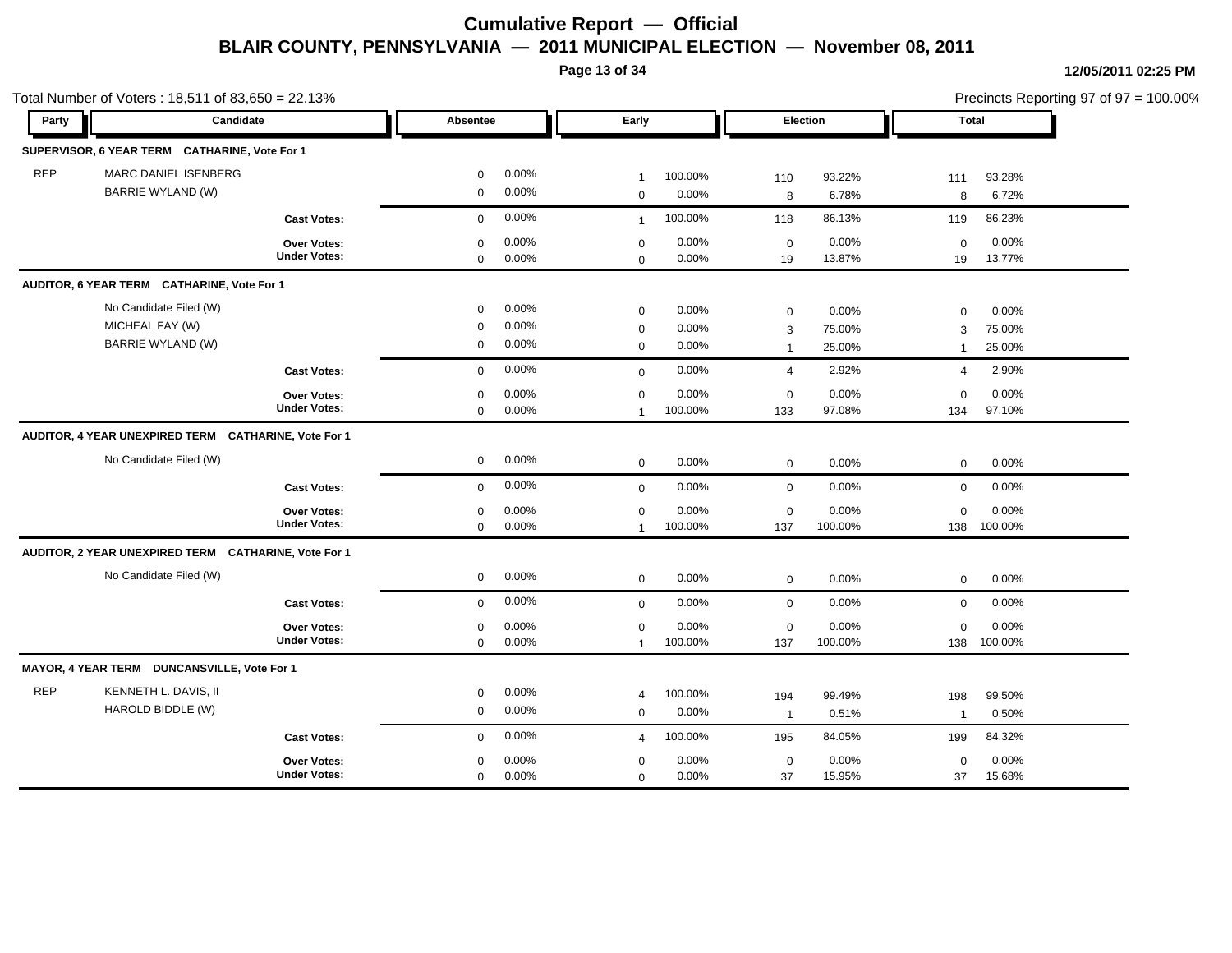# Cumulative Report — Official

## BLAIR COUNTY, PENNSYLVANIA — 2011 MUNICIPAL ELECTION — November 08, 2011

12/05/2011 02:25 PM

Total Number of Voters : 18,511 of 83,650 = 22.13%

Precincts Reporting 97 of 97 = 100.00%

| Party | Candidate | Absentee | | Early | | Election | | Total | |
|---|---|---|---|---|---|---|---|---|---|
| **SUPERVISOR, 6 YEAR TERM CATHARINE, Vote For 1** | | | | | | | | | |
| REP | MARC DANIEL ISENBERG | 0 | 0.00% | 1 | 100.00% | 110 | 93.22% | 111 | 93.28% |
| | BARRIE WYLAND (W) | 0 | 0.00% | 0 | 0.00% | 8 | 6.78% | 8 | 6.72% |
| | **Cast Votes:** | 0 | 0.00% | 1 | 100.00% | 118 | 86.13% | 119 | 86.23% |
| | **Over Votes:** | 0 | 0.00% | 0 | 0.00% | 0 | 0.00% | 0 | 0.00% |
| | **Under Votes:** | 0 | 0.00% | 0 | 0.00% | 19 | 13.87% | 19 | 13.77% |
| **AUDITOR, 6 YEAR TERM CATHARINE, Vote For 1** | | | | | | | | | |
| | No Candidate Filed (W) | 0 | 0.00% | 0 | 0.00% | 0 | 0.00% | 0 | 0.00% |
| | MICHEAL FAY (W) | 0 | 0.00% | 0 | 0.00% | 3 | 75.00% | 3 | 75.00% |
| | BARRIE WYLAND (W) | 0 | 0.00% | 0 | 0.00% | 1 | 25.00% | 1 | 25.00% |
| | **Cast Votes:** | 0 | 0.00% | 0 | 0.00% | 4 | 2.92% | 4 | 2.90% |
| | **Over Votes:** | 0 | 0.00% | 0 | 0.00% | 0 | 0.00% | 0 | 0.00% |
| | **Under Votes:** | 0 | 0.00% | 1 | 100.00% | 133 | 97.08% | 134 | 97.10% |
| **AUDITOR, 4 YEAR UNEXPIRED TERM CATHARINE, Vote For 1** | | | | | | | | | |
| | No Candidate Filed (W) | 0 | 0.00% | 0 | 0.00% | 0 | 0.00% | 0 | 0.00% |
| | **Cast Votes:** | 0 | 0.00% | 0 | 0.00% | 0 | 0.00% | 0 | 0.00% |
| | **Over Votes:** | 0 | 0.00% | 0 | 0.00% | 0 | 0.00% | 0 | 0.00% |
| | **Under Votes:** | 0 | 0.00% | 1 | 100.00% | 137 | 100.00% | 138 | 100.00% |
| **AUDITOR, 2 YEAR UNEXPIRED TERM CATHARINE, Vote For 1** | | | | | | | | | |
| | No Candidate Filed (W) | 0 | 0.00% | 0 | 0.00% | 0 | 0.00% | 0 | 0.00% |
| | **Cast Votes:** | 0 | 0.00% | 0 | 0.00% | 0 | 0.00% | 0 | 0.00% |
| | **Over Votes:** | 0 | 0.00% | 0 | 0.00% | 0 | 0.00% | 0 | 0.00% |
| | **Under Votes:** | 0 | 0.00% | 1 | 100.00% | 137 | 100.00% | 138 | 100.00% |
| **MAYOR, 4 YEAR TERM DUNCANSVILLE, Vote For 1** | | | | | | | | | |
| REP | KENNETH L. DAVIS, II | 0 | 0.00% | 4 | 100.00% | 194 | 99.49% | 198 | 99.50% |
| | HAROLD BIDDLE (W) | 0 | 0.00% | 0 | 0.00% | 1 | 0.51% | 1 | 0.50% |
| | **Cast Votes:** | 0 | 0.00% | 4 | 100.00% | 195 | 84.05% | 199 | 84.32% |
| | **Over Votes:** | 0 | 0.00% | 0 | 0.00% | 0 | 0.00% | 0 | 0.00% |
| | **Under Votes:** | 0 | 0.00% | 0 | 0.00% | 37 | 15.95% | 37 | 15.68% |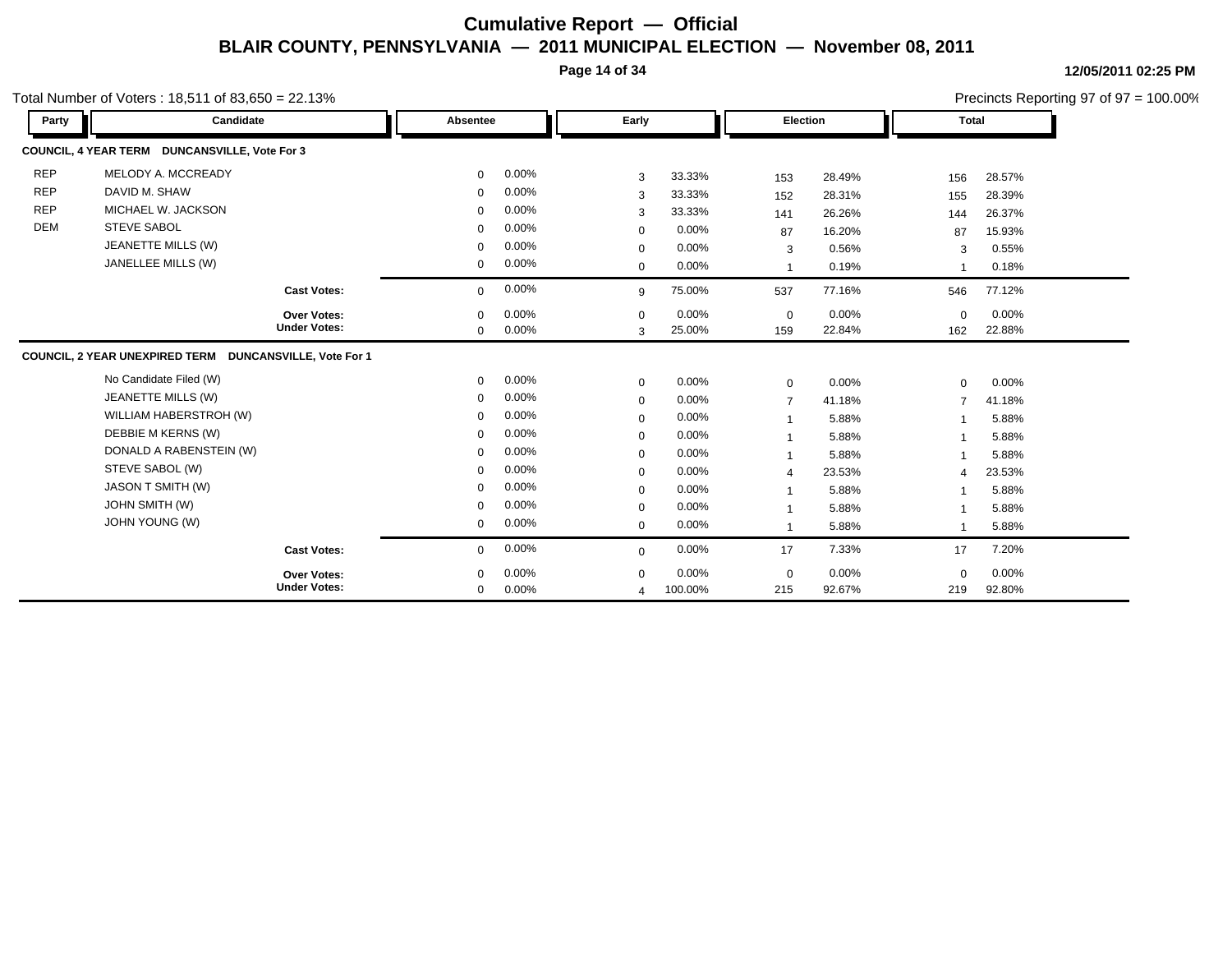# Cumulative Report — Official

## BLAIR COUNTY, PENNSYLVANIA — 2011 MUNICIPAL ELECTION — November 08, 2011

12/05/2011 02:25 PM

Total Number of Voters : 18,511 of 83,650 = 22.13%

Precincts Reporting 97 of 97 = 100.00%

### COUNCIL, 4 YEAR TERM DUNCANSVILLE, Vote For 3

| Party | Candidate | Absentee | | Early | | Election | | Total | |
|---|---|---|---|---|---|---|---|---|---|
| REP | MELODY A. MCCREADY | 0 | 0.00% | 3 | 33.33% | 153 | 28.49% | 156 | 28.57% |
| REP | DAVID M. SHAW | 0 | 0.00% | 3 | 33.33% | 152 | 28.31% | 155 | 28.39% |
| REP | MICHAEL W. JACKSON | 0 | 0.00% | 3 | 33.33% | 141 | 26.26% | 144 | 26.37% |
| DEM | STEVE SABOL | 0 | 0.00% | 0 | 0.00% | 87 | 16.20% | 87 | 15.93% |
| | JEANETTE MILLS (W) | 0 | 0.00% | 0 | 0.00% | 3 | 0.56% | 3 | 0.55% |
| | JANELLEE MILLS (W) | 0 | 0.00% | 0 | 0.00% | 1 | 0.19% | 1 | 0.18% |
| | **Cast Votes:** | 0 | 0.00% | 9 | 75.00% | 537 | 77.16% | 546 | 77.12% |
| | **Over Votes:** | 0 | 0.00% | 0 | 0.00% | 0 | 0.00% | 0 | 0.00% |
| | **Under Votes:** | 0 | 0.00% | 3 | 25.00% | 159 | 22.84% | 162 | 22.88% |

### COUNCIL, 2 YEAR UNEXPIRED TERM DUNCANSVILLE, Vote For 1

| Party | Candidate | Absentee | | Early | | Election | | Total | |
|---|---|---|---|---|---|---|---|---|---|
| | No Candidate Filed (W) | 0 | 0.00% | 0 | 0.00% | 0 | 0.00% | 0 | 0.00% |
| | JEANETTE MILLS (W) | 0 | 0.00% | 0 | 0.00% | 7 | 41.18% | 7 | 41.18% |
| | WILLIAM HABERSTROH (W) | 0 | 0.00% | 0 | 0.00% | 1 | 5.88% | 1 | 5.88% |
| | DEBBIE M KERNS (W) | 0 | 0.00% | 0 | 0.00% | 1 | 5.88% | 1 | 5.88% |
| | DONALD A RABENSTEIN (W) | 0 | 0.00% | 0 | 0.00% | 1 | 5.88% | 1 | 5.88% |
| | STEVE SABOL (W) | 0 | 0.00% | 0 | 0.00% | 4 | 23.53% | 4 | 23.53% |
| | JASON T SMITH (W) | 0 | 0.00% | 0 | 0.00% | 1 | 5.88% | 1 | 5.88% |
| | JOHN SMITH (W) | 0 | 0.00% | 0 | 0.00% | 1 | 5.88% | 1 | 5.88% |
| | JOHN YOUNG (W) | 0 | 0.00% | 0 | 0.00% | 1 | 5.88% | 1 | 5.88% |
| | **Cast Votes:** | 0 | 0.00% | 0 | 0.00% | 17 | 7.33% | 17 | 7.20% |
| | **Over Votes:** | 0 | 0.00% | 0 | 0.00% | 0 | 0.00% | 0 | 0.00% |
| | **Under Votes:** | 0 | 0.00% | 4 | 100.00% | 215 | 92.67% | 219 | 92.80% |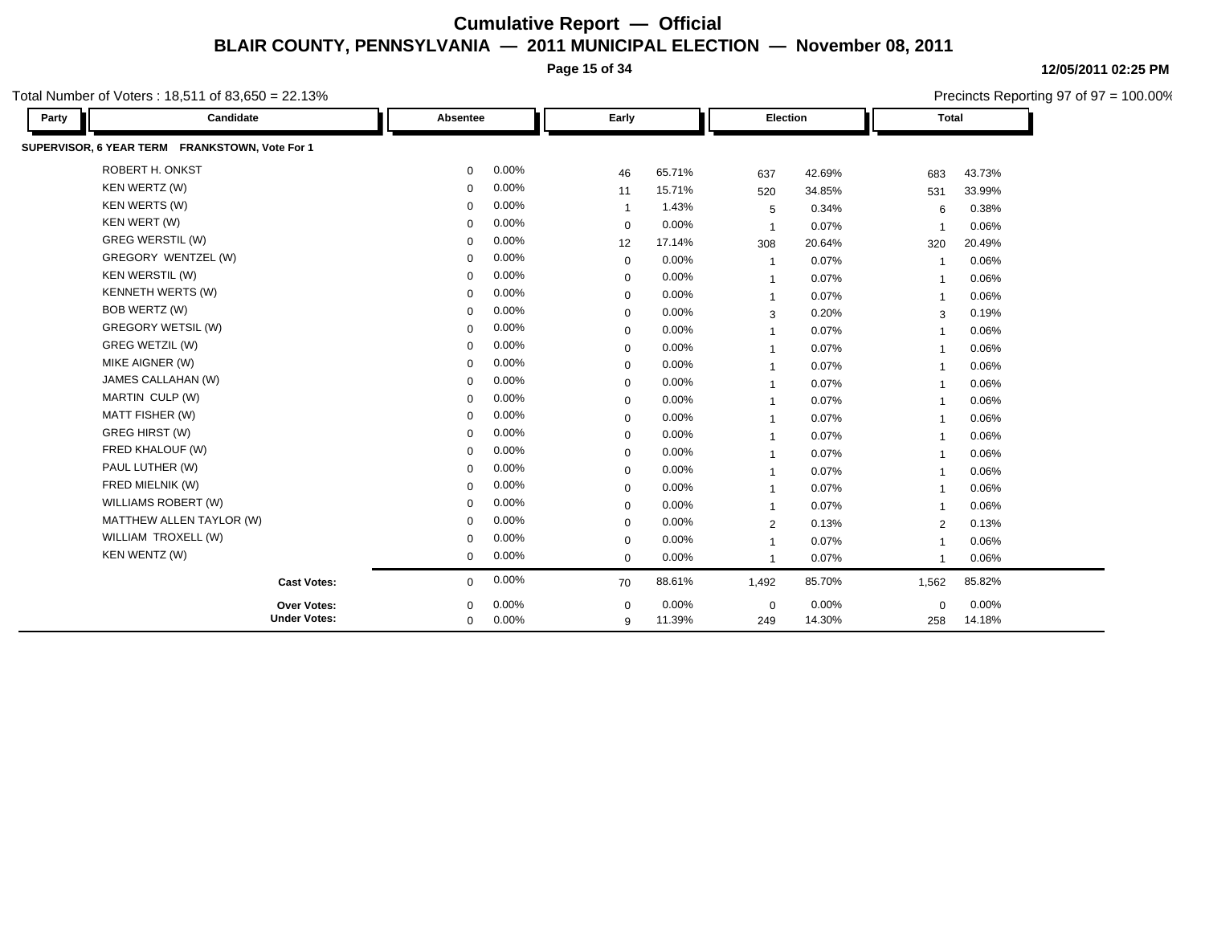# Cumulative Report — Official

## BLAIR COUNTY, PENNSYLVANIA — 2011 MUNICIPAL ELECTION — November 08, 2011

12/05/2011 02:25 PM

Total Number of Voters : 18,511 of 83,650 = 22.13%

Precincts Reporting 97 of 97 = 100.00%

| Party | Candidate | Absentee | | Early | | Election | | Total | |
|---|---|---|---|---|---|---|---|---|---|

**SUPERVISOR, 6 YEAR TERM FRANKSTOWN, Vote For 1**

| Party | Candidate | Absentee | | Early | | Election | | Total | |
|---|---|---|---|---|---|---|---|---|---|
| | ROBERT H. ONKST | 0 | 0.00% | 46 | 65.71% | 637 | 42.69% | 683 | 43.73% |
| | KEN WERTZ (W) | 0 | 0.00% | 11 | 15.71% | 520 | 34.85% | 531 | 33.99% |
| | KEN WERTS (W) | 0 | 0.00% | 1 | 1.43% | 5 | 0.34% | 6 | 0.38% |
| | KEN WERT (W) | 0 | 0.00% | 0 | 0.00% | 1 | 0.07% | 1 | 0.06% |
| | GREG WERSTIL (W) | 0 | 0.00% | 12 | 17.14% | 308 | 20.64% | 320 | 20.49% |
| | GREGORY WENTZEL (W) | 0 | 0.00% | 0 | 0.00% | 1 | 0.07% | 1 | 0.06% |
| | KEN WERSTIL (W) | 0 | 0.00% | 0 | 0.00% | 1 | 0.07% | 1 | 0.06% |
| | KENNETH WERTS (W) | 0 | 0.00% | 0 | 0.00% | 1 | 0.07% | 1 | 0.06% |
| | BOB WERTZ (W) | 0 | 0.00% | 0 | 0.00% | 3 | 0.20% | 3 | 0.19% |
| | GREGORY WETSIL (W) | 0 | 0.00% | 0 | 0.00% | 1 | 0.07% | 1 | 0.06% |
| | GREG WETZIL (W) | 0 | 0.00% | 0 | 0.00% | 1 | 0.07% | 1 | 0.06% |
| | MIKE AIGNER (W) | 0 | 0.00% | 0 | 0.00% | 1 | 0.07% | 1 | 0.06% |
| | JAMES CALLAHAN (W) | 0 | 0.00% | 0 | 0.00% | 1 | 0.07% | 1 | 0.06% |
| | MARTIN CULP (W) | 0 | 0.00% | 0 | 0.00% | 1 | 0.07% | 1 | 0.06% |
| | MATT FISHER (W) | 0 | 0.00% | 0 | 0.00% | 1 | 0.07% | 1 | 0.06% |
| | GREG HIRST (W) | 0 | 0.00% | 0 | 0.00% | 1 | 0.07% | 1 | 0.06% |
| | FRED KHALOUF (W) | 0 | 0.00% | 0 | 0.00% | 1 | 0.07% | 1 | 0.06% |
| | PAUL LUTHER (W) | 0 | 0.00% | 0 | 0.00% | 1 | 0.07% | 1 | 0.06% |
| | FRED MIELNIK (W) | 0 | 0.00% | 0 | 0.00% | 1 | 0.07% | 1 | 0.06% |
| | WILLIAMS ROBERT (W) | 0 | 0.00% | 0 | 0.00% | 1 | 0.07% | 1 | 0.06% |
| | MATTHEW ALLEN TAYLOR (W) | 0 | 0.00% | 0 | 0.00% | 2 | 0.13% | 2 | 0.13% |
| | WILLIAM TROXELL (W) | 0 | 0.00% | 0 | 0.00% | 1 | 0.07% | 1 | 0.06% |
| | KEN WENTZ (W) | 0 | 0.00% | 0 | 0.00% | 1 | 0.07% | 1 | 0.06% |
| | **Cast Votes:** | 0 | 0.00% | 70 | 88.61% | 1,492 | 85.70% | 1,562 | 85.82% |
| | **Over Votes:** | 0 | 0.00% | 0 | 0.00% | 0 | 0.00% | 0 | 0.00% |
| | **Under Votes:** | 0 | 0.00% | 9 | 11.39% | 249 | 14.30% | 258 | 14.18% |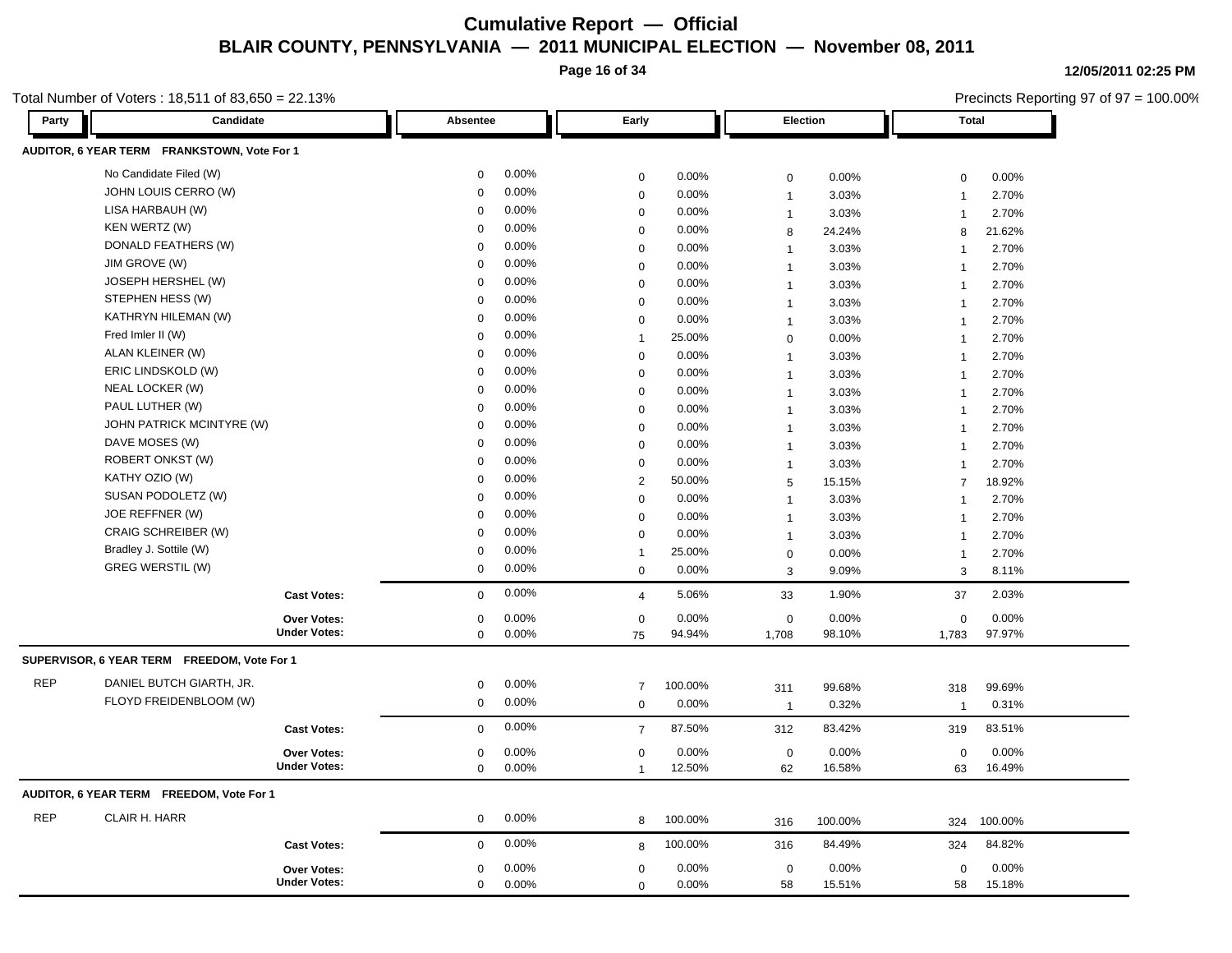# Cumulative Report — Official

## BLAIR COUNTY, PENNSYLVANIA — 2011 MUNICIPAL ELECTION — November 08, 2011

12/05/2011 02:25 PM

Total Number of Voters : 18,511 of 83,650 = 22.13%

Precincts Reporting 97 of 97 = 100.00%

| Party | Candidate | Absentee | | Early | | Election | | Total | |
|---|---|---|---|---|---|---|---|---|---|
| **AUDITOR, 6 YEAR TERM FRANKSTOWN, Vote For 1** | | | | | | | | | |
| | No Candidate Filed (W) | 0 | 0.00% | 0 | 0.00% | 0 | 0.00% | 0 | 0.00% |
| | JOHN LOUIS CERRO (W) | 0 | 0.00% | 0 | 0.00% | 1 | 3.03% | 1 | 2.70% |
| | LISA HARBAUH (W) | 0 | 0.00% | 0 | 0.00% | 1 | 3.03% | 1 | 2.70% |
| | KEN WERTZ (W) | 0 | 0.00% | 0 | 0.00% | 8 | 24.24% | 8 | 21.62% |
| | DONALD FEATHERS (W) | 0 | 0.00% | 0 | 0.00% | 1 | 3.03% | 1 | 2.70% |
| | JIM GROVE (W) | 0 | 0.00% | 0 | 0.00% | 1 | 3.03% | 1 | 2.70% |
| | JOSEPH HERSHEL (W) | 0 | 0.00% | 0 | 0.00% | 1 | 3.03% | 1 | 2.70% |
| | STEPHEN HESS (W) | 0 | 0.00% | 0 | 0.00% | 1 | 3.03% | 1 | 2.70% |
| | KATHRYN HILEMAN (W) | 0 | 0.00% | 0 | 0.00% | 1 | 3.03% | 1 | 2.70% |
| | Fred Imler II (W) | 0 | 0.00% | 1 | 25.00% | 0 | 0.00% | 1 | 2.70% |
| | ALAN KLEINER (W) | 0 | 0.00% | 0 | 0.00% | 1 | 3.03% | 1 | 2.70% |
| | ERIC LINDSKOLD (W) | 0 | 0.00% | 0 | 0.00% | 1 | 3.03% | 1 | 2.70% |
| | NEAL LOCKER (W) | 0 | 0.00% | 0 | 0.00% | 1 | 3.03% | 1 | 2.70% |
| | PAUL LUTHER (W) | 0 | 0.00% | 0 | 0.00% | 1 | 3.03% | 1 | 2.70% |
| | JOHN PATRICK MCINTYRE (W) | 0 | 0.00% | 0 | 0.00% | 1 | 3.03% | 1 | 2.70% |
| | DAVE MOSES (W) | 0 | 0.00% | 0 | 0.00% | 1 | 3.03% | 1 | 2.70% |
| | ROBERT ONKST (W) | 0 | 0.00% | 0 | 0.00% | 1 | 3.03% | 1 | 2.70% |
| | KATHY OZIO (W) | 0 | 0.00% | 2 | 50.00% | 5 | 15.15% | 7 | 18.92% |
| | SUSAN PODOLETZ (W) | 0 | 0.00% | 0 | 0.00% | 1 | 3.03% | 1 | 2.70% |
| | JOE REFFNER (W) | 0 | 0.00% | 0 | 0.00% | 1 | 3.03% | 1 | 2.70% |
| | CRAIG SCHREIBER (W) | 0 | 0.00% | 0 | 0.00% | 1 | 3.03% | 1 | 2.70% |
| | Bradley J. Sottile (W) | 0 | 0.00% | 1 | 25.00% | 0 | 0.00% | 1 | 2.70% |
| | GREG WERSTIL (W) | 0 | 0.00% | 0 | 0.00% | 3 | 9.09% | 3 | 8.11% |
| | **Cast Votes:** | 0 | 0.00% | 4 | 5.06% | 33 | 1.90% | 37 | 2.03% |
| | **Over Votes:** | 0 | 0.00% | 0 | 0.00% | 0 | 0.00% | 0 | 0.00% |
| | **Under Votes:** | 0 | 0.00% | 75 | 94.94% | 1,708 | 98.10% | 1,783 | 97.97% |
| **SUPERVISOR, 6 YEAR TERM FREEDOM, Vote For 1** | | | | | | | | | |
| REP | DANIEL BUTCH GIARTH, JR. | 0 | 0.00% | 7 | 100.00% | 311 | 99.68% | 318 | 99.69% |
| | FLOYD FREIDENBLOOM (W) | 0 | 0.00% | 0 | 0.00% | 1 | 0.32% | 1 | 0.31% |
| | **Cast Votes:** | 0 | 0.00% | 7 | 87.50% | 312 | 83.42% | 319 | 83.51% |
| | **Over Votes:** | 0 | 0.00% | 0 | 0.00% | 0 | 0.00% | 0 | 0.00% |
| | **Under Votes:** | 0 | 0.00% | 1 | 12.50% | 62 | 16.58% | 63 | 16.49% |
| **AUDITOR, 6 YEAR TERM FREEDOM, Vote For 1** | | | | | | | | | |
| REP | CLAIR H. HARR | 0 | 0.00% | 8 | 100.00% | 316 | 100.00% | 324 | 100.00% |
| | **Cast Votes:** | 0 | 0.00% | 8 | 100.00% | 316 | 84.49% | 324 | 84.82% |
| | **Over Votes:** | 0 | 0.00% | 0 | 0.00% | 0 | 0.00% | 0 | 0.00% |
| | **Under Votes:** | 0 | 0.00% | 0 | 0.00% | 58 | 15.51% | 58 | 15.18% |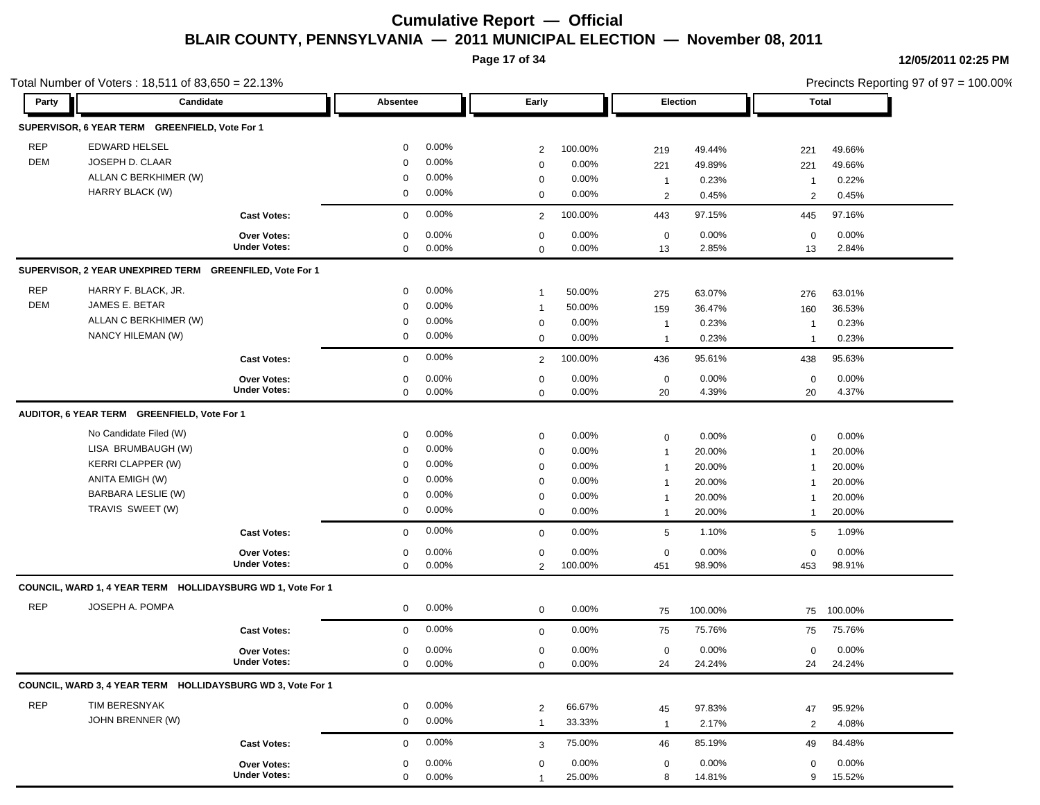# Cumulative Report — Official

## BLAIR COUNTY, PENNSYLVANIA — 2011 MUNICIPAL ELECTION — November 08, 2011

12/05/2011 02:25 PM

Total Number of Voters : 18,511 of 83,650 = 22.13%

Precincts Reporting 97 of 97 = 100.00%

### SUPERVISOR, 6 YEAR TERM GREENFIELD, Vote For 1

| Party | Candidate | Absentee | | Early | | Election | | Total | |
|---|---|---|---|---|---|---|---|---|---|
| REP | EDWARD HELSEL | 0 | 0.00% | 2 | 100.00% | 219 | 49.44% | 221 | 49.66% |
| DEM | JOSEPH D. CLAAR | 0 | 0.00% | 0 | 0.00% | 221 | 49.89% | 221 | 49.66% |
| | ALLAN C BERKHIMER (W) | 0 | 0.00% | 0 | 0.00% | 1 | 0.23% | 1 | 0.22% |
| | HARRY BLACK (W) | 0 | 0.00% | 0 | 0.00% | 2 | 0.45% | 2 | 0.45% |
| | **Cast Votes:** | 0 | 0.00% | 2 | 100.00% | 443 | 97.15% | 445 | 97.16% |
| | **Over Votes:** | 0 | 0.00% | 0 | 0.00% | 0 | 0.00% | 0 | 0.00% |
| | **Under Votes:** | 0 | 0.00% | 0 | 0.00% | 13 | 2.85% | 13 | 2.84% |

### SUPERVISOR, 2 YEAR UNEXPIRED TERM GREENFILED, Vote For 1

| Party | Candidate | Absentee | | Early | | Election | | Total | |
|---|---|---|---|---|---|---|---|---|---|
| REP | HARRY F. BLACK, JR. | 0 | 0.00% | 1 | 50.00% | 275 | 63.07% | 276 | 63.01% |
| DEM | JAMES E. BETAR | 0 | 0.00% | 1 | 50.00% | 159 | 36.47% | 160 | 36.53% |
| | ALLAN C BERKHIMER (W) | 0 | 0.00% | 0 | 0.00% | 1 | 0.23% | 1 | 0.23% |
| | NANCY HILEMAN (W) | 0 | 0.00% | 0 | 0.00% | 1 | 0.23% | 1 | 0.23% |
| | **Cast Votes:** | 0 | 0.00% | 2 | 100.00% | 436 | 95.61% | 438 | 95.63% |
| | **Over Votes:** | 0 | 0.00% | 0 | 0.00% | 0 | 0.00% | 0 | 0.00% |
| | **Under Votes:** | 0 | 0.00% | 0 | 0.00% | 20 | 4.39% | 20 | 4.37% |

### AUDITOR, 6 YEAR TERM GREENFIELD, Vote For 1

| Party | Candidate | Absentee | | Early | | Election | | Total | |
|---|---|---|---|---|---|---|---|---|---|
| | No Candidate Filed (W) | 0 | 0.00% | 0 | 0.00% | 0 | 0.00% | 0 | 0.00% |
| | LISA BRUMBAUGH (W) | 0 | 0.00% | 0 | 0.00% | 1 | 20.00% | 1 | 20.00% |
| | KERRI CLAPPER (W) | 0 | 0.00% | 0 | 0.00% | 1 | 20.00% | 1 | 20.00% |
| | ANITA EMIGH (W) | 0 | 0.00% | 0 | 0.00% | 1 | 20.00% | 1 | 20.00% |
| | BARBARA LESLIE (W) | 0 | 0.00% | 0 | 0.00% | 1 | 20.00% | 1 | 20.00% |
| | TRAVIS SWEET (W) | 0 | 0.00% | 0 | 0.00% | 1 | 20.00% | 1 | 20.00% |
| | **Cast Votes:** | 0 | 0.00% | 0 | 0.00% | 5 | 1.10% | 5 | 1.09% |
| | **Over Votes:** | 0 | 0.00% | 0 | 0.00% | 0 | 0.00% | 0 | 0.00% |
| | **Under Votes:** | 0 | 0.00% | 2 | 100.00% | 451 | 98.90% | 453 | 98.91% |

### COUNCIL, WARD 1, 4 YEAR TERM HOLLIDAYSBURG WD 1, Vote For 1

| Party | Candidate | Absentee | | Early | | Election | | Total | |
|---|---|---|---|---|---|---|---|---|---|
| REP | JOSEPH A. POMPA | 0 | 0.00% | 0 | 0.00% | 75 | 100.00% | 75 | 100.00% |
| | **Cast Votes:** | 0 | 0.00% | 0 | 0.00% | 75 | 75.76% | 75 | 75.76% |
| | **Over Votes:** | 0 | 0.00% | 0 | 0.00% | 0 | 0.00% | 0 | 0.00% |
| | **Under Votes:** | 0 | 0.00% | 0 | 0.00% | 24 | 24.24% | 24 | 24.24% |

### COUNCIL, WARD 3, 4 YEAR TERM HOLLIDAYSBURG WD 3, Vote For 1

| Party | Candidate | Absentee | | Early | | Election | | Total | |
|---|---|---|---|---|---|---|---|---|---|
| REP | TIM BERESNYAK | 0 | 0.00% | 2 | 66.67% | 45 | 97.83% | 47 | 95.92% |
| | JOHN BRENNER (W) | 0 | 0.00% | 1 | 33.33% | 1 | 2.17% | 2 | 4.08% |
| | **Cast Votes:** | 0 | 0.00% | 3 | 75.00% | 46 | 85.19% | 49 | 84.48% |
| | **Over Votes:** | 0 | 0.00% | 0 | 0.00% | 0 | 0.00% | 0 | 0.00% |
| | **Under Votes:** | 0 | 0.00% | 1 | 25.00% | 8 | 14.81% | 9 | 15.52% |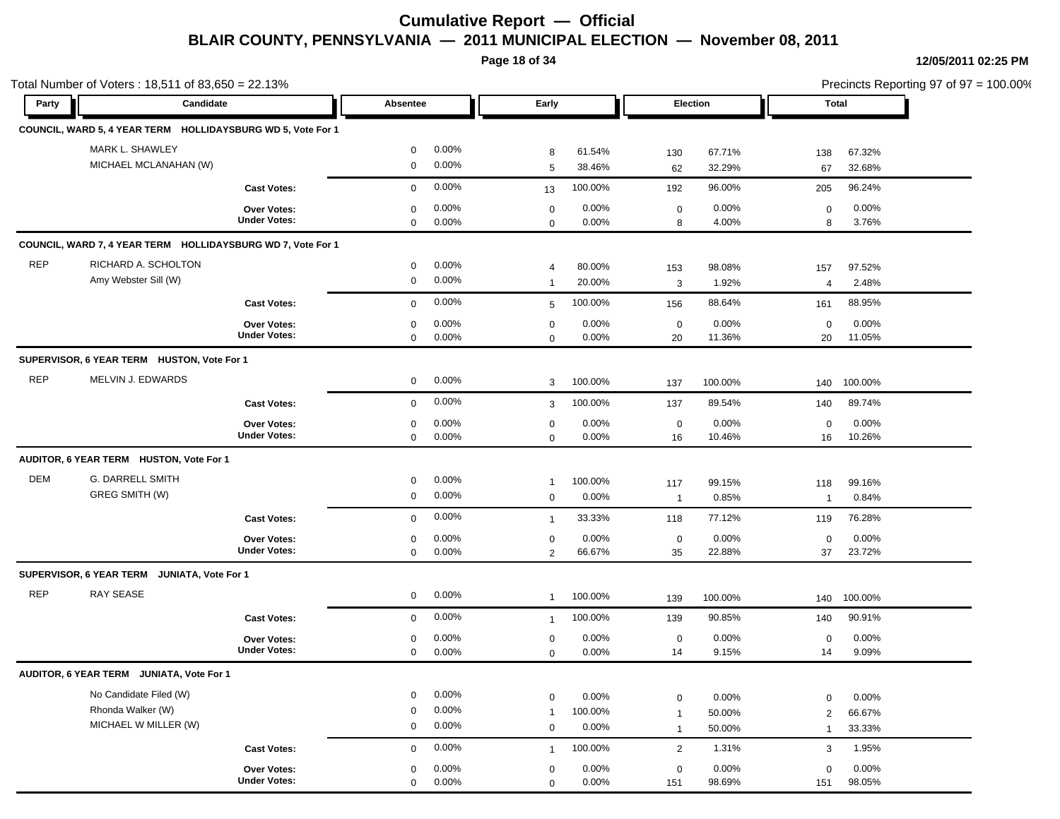# Cumulative Report — Official

## BLAIR COUNTY, PENNSYLVANIA — 2011 MUNICIPAL ELECTION — November 08, 2011

12/05/2011 02:25 PM

Total Number of Voters : 18,511 of 83,650 = 22.13%

Precincts Reporting 97 of 97 = 100.00%

| Party | Candidate | Absentee | | Early | | Election | | Total | |
|---|---|---|---|---|---|---|---|---|---|
| **COUNCIL, WARD 5, 4 YEAR TERM HOLLIDAYSBURG WD 5, Vote For 1** | | | | | | | | | |
| | MARK L. SHAWLEY | 0 | 0.00% | 8 | 61.54% | 130 | 67.71% | 138 | 67.32% |
| | MICHAEL MCLANAHAN (W) | 0 | 0.00% | 5 | 38.46% | 62 | 32.29% | 67 | 32.68% |
| | **Cast Votes:** | 0 | 0.00% | 13 | 100.00% | 192 | 96.00% | 205 | 96.24% |
| | **Over Votes:** | 0 | 0.00% | 0 | 0.00% | 0 | 0.00% | 0 | 0.00% |
| | **Under Votes:** | 0 | 0.00% | 0 | 0.00% | 8 | 4.00% | 8 | 3.76% |
| **COUNCIL, WARD 7, 4 YEAR TERM HOLLIDAYSBURG WD 7, Vote For 1** | | | | | | | | | |
| REP | RICHARD A. SCHOLTON | 0 | 0.00% | 4 | 80.00% | 153 | 98.08% | 157 | 97.52% |
| | Amy Webster Sill (W) | 0 | 0.00% | 1 | 20.00% | 3 | 1.92% | 4 | 2.48% |
| | **Cast Votes:** | 0 | 0.00% | 5 | 100.00% | 156 | 88.64% | 161 | 88.95% |
| | **Over Votes:** | 0 | 0.00% | 0 | 0.00% | 0 | 0.00% | 0 | 0.00% |
| | **Under Votes:** | 0 | 0.00% | 0 | 0.00% | 20 | 11.36% | 20 | 11.05% |
| **SUPERVISOR, 6 YEAR TERM HUSTON, Vote For 1** | | | | | | | | | |
| REP | MELVIN J. EDWARDS | 0 | 0.00% | 3 | 100.00% | 137 | 100.00% | 140 | 100.00% |
| | **Cast Votes:** | 0 | 0.00% | 3 | 100.00% | 137 | 89.54% | 140 | 89.74% |
| | **Over Votes:** | 0 | 0.00% | 0 | 0.00% | 0 | 0.00% | 0 | 0.00% |
| | **Under Votes:** | 0 | 0.00% | 0 | 0.00% | 16 | 10.46% | 16 | 10.26% |
| **AUDITOR, 6 YEAR TERM HUSTON, Vote For 1** | | | | | | | | | |
| DEM | G. DARRELL SMITH | 0 | 0.00% | 1 | 100.00% | 117 | 99.15% | 118 | 99.16% |
| | GREG SMITH (W) | 0 | 0.00% | 0 | 0.00% | 1 | 0.85% | 1 | 0.84% |
| | **Cast Votes:** | 0 | 0.00% | 1 | 33.33% | 118 | 77.12% | 119 | 76.28% |
| | **Over Votes:** | 0 | 0.00% | 0 | 0.00% | 0 | 0.00% | 0 | 0.00% |
| | **Under Votes:** | 0 | 0.00% | 2 | 66.67% | 35 | 22.88% | 37 | 23.72% |
| **SUPERVISOR, 6 YEAR TERM JUNIATA, Vote For 1** | | | | | | | | | |
| REP | RAY SEASE | 0 | 0.00% | 1 | 100.00% | 139 | 100.00% | 140 | 100.00% |
| | **Cast Votes:** | 0 | 0.00% | 1 | 100.00% | 139 | 90.85% | 140 | 90.91% |
| | **Over Votes:** | 0 | 0.00% | 0 | 0.00% | 0 | 0.00% | 0 | 0.00% |
| | **Under Votes:** | 0 | 0.00% | 0 | 0.00% | 14 | 9.15% | 14 | 9.09% |
| **AUDITOR, 6 YEAR TERM JUNIATA, Vote For 1** | | | | | | | | | |
| | No Candidate Filed (W) | 0 | 0.00% | 0 | 0.00% | 0 | 0.00% | 0 | 0.00% |
| | Rhonda Walker (W) | 0 | 0.00% | 1 | 100.00% | 1 | 50.00% | 2 | 66.67% |
| | MICHAEL W MILLER (W) | 0 | 0.00% | 0 | 0.00% | 1 | 50.00% | 1 | 33.33% |
| | **Cast Votes:** | 0 | 0.00% | 1 | 100.00% | 2 | 1.31% | 3 | 1.95% |
| | **Over Votes:** | 0 | 0.00% | 0 | 0.00% | 0 | 0.00% | 0 | 0.00% |
| | **Under Votes:** | 0 | 0.00% | 0 | 0.00% | 151 | 98.69% | 151 | 98.05% |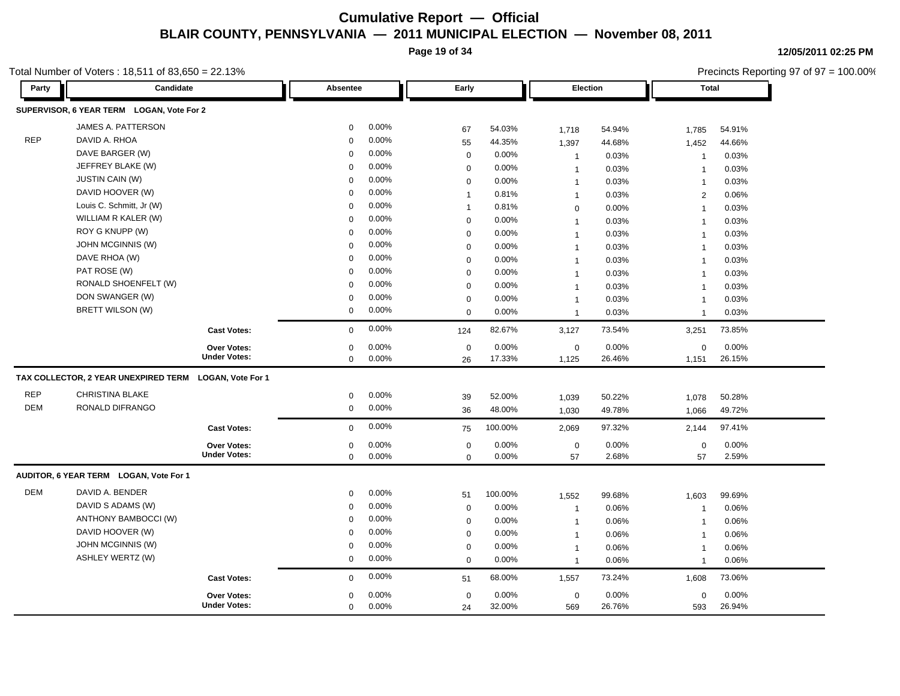# Cumulative Report — Official

## BLAIR COUNTY, PENNSYLVANIA — 2011 MUNICIPAL ELECTION — November 08, 2011

12/05/2011 02:25 PM

Total Number of Voters : 18,511 of 83,650 = 22.13%

Precincts Reporting 97 of 97 = 100.00%

### SUPERVISOR, 6 YEAR TERM LOGAN, Vote For 2

| Party | Candidate | Absentee | | Early | | Election | | Total | |
|---|---|---|---|---|---|---|---|---|---|
| | JAMES A. PATTERSON | 0 | 0.00% | 67 | 54.03% | 1,718 | 54.94% | 1,785 | 54.91% |
| REP | DAVID A. RHOA | 0 | 0.00% | 55 | 44.35% | 1,397 | 44.68% | 1,452 | 44.66% |
| | DAVE BARGER (W) | 0 | 0.00% | 0 | 0.00% | 1 | 0.03% | 1 | 0.03% |
| | JEFFREY BLAKE (W) | 0 | 0.00% | 0 | 0.00% | 1 | 0.03% | 1 | 0.03% |
| | JUSTIN CAIN (W) | 0 | 0.00% | 0 | 0.00% | 1 | 0.03% | 1 | 0.03% |
| | DAVID HOOVER (W) | 0 | 0.00% | 1 | 0.81% | 1 | 0.03% | 2 | 0.06% |
| | Louis C. Schmitt, Jr (W) | 0 | 0.00% | 1 | 0.81% | 0 | 0.00% | 1 | 0.03% |
| | WILLIAM R KALER (W) | 0 | 0.00% | 0 | 0.00% | 1 | 0.03% | 1 | 0.03% |
| | ROY G KNUPP (W) | 0 | 0.00% | 0 | 0.00% | 1 | 0.03% | 1 | 0.03% |
| | JOHN MCGINNIS (W) | 0 | 0.00% | 0 | 0.00% | 1 | 0.03% | 1 | 0.03% |
| | DAVE RHOA (W) | 0 | 0.00% | 0 | 0.00% | 1 | 0.03% | 1 | 0.03% |
| | PAT ROSE (W) | 0 | 0.00% | 0 | 0.00% | 1 | 0.03% | 1 | 0.03% |
| | RONALD SHOENFELT (W) | 0 | 0.00% | 0 | 0.00% | 1 | 0.03% | 1 | 0.03% |
| | DON SWANGER (W) | 0 | 0.00% | 0 | 0.00% | 1 | 0.03% | 1 | 0.03% |
| | BRETT WILSON (W) | 0 | 0.00% | 0 | 0.00% | 1 | 0.03% | 1 | 0.03% |
| | **Cast Votes:** | 0 | 0.00% | 124 | 82.67% | 3,127 | 73.54% | 3,251 | 73.85% |
| | **Over Votes:** | 0 | 0.00% | 0 | 0.00% | 0 | 0.00% | 0 | 0.00% |
| | **Under Votes:** | 0 | 0.00% | 26 | 17.33% | 1,125 | 26.46% | 1,151 | 26.15% |

### TAX COLLECTOR, 2 YEAR UNEXPIRED TERM LOGAN, Vote For 1

| Party | Candidate | Absentee | | Early | | Election | | Total | |
|---|---|---|---|---|---|---|---|---|---|
| REP | CHRISTINA BLAKE | 0 | 0.00% | 39 | 52.00% | 1,039 | 50.22% | 1,078 | 50.28% |
| DEM | RONALD DIFRANGO | 0 | 0.00% | 36 | 48.00% | 1,030 | 49.78% | 1,066 | 49.72% |
| | **Cast Votes:** | 0 | 0.00% | 75 | 100.00% | 2,069 | 97.32% | 2,144 | 97.41% |
| | **Over Votes:** | 0 | 0.00% | 0 | 0.00% | 0 | 0.00% | 0 | 0.00% |
| | **Under Votes:** | 0 | 0.00% | 0 | 0.00% | 57 | 2.68% | 57 | 2.59% |

### AUDITOR, 6 YEAR TERM LOGAN, Vote For 1

| Party | Candidate | Absentee | | Early | | Election | | Total | |
|---|---|---|---|---|---|---|---|---|---|
| DEM | DAVID A. BENDER | 0 | 0.00% | 51 | 100.00% | 1,552 | 99.68% | 1,603 | 99.69% |
| | DAVID S ADAMS (W) | 0 | 0.00% | 0 | 0.00% | 1 | 0.06% | 1 | 0.06% |
| | ANTHONY BAMBOCCI (W) | 0 | 0.00% | 0 | 0.00% | 1 | 0.06% | 1 | 0.06% |
| | DAVID HOOVER (W) | 0 | 0.00% | 0 | 0.00% | 1 | 0.06% | 1 | 0.06% |
| | JOHN MCGINNIS (W) | 0 | 0.00% | 0 | 0.00% | 1 | 0.06% | 1 | 0.06% |
| | ASHLEY WERTZ (W) | 0 | 0.00% | 0 | 0.00% | 1 | 0.06% | 1 | 0.06% |
| | **Cast Votes:** | 0 | 0.00% | 51 | 68.00% | 1,557 | 73.24% | 1,608 | 73.06% |
| | **Over Votes:** | 0 | 0.00% | 0 | 0.00% | 0 | 0.00% | 0 | 0.00% |
| | **Under Votes:** | 0 | 0.00% | 24 | 32.00% | 569 | 26.76% | 593 | 26.94% |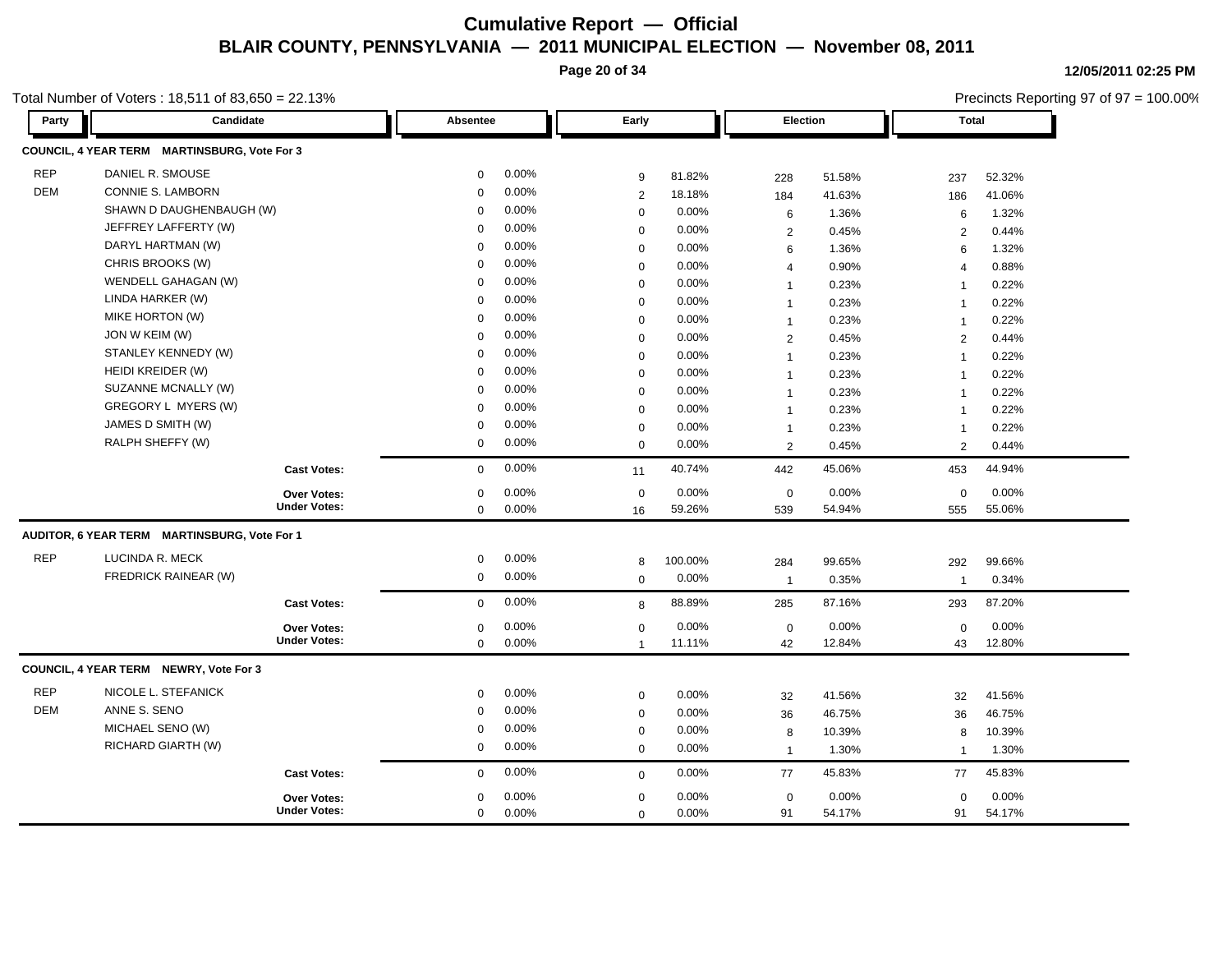# Cumulative Report — Official

## BLAIR COUNTY, PENNSYLVANIA — 2011 MUNICIPAL ELECTION — November 08, 2011

12/05/2011 02:25 PM

Total Number of Voters : 18,511 of 83,650 = 22.13%

Precincts Reporting 97 of 97 = 100.00%

| Party | Candidate | Absentee | | Early | | Election | | Total | |
|---|---|---|---|---|---|---|---|---|---|
| **COUNCIL, 4 YEAR TERM MARTINSBURG, Vote For 3** | | | | | | | | | |
| REP | DANIEL R. SMOUSE | 0 | 0.00% | 9 | 81.82% | 228 | 51.58% | 237 | 52.32% |
| DEM | CONNIE S. LAMBORN | 0 | 0.00% | 2 | 18.18% | 184 | 41.63% | 186 | 41.06% |
| | SHAWN D DAUGHENBAUGH (W) | 0 | 0.00% | 0 | 0.00% | 6 | 1.36% | 6 | 1.32% |
| | JEFFREY LAFFERTY (W) | 0 | 0.00% | 0 | 0.00% | 2 | 0.45% | 2 | 0.44% |
| | DARYL HARTMAN (W) | 0 | 0.00% | 0 | 0.00% | 6 | 1.36% | 6 | 1.32% |
| | CHRIS BROOKS (W) | 0 | 0.00% | 0 | 0.00% | 4 | 0.90% | 4 | 0.88% |
| | WENDELL GAHAGAN (W) | 0 | 0.00% | 0 | 0.00% | 1 | 0.23% | 1 | 0.22% |
| | LINDA HARKER (W) | 0 | 0.00% | 0 | 0.00% | 1 | 0.23% | 1 | 0.22% |
| | MIKE HORTON (W) | 0 | 0.00% | 0 | 0.00% | 1 | 0.23% | 1 | 0.22% |
| | JON W KEIM (W) | 0 | 0.00% | 0 | 0.00% | 2 | 0.45% | 2 | 0.44% |
| | STANLEY KENNEDY (W) | 0 | 0.00% | 0 | 0.00% | 1 | 0.23% | 1 | 0.22% |
| | HEIDI KREIDER (W) | 0 | 0.00% | 0 | 0.00% | 1 | 0.23% | 1 | 0.22% |
| | SUZANNE MCNALLY (W) | 0 | 0.00% | 0 | 0.00% | 1 | 0.23% | 1 | 0.22% |
| | GREGORY L MYERS (W) | 0 | 0.00% | 0 | 0.00% | 1 | 0.23% | 1 | 0.22% |
| | JAMES D SMITH (W) | 0 | 0.00% | 0 | 0.00% | 1 | 0.23% | 1 | 0.22% |
| | RALPH SHEFFY (W) | 0 | 0.00% | 0 | 0.00% | 2 | 0.45% | 2 | 0.44% |
| | **Cast Votes:** | 0 | 0.00% | 11 | 40.74% | 442 | 45.06% | 453 | 44.94% |
| | **Over Votes:** | 0 | 0.00% | 0 | 0.00% | 0 | 0.00% | 0 | 0.00% |
| | **Under Votes:** | 0 | 0.00% | 16 | 59.26% | 539 | 54.94% | 555 | 55.06% |
| **AUDITOR, 6 YEAR TERM MARTINSBURG, Vote For 1** | | | | | | | | | |
| REP | LUCINDA R. MECK | 0 | 0.00% | 8 | 100.00% | 284 | 99.65% | 292 | 99.66% |
| | FREDRICK RAINEAR (W) | 0 | 0.00% | 0 | 0.00% | 1 | 0.35% | 1 | 0.34% |
| | **Cast Votes:** | 0 | 0.00% | 8 | 88.89% | 285 | 87.16% | 293 | 87.20% |
| | **Over Votes:** | 0 | 0.00% | 0 | 0.00% | 0 | 0.00% | 0 | 0.00% |
| | **Under Votes:** | 0 | 0.00% | 1 | 11.11% | 42 | 12.84% | 43 | 12.80% |
| **COUNCIL, 4 YEAR TERM NEWRY, Vote For 3** | | | | | | | | | |
| REP | NICOLE L. STEFANICK | 0 | 0.00% | 0 | 0.00% | 32 | 41.56% | 32 | 41.56% |
| DEM | ANNE S. SENO | 0 | 0.00% | 0 | 0.00% | 36 | 46.75% | 36 | 46.75% |
| | MICHAEL SENO (W) | 0 | 0.00% | 0 | 0.00% | 8 | 10.39% | 8 | 10.39% |
| | RICHARD GIARTH (W) | 0 | 0.00% | 0 | 0.00% | 1 | 1.30% | 1 | 1.30% |
| | **Cast Votes:** | 0 | 0.00% | 0 | 0.00% | 77 | 45.83% | 77 | 45.83% |
| | **Over Votes:** | 0 | 0.00% | 0 | 0.00% | 0 | 0.00% | 0 | 0.00% |
| | **Under Votes:** | 0 | 0.00% | 0 | 0.00% | 91 | 54.17% | 91 | 54.17% |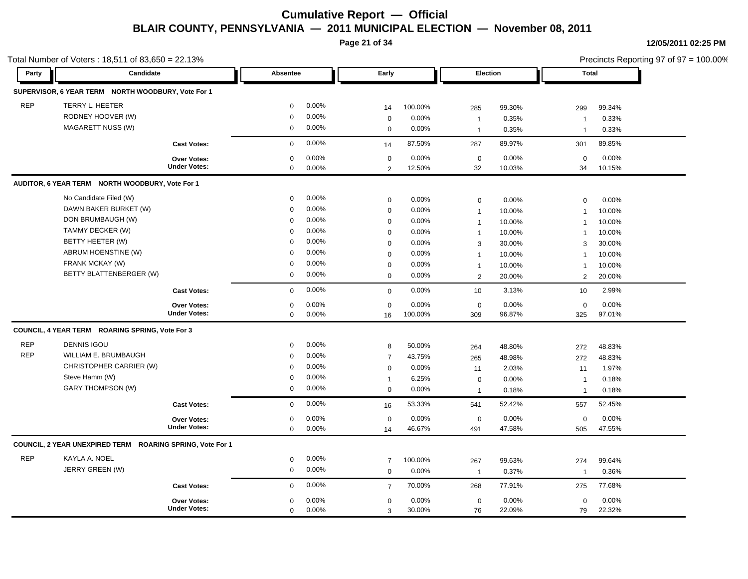# Cumulative Report — Official

## BLAIR COUNTY, PENNSYLVANIA — 2011 MUNICIPAL ELECTION — November 08, 2011

12/05/2011 02:25 PM

Total Number of Voters : 18,511 of 83,650 = 22.13%

Precincts Reporting 97 of 97 = 100.00%

| Party | Candidate | Absentee | | Early | | Election | | Total | |
|---|---|---|---|---|---|---|---|---|---|
| **SUPERVISOR, 6 YEAR TERM NORTH WOODBURY, Vote For 1** | | | | | | | | | |
| REP | TERRY L. HEETER | 0 | 0.00% | 14 | 100.00% | 285 | 99.30% | 299 | 99.34% |
| | RODNEY HOOVER (W) | 0 | 0.00% | 0 | 0.00% | 1 | 0.35% | 1 | 0.33% |
| | MAGARETT NUSS (W) | 0 | 0.00% | 0 | 0.00% | 1 | 0.35% | 1 | 0.33% |
| | **Cast Votes:** | 0 | 0.00% | 14 | 87.50% | 287 | 89.97% | 301 | 89.85% |
| | **Over Votes:** | 0 | 0.00% | 0 | 0.00% | 0 | 0.00% | 0 | 0.00% |
| | **Under Votes:** | 0 | 0.00% | 2 | 12.50% | 32 | 10.03% | 34 | 10.15% |
| **AUDITOR, 6 YEAR TERM NORTH WOODBURY, Vote For 1** | | | | | | | | | |
| | No Candidate Filed (W) | 0 | 0.00% | 0 | 0.00% | 0 | 0.00% | 0 | 0.00% |
| | DAWN BAKER BURKET (W) | 0 | 0.00% | 0 | 0.00% | 1 | 10.00% | 1 | 10.00% |
| | DON BRUMBAUGH (W) | 0 | 0.00% | 0 | 0.00% | 1 | 10.00% | 1 | 10.00% |
| | TAMMY DECKER (W) | 0 | 0.00% | 0 | 0.00% | 1 | 10.00% | 1 | 10.00% |
| | BETTY HEETER (W) | 0 | 0.00% | 0 | 0.00% | 3 | 30.00% | 3 | 30.00% |
| | ABRUM HOENSTINE (W) | 0 | 0.00% | 0 | 0.00% | 1 | 10.00% | 1 | 10.00% |
| | FRANK MCKAY (W) | 0 | 0.00% | 0 | 0.00% | 1 | 10.00% | 1 | 10.00% |
| | BETTY BLATTENBERGER (W) | 0 | 0.00% | 0 | 0.00% | 2 | 20.00% | 2 | 20.00% |
| | **Cast Votes:** | 0 | 0.00% | 0 | 0.00% | 10 | 3.13% | 10 | 2.99% |
| | **Over Votes:** | 0 | 0.00% | 0 | 0.00% | 0 | 0.00% | 0 | 0.00% |
| | **Under Votes:** | 0 | 0.00% | 16 | 100.00% | 309 | 96.87% | 325 | 97.01% |
| **COUNCIL, 4 YEAR TERM ROARING SPRING, Vote For 3** | | | | | | | | | |
| REP | DENNIS IGOU | 0 | 0.00% | 8 | 50.00% | 264 | 48.80% | 272 | 48.83% |
| REP | WILLIAM E. BRUMBAUGH | 0 | 0.00% | 7 | 43.75% | 265 | 48.98% | 272 | 48.83% |
| | CHRISTOPHER CARRIER (W) | 0 | 0.00% | 0 | 0.00% | 11 | 2.03% | 11 | 1.97% |
| | Steve Hamm (W) | 0 | 0.00% | 1 | 6.25% | 0 | 0.00% | 1 | 0.18% |
| | GARY THOMPSON (W) | 0 | 0.00% | 0 | 0.00% | 1 | 0.18% | 1 | 0.18% |
| | **Cast Votes:** | 0 | 0.00% | 16 | 53.33% | 541 | 52.42% | 557 | 52.45% |
| | **Over Votes:** | 0 | 0.00% | 0 | 0.00% | 0 | 0.00% | 0 | 0.00% |
| | **Under Votes:** | 0 | 0.00% | 14 | 46.67% | 491 | 47.58% | 505 | 47.55% |
| **COUNCIL, 2 YEAR UNEXPIRED TERM ROARING SPRING, Vote For 1** | | | | | | | | | |
| REP | KAYLA A. NOEL | 0 | 0.00% | 7 | 100.00% | 267 | 99.63% | 274 | 99.64% |
| | JERRY GREEN (W) | 0 | 0.00% | 0 | 0.00% | 1 | 0.37% | 1 | 0.36% |
| | **Cast Votes:** | 0 | 0.00% | 7 | 70.00% | 268 | 77.91% | 275 | 77.68% |
| | **Over Votes:** | 0 | 0.00% | 0 | 0.00% | 0 | 0.00% | 0 | 0.00% |
| | **Under Votes:** | 0 | 0.00% | 3 | 30.00% | 76 | 22.09% | 79 | 22.32% |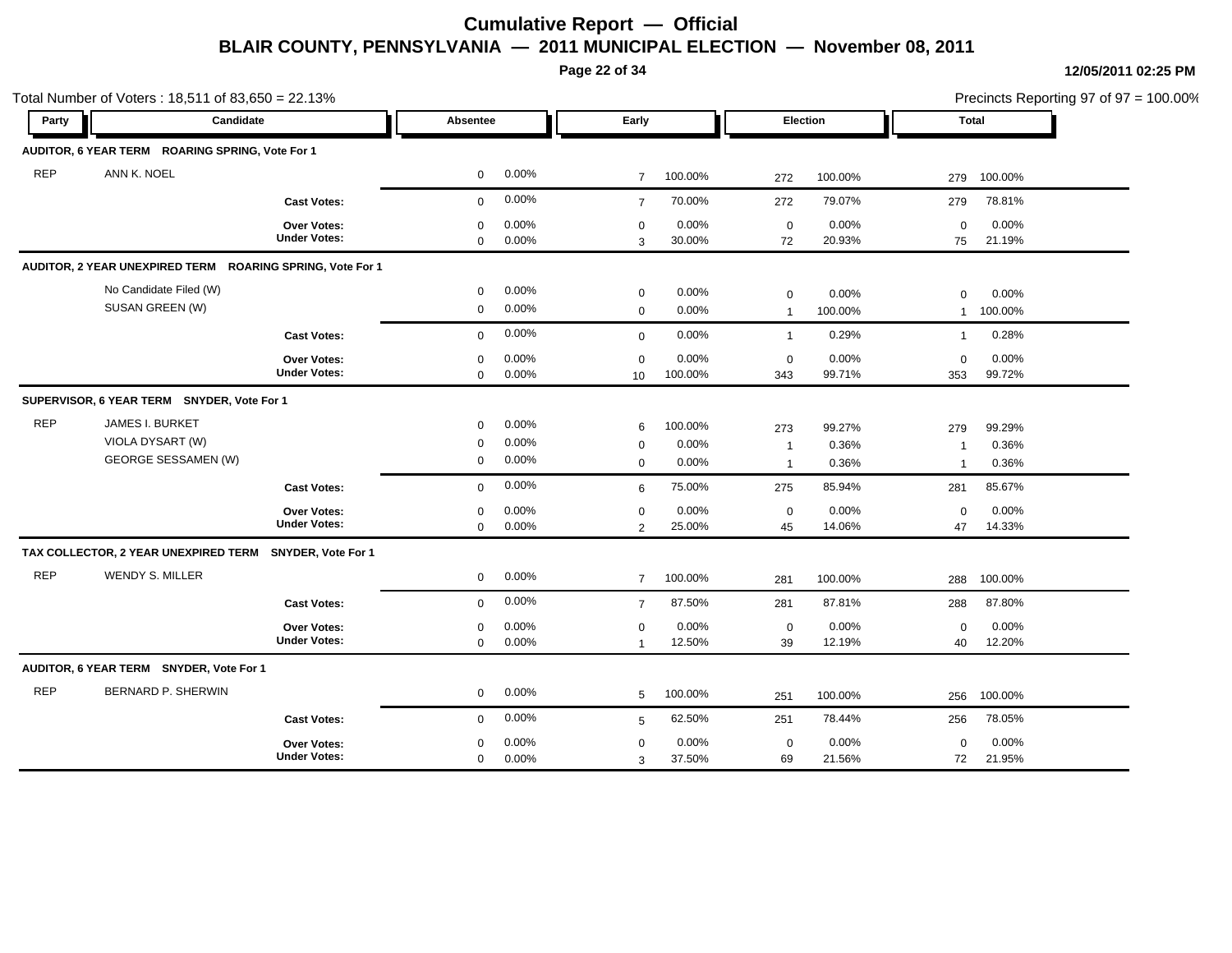# Cumulative Report — Official

## BLAIR COUNTY, PENNSYLVANIA — 2011 MUNICIPAL ELECTION — November 08, 2011

12/05/2011 02:25 PM

Total Number of Voters : 18,511 of 83,650 = 22.13%

Precincts Reporting 97 of 97 = 100.00%

| Party | Candidate | Absentee | | Early | | Election | | Total | |
|---|---|---|---|---|---|---|---|---|---|
| **AUDITOR, 6 YEAR TERM ROARING SPRING, Vote For 1** | | | | | | | | | |
| REP | ANN K. NOEL | 0 | 0.00% | 7 | 100.00% | 272 | 100.00% | 279 | 100.00% |
| | **Cast Votes:** | 0 | 0.00% | 7 | 70.00% | 272 | 79.07% | 279 | 78.81% |
| | **Over Votes:** | 0 | 0.00% | 0 | 0.00% | 0 | 0.00% | 0 | 0.00% |
| | **Under Votes:** | 0 | 0.00% | 3 | 30.00% | 72 | 20.93% | 75 | 21.19% |
| **AUDITOR, 2 YEAR UNEXPIRED TERM ROARING SPRING, Vote For 1** | | | | | | | | | |
| | No Candidate Filed (W) | 0 | 0.00% | 0 | 0.00% | 0 | 0.00% | 0 | 0.00% |
| | SUSAN GREEN (W) | 0 | 0.00% | 0 | 0.00% | 1 | 100.00% | 1 | 100.00% |
| | **Cast Votes:** | 0 | 0.00% | 0 | 0.00% | 1 | 0.29% | 1 | 0.28% |
| | **Over Votes:** | 0 | 0.00% | 0 | 0.00% | 0 | 0.00% | 0 | 0.00% |
| | **Under Votes:** | 0 | 0.00% | 10 | 100.00% | 343 | 99.71% | 353 | 99.72% |
| **SUPERVISOR, 6 YEAR TERM SNYDER, Vote For 1** | | | | | | | | | |
| REP | JAMES I. BURKET | 0 | 0.00% | 6 | 100.00% | 273 | 99.27% | 279 | 99.29% |
| | VIOLA DYSART (W) | 0 | 0.00% | 0 | 0.00% | 1 | 0.36% | 1 | 0.36% |
| | GEORGE SESSAMEN (W) | 0 | 0.00% | 0 | 0.00% | 1 | 0.36% | 1 | 0.36% |
| | **Cast Votes:** | 0 | 0.00% | 6 | 75.00% | 275 | 85.94% | 281 | 85.67% |
| | **Over Votes:** | 0 | 0.00% | 0 | 0.00% | 0 | 0.00% | 0 | 0.00% |
| | **Under Votes:** | 0 | 0.00% | 2 | 25.00% | 45 | 14.06% | 47 | 14.33% |
| **TAX COLLECTOR, 2 YEAR UNEXPIRED TERM SNYDER, Vote For 1** | | | | | | | | | |
| REP | WENDY S. MILLER | 0 | 0.00% | 7 | 100.00% | 281 | 100.00% | 288 | 100.00% |
| | **Cast Votes:** | 0 | 0.00% | 7 | 87.50% | 281 | 87.81% | 288 | 87.80% |
| | **Over Votes:** | 0 | 0.00% | 0 | 0.00% | 0 | 0.00% | 0 | 0.00% |
| | **Under Votes:** | 0 | 0.00% | 1 | 12.50% | 39 | 12.19% | 40 | 12.20% |
| **AUDITOR, 6 YEAR TERM SNYDER, Vote For 1** | | | | | | | | | |
| REP | BERNARD P. SHERWIN | 0 | 0.00% | 5 | 100.00% | 251 | 100.00% | 256 | 100.00% |
| | **Cast Votes:** | 0 | 0.00% | 5 | 62.50% | 251 | 78.44% | 256 | 78.05% |
| | **Over Votes:** | 0 | 0.00% | 0 | 0.00% | 0 | 0.00% | 0 | 0.00% |
| | **Under Votes:** | 0 | 0.00% | 3 | 37.50% | 69 | 21.56% | 72 | 21.95% |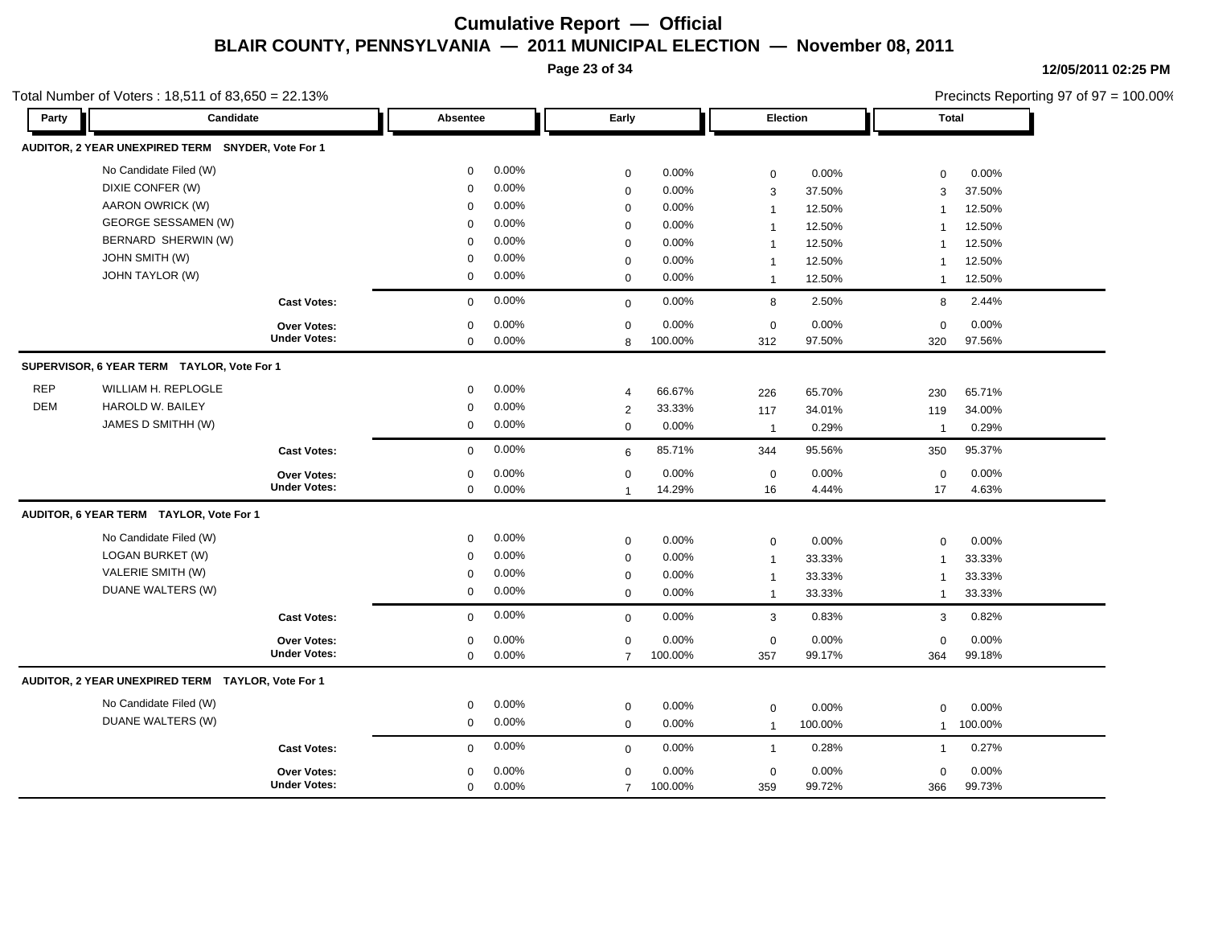# Cumulative Report — Official

## BLAIR COUNTY, PENNSYLVANIA — 2011 MUNICIPAL ELECTION — November 08, 2011

12/05/2011 02:25 PM

Total Number of Voters : 18,511 of 83,650 = 22.13%

Precincts Reporting 97 of 97 = 100.00%

### AUDITOR, 2 YEAR UNEXPIRED TERM SNYDER, Vote For 1

| Party | Candidate | Absentee | | Early | | Election | | Total | |
|---|---|---|---|---|---|---|---|---|---|
| | No Candidate Filed (W) | 0 | 0.00% | 0 | 0.00% | 0 | 0.00% | 0 | 0.00% |
| | DIXIE CONFER (W) | 0 | 0.00% | 0 | 0.00% | 3 | 37.50% | 3 | 37.50% |
| | AARON OWRICK (W) | 0 | 0.00% | 0 | 0.00% | 1 | 12.50% | 1 | 12.50% |
| | GEORGE SESSAMEN (W) | 0 | 0.00% | 0 | 0.00% | 1 | 12.50% | 1 | 12.50% |
| | BERNARD SHERWIN (W) | 0 | 0.00% | 0 | 0.00% | 1 | 12.50% | 1 | 12.50% |
| | JOHN SMITH (W) | 0 | 0.00% | 0 | 0.00% | 1 | 12.50% | 1 | 12.50% |
| | JOHN TAYLOR (W) | 0 | 0.00% | 0 | 0.00% | 1 | 12.50% | 1 | 12.50% |
| | **Cast Votes:** | 0 | 0.00% | 0 | 0.00% | 8 | 2.50% | 8 | 2.44% |
| | **Over Votes:** | 0 | 0.00% | 0 | 0.00% | 0 | 0.00% | 0 | 0.00% |
| | **Under Votes:** | 0 | 0.00% | 8 | 100.00% | 312 | 97.50% | 320 | 97.56% |

### SUPERVISOR, 6 YEAR TERM TAYLOR, Vote For 1

| Party | Candidate | Absentee | | Early | | Election | | Total | |
|---|---|---|---|---|---|---|---|---|---|
| REP | WILLIAM H. REPLOGLE | 0 | 0.00% | 4 | 66.67% | 226 | 65.70% | 230 | 65.71% |
| DEM | HAROLD W. BAILEY | 0 | 0.00% | 2 | 33.33% | 117 | 34.01% | 119 | 34.00% |
| | JAMES D SMITHH (W) | 0 | 0.00% | 0 | 0.00% | 1 | 0.29% | 1 | 0.29% |
| | **Cast Votes:** | 0 | 0.00% | 6 | 85.71% | 344 | 95.56% | 350 | 95.37% |
| | **Over Votes:** | 0 | 0.00% | 0 | 0.00% | 0 | 0.00% | 0 | 0.00% |
| | **Under Votes:** | 0 | 0.00% | 1 | 14.29% | 16 | 4.44% | 17 | 4.63% |

### AUDITOR, 6 YEAR TERM TAYLOR, Vote For 1

| Party | Candidate | Absentee | | Early | | Election | | Total | |
|---|---|---|---|---|---|---|---|---|---|
| | No Candidate Filed (W) | 0 | 0.00% | 0 | 0.00% | 0 | 0.00% | 0 | 0.00% |
| | LOGAN BURKET (W) | 0 | 0.00% | 0 | 0.00% | 1 | 33.33% | 1 | 33.33% |
| | VALERIE SMITH (W) | 0 | 0.00% | 0 | 0.00% | 1 | 33.33% | 1 | 33.33% |
| | DUANE WALTERS (W) | 0 | 0.00% | 0 | 0.00% | 1 | 33.33% | 1 | 33.33% |
| | **Cast Votes:** | 0 | 0.00% | 0 | 0.00% | 3 | 0.83% | 3 | 0.82% |
| | **Over Votes:** | 0 | 0.00% | 0 | 0.00% | 0 | 0.00% | 0 | 0.00% |
| | **Under Votes:** | 0 | 0.00% | 7 | 100.00% | 357 | 99.17% | 364 | 99.18% |

### AUDITOR, 2 YEAR UNEXPIRED TERM TAYLOR, Vote For 1

| Party | Candidate | Absentee | | Early | | Election | | Total | |
|---|---|---|---|---|---|---|---|---|---|
| | No Candidate Filed (W) | 0 | 0.00% | 0 | 0.00% | 0 | 0.00% | 0 | 0.00% |
| | DUANE WALTERS (W) | 0 | 0.00% | 0 | 0.00% | 1 | 100.00% | 1 | 100.00% |
| | **Cast Votes:** | 0 | 0.00% | 0 | 0.00% | 1 | 0.28% | 1 | 0.27% |
| | **Over Votes:** | 0 | 0.00% | 0 | 0.00% | 0 | 0.00% | 0 | 0.00% |
| | **Under Votes:** | 0 | 0.00% | 7 | 100.00% | 359 | 99.72% | 366 | 99.73% |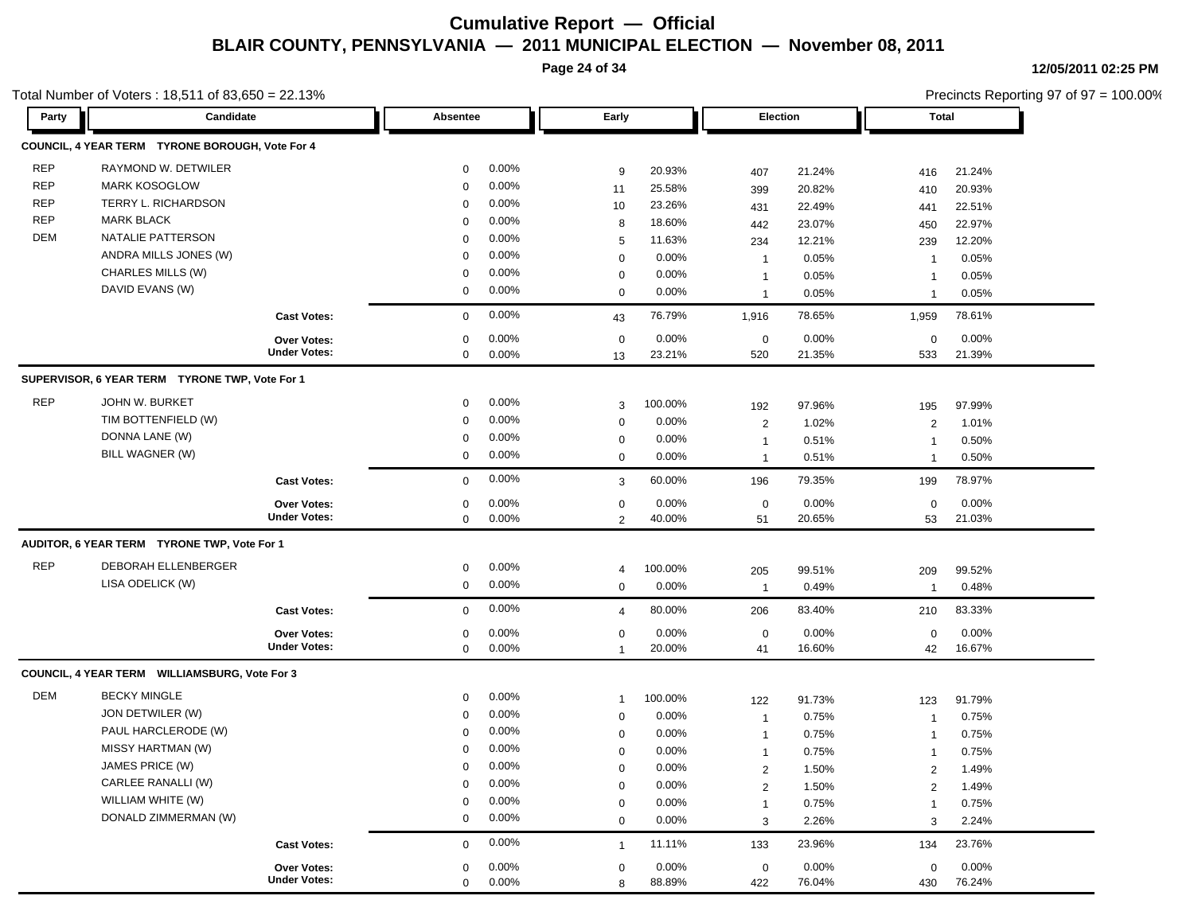# Cumulative Report — Official

## BLAIR COUNTY, PENNSYLVANIA — 2011 MUNICIPAL ELECTION — November 08, 2011

12/05/2011 02:25 PM

Total Number of Voters : 18,511 of 83,650 = 22.13%

Precincts Reporting 97 of 97 = 100.00%

| Party | Candidate | Absentee | | Early | | Election | | Total | |
|---|---|---|---|---|---|---|---|---|---|
| **COUNCIL, 4 YEAR TERM TYRONE BOROUGH, Vote For 4** | | | | | | | | | |
| REP | RAYMOND W. DETWILER | 0 | 0.00% | 9 | 20.93% | 407 | 21.24% | 416 | 21.24% |
| REP | MARK KOSOGLOW | 0 | 0.00% | 11 | 25.58% | 399 | 20.82% | 410 | 20.93% |
| REP | TERRY L. RICHARDSON | 0 | 0.00% | 10 | 23.26% | 431 | 22.49% | 441 | 22.51% |
| REP | MARK BLACK | 0 | 0.00% | 8 | 18.60% | 442 | 23.07% | 450 | 22.97% |
| DEM | NATALIE PATTERSON | 0 | 0.00% | 5 | 11.63% | 234 | 12.21% | 239 | 12.20% |
| | ANDRA MILLS JONES (W) | 0 | 0.00% | 0 | 0.00% | 1 | 0.05% | 1 | 0.05% |
| | CHARLES MILLS (W) | 0 | 0.00% | 0 | 0.00% | 1 | 0.05% | 1 | 0.05% |
| | DAVID EVANS (W) | 0 | 0.00% | 0 | 0.00% | 1 | 0.05% | 1 | 0.05% |
| | **Cast Votes:** | 0 | 0.00% | 43 | 76.79% | 1,916 | 78.65% | 1,959 | 78.61% |
| | **Over Votes:** | 0 | 0.00% | 0 | 0.00% | 0 | 0.00% | 0 | 0.00% |
| | **Under Votes:** | 0 | 0.00% | 13 | 23.21% | 520 | 21.35% | 533 | 21.39% |
| **SUPERVISOR, 6 YEAR TERM TYRONE TWP, Vote For 1** | | | | | | | | | |
| REP | JOHN W. BURKET | 0 | 0.00% | 3 | 100.00% | 192 | 97.96% | 195 | 97.99% |
| | TIM BOTTENFIELD (W) | 0 | 0.00% | 0 | 0.00% | 2 | 1.02% | 2 | 1.01% |
| | DONNA LANE (W) | 0 | 0.00% | 0 | 0.00% | 1 | 0.51% | 1 | 0.50% |
| | BILL WAGNER (W) | 0 | 0.00% | 0 | 0.00% | 1 | 0.51% | 1 | 0.50% |
| | **Cast Votes:** | 0 | 0.00% | 3 | 60.00% | 196 | 79.35% | 199 | 78.97% |
| | **Over Votes:** | 0 | 0.00% | 0 | 0.00% | 0 | 0.00% | 0 | 0.00% |
| | **Under Votes:** | 0 | 0.00% | 2 | 40.00% | 51 | 20.65% | 53 | 21.03% |
| **AUDITOR, 6 YEAR TERM TYRONE TWP, Vote For 1** | | | | | | | | | |
| REP | DEBORAH ELLENBERGER | 0 | 0.00% | 4 | 100.00% | 205 | 99.51% | 209 | 99.52% |
| | LISA ODELICK (W) | 0 | 0.00% | 0 | 0.00% | 1 | 0.49% | 1 | 0.48% |
| | **Cast Votes:** | 0 | 0.00% | 4 | 80.00% | 206 | 83.40% | 210 | 83.33% |
| | **Over Votes:** | 0 | 0.00% | 0 | 0.00% | 0 | 0.00% | 0 | 0.00% |
| | **Under Votes:** | 0 | 0.00% | 1 | 20.00% | 41 | 16.60% | 42 | 16.67% |
| **COUNCIL, 4 YEAR TERM WILLIAMSBURG, Vote For 3** | | | | | | | | | |
| DEM | BECKY MINGLE | 0 | 0.00% | 1 | 100.00% | 122 | 91.73% | 123 | 91.79% |
| | JON DETWILER (W) | 0 | 0.00% | 0 | 0.00% | 1 | 0.75% | 1 | 0.75% |
| | PAUL HARCLERODE (W) | 0 | 0.00% | 0 | 0.00% | 1 | 0.75% | 1 | 0.75% |
| | MISSY HARTMAN (W) | 0 | 0.00% | 0 | 0.00% | 1 | 0.75% | 1 | 0.75% |
| | JAMES PRICE (W) | 0 | 0.00% | 0 | 0.00% | 2 | 1.50% | 2 | 1.49% |
| | CARLEE RANALLI (W) | 0 | 0.00% | 0 | 0.00% | 2 | 1.50% | 2 | 1.49% |
| | WILLIAM WHITE (W) | 0 | 0.00% | 0 | 0.00% | 1 | 0.75% | 1 | 0.75% |
| | DONALD ZIMMERMAN (W) | 0 | 0.00% | 0 | 0.00% | 3 | 2.26% | 3 | 2.24% |
| | **Cast Votes:** | 0 | 0.00% | 1 | 11.11% | 133 | 23.96% | 134 | 23.76% |
| | **Over Votes:** | 0 | 0.00% | 0 | 0.00% | 0 | 0.00% | 0 | 0.00% |
| | **Under Votes:** | 0 | 0.00% | 8 | 88.89% | 422 | 76.04% | 430 | 76.24% |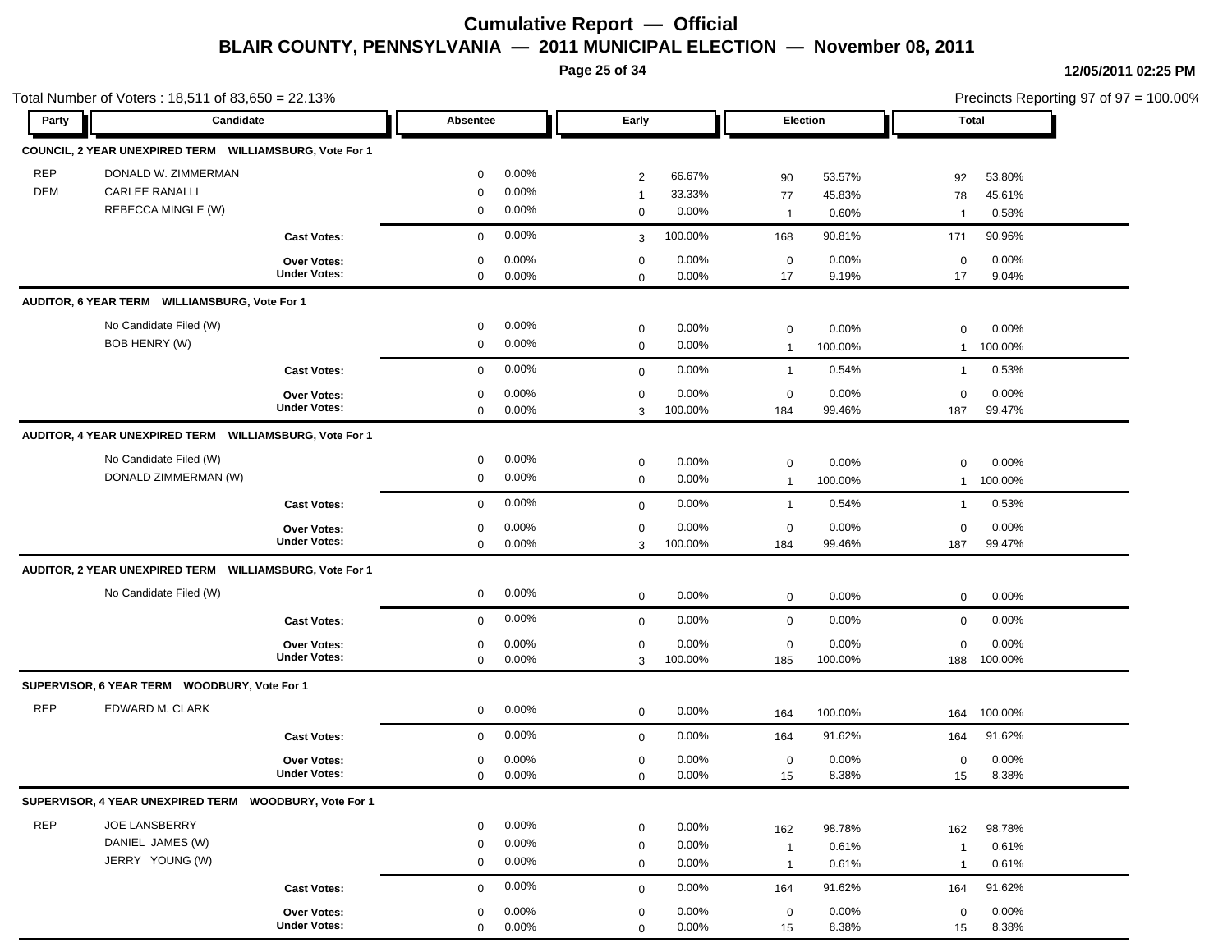# Cumulative Report — Official

## BLAIR COUNTY, PENNSYLVANIA — 2011 MUNICIPAL ELECTION — November 08, 2011

12/05/2011 02:25 PM

Total Number of Voters : 18,511 of 83,650 = 22.13%

Precincts Reporting 97 of 97 = 100.00%

| Party | Candidate | Absentee | | Early | | Election | | Total | |
|---|---|---|---|---|---|---|---|---|---|
| **COUNCIL, 2 YEAR UNEXPIRED TERM WILLIAMSBURG, Vote For 1** | | | | | | | | | |
| REP | DONALD W. ZIMMERMAN | 0 | 0.00% | 2 | 66.67% | 90 | 53.57% | 92 | 53.80% |
| DEM | CARLEE RANALLI | 0 | 0.00% | 1 | 33.33% | 77 | 45.83% | 78 | 45.61% |
| | REBECCA MINGLE (W) | 0 | 0.00% | 0 | 0.00% | 1 | 0.60% | 1 | 0.58% |
| | **Cast Votes:** | 0 | 0.00% | 3 | 100.00% | 168 | 90.81% | 171 | 90.96% |
| | **Over Votes:** | 0 | 0.00% | 0 | 0.00% | 0 | 0.00% | 0 | 0.00% |
| | **Under Votes:** | 0 | 0.00% | 0 | 0.00% | 17 | 9.19% | 17 | 9.04% |
| **AUDITOR, 6 YEAR TERM WILLIAMSBURG, Vote For 1** | | | | | | | | | |
| | No Candidate Filed (W) | 0 | 0.00% | 0 | 0.00% | 0 | 0.00% | 0 | 0.00% |
| | BOB HENRY (W) | 0 | 0.00% | 0 | 0.00% | 1 | 100.00% | 1 | 100.00% |
| | **Cast Votes:** | 0 | 0.00% | 0 | 0.00% | 1 | 0.54% | 1 | 0.53% |
| | **Over Votes:** | 0 | 0.00% | 0 | 0.00% | 0 | 0.00% | 0 | 0.00% |
| | **Under Votes:** | 0 | 0.00% | 3 | 100.00% | 184 | 99.46% | 187 | 99.47% |
| **AUDITOR, 4 YEAR UNEXPIRED TERM WILLIAMSBURG, Vote For 1** | | | | | | | | | |
| | No Candidate Filed (W) | 0 | 0.00% | 0 | 0.00% | 0 | 0.00% | 0 | 0.00% |
| | DONALD ZIMMERMAN (W) | 0 | 0.00% | 0 | 0.00% | 1 | 100.00% | 1 | 100.00% |
| | **Cast Votes:** | 0 | 0.00% | 0 | 0.00% | 1 | 0.54% | 1 | 0.53% |
| | **Over Votes:** | 0 | 0.00% | 0 | 0.00% | 0 | 0.00% | 0 | 0.00% |
| | **Under Votes:** | 0 | 0.00% | 3 | 100.00% | 184 | 99.46% | 187 | 99.47% |
| **AUDITOR, 2 YEAR UNEXPIRED TERM WILLIAMSBURG, Vote For 1** | | | | | | | | | |
| | No Candidate Filed (W) | 0 | 0.00% | 0 | 0.00% | 0 | 0.00% | 0 | 0.00% |
| | **Cast Votes:** | 0 | 0.00% | 0 | 0.00% | 0 | 0.00% | 0 | 0.00% |
| | **Over Votes:** | 0 | 0.00% | 0 | 0.00% | 0 | 0.00% | 0 | 0.00% |
| | **Under Votes:** | 0 | 0.00% | 3 | 100.00% | 185 | 100.00% | 188 | 100.00% |
| **SUPERVISOR, 6 YEAR TERM WOODBURY, Vote For 1** | | | | | | | | | |
| REP | EDWARD M. CLARK | 0 | 0.00% | 0 | 0.00% | 164 | 100.00% | 164 | 100.00% |
| | **Cast Votes:** | 0 | 0.00% | 0 | 0.00% | 164 | 91.62% | 164 | 91.62% |
| | **Over Votes:** | 0 | 0.00% | 0 | 0.00% | 0 | 0.00% | 0 | 0.00% |
| | **Under Votes:** | 0 | 0.00% | 0 | 0.00% | 15 | 8.38% | 15 | 8.38% |
| **SUPERVISOR, 4 YEAR UNEXPIRED TERM WOODBURY, Vote For 1** | | | | | | | | | |
| REP | JOE LANSBERRY | 0 | 0.00% | 0 | 0.00% | 162 | 98.78% | 162 | 98.78% |
| | DANIEL JAMES (W) | 0 | 0.00% | 0 | 0.00% | 1 | 0.61% | 1 | 0.61% |
| | JERRY YOUNG (W) | 0 | 0.00% | 0 | 0.00% | 1 | 0.61% | 1 | 0.61% |
| | **Cast Votes:** | 0 | 0.00% | 0 | 0.00% | 164 | 91.62% | 164 | 91.62% |
| | **Over Votes:** | 0 | 0.00% | 0 | 0.00% | 0 | 0.00% | 0 | 0.00% |
| | **Under Votes:** | 0 | 0.00% | 0 | 0.00% | 15 | 8.38% | 15 | 8.38% |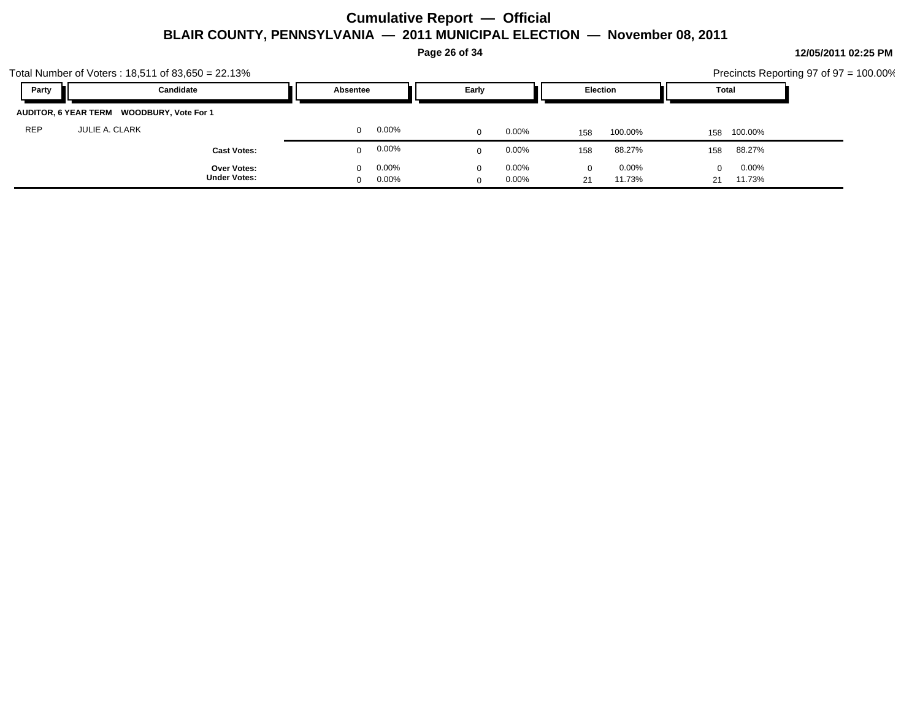# Cumulative Report — Official

## BLAIR COUNTY, PENNSYLVANIA — 2011 MUNICIPAL ELECTION — November 08, 2011

12/05/2011 02:25 PM

Total Number of Voters : 18,511 of 83,650 = 22.13%

Precincts Reporting 97 of 97 = 100.00%

| Party | Candidate | Absentee | | Early | | Election | | Total | |
|---|---|---|---|---|---|---|---|---|---|
| **AUDITOR, 6 YEAR TERM WOODBURY, Vote For 1** | | | | | | | | | |
| REP | JULIE A. CLARK | 0 | 0.00% | 0 | 0.00% | 158 | 100.00% | 158 | 100.00% |
| | **Cast Votes:** | 0 | 0.00% | 0 | 0.00% | 158 | 88.27% | 158 | 88.27% |
| | **Over Votes:** | 0 | 0.00% | 0 | 0.00% | 0 | 0.00% | 0 | 0.00% |
| | **Under Votes:** | 0 | 0.00% | 0 | 0.00% | 21 | 11.73% | 21 | 11.73% |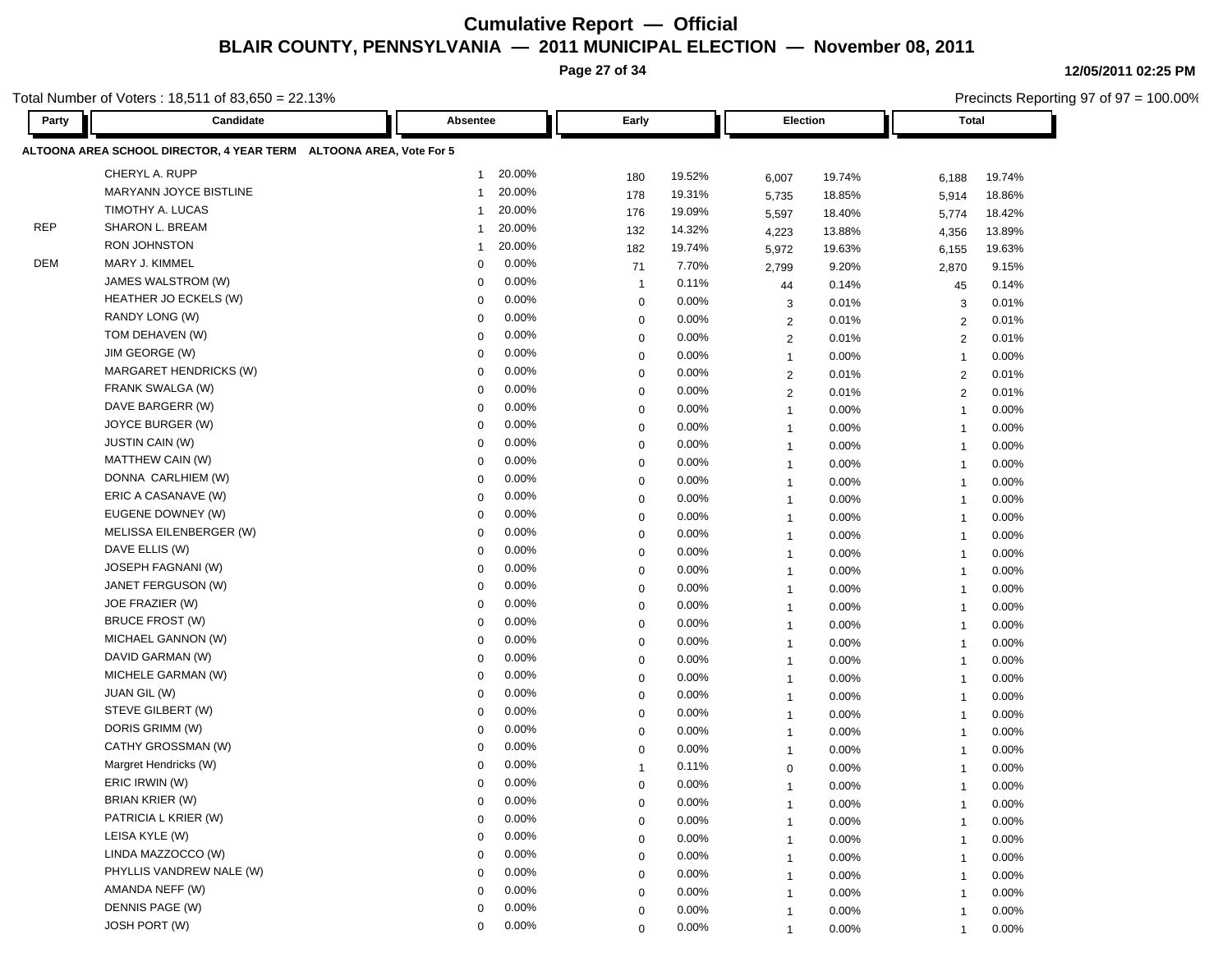# Cumulative Report — Official

## BLAIR COUNTY, PENNSYLVANIA — 2011 MUNICIPAL ELECTION — November 08, 2011

12/05/2011 02:25 PM

Total Number of Voters : 18,511 of 83,650 = 22.13%

Precincts Reporting 97 of 97 = 100.00%

**ALTOONA AREA SCHOOL DIRECTOR, 4 YEAR TERM ALTOONA AREA, Vote For 5**

| Party | Candidate | Absentee | | Early | | Election | | Total | |
|---|---|---|---|---|---|---|---|---|---|
| | CHERYL A. RUPP | 1 | 20.00% | 180 | 19.52% | 6,007 | 19.74% | 6,188 | 19.74% |
| | MARYANN JOYCE BISTLINE | 1 | 20.00% | 178 | 19.31% | 5,735 | 18.85% | 5,914 | 18.86% |
| | TIMOTHY A. LUCAS | 1 | 20.00% | 176 | 19.09% | 5,597 | 18.40% | 5,774 | 18.42% |
| REP | SHARON L. BREAM | 1 | 20.00% | 132 | 14.32% | 4,223 | 13.88% | 4,356 | 13.89% |
| | RON JOHNSTON | 1 | 20.00% | 182 | 19.74% | 5,972 | 19.63% | 6,155 | 19.63% |
| DEM | MARY J. KIMMEL | 0 | 0.00% | 71 | 7.70% | 2,799 | 9.20% | 2,870 | 9.15% |
| | JAMES WALSTROM (W) | 0 | 0.00% | 1 | 0.11% | 44 | 0.14% | 45 | 0.14% |
| | HEATHER JO ECKELS (W) | 0 | 0.00% | 0 | 0.00% | 3 | 0.01% | 3 | 0.01% |
| | RANDY LONG (W) | 0 | 0.00% | 0 | 0.00% | 2 | 0.01% | 2 | 0.01% |
| | TOM DEHAVEN (W) | 0 | 0.00% | 0 | 0.00% | 2 | 0.01% | 2 | 0.01% |
| | JIM GEORGE (W) | 0 | 0.00% | 0 | 0.00% | 1 | 0.00% | 1 | 0.00% |
| | MARGARET HENDRICKS (W) | 0 | 0.00% | 0 | 0.00% | 2 | 0.01% | 2 | 0.01% |
| | FRANK SWALGA (W) | 0 | 0.00% | 0 | 0.00% | 2 | 0.01% | 2 | 0.01% |
| | DAVE BARGERR (W) | 0 | 0.00% | 0 | 0.00% | 1 | 0.00% | 1 | 0.00% |
| | JOYCE BURGER (W) | 0 | 0.00% | 0 | 0.00% | 1 | 0.00% | 1 | 0.00% |
| | JUSTIN CAIN (W) | 0 | 0.00% | 0 | 0.00% | 1 | 0.00% | 1 | 0.00% |
| | MATTHEW CAIN (W) | 0 | 0.00% | 0 | 0.00% | 1 | 0.00% | 1 | 0.00% |
| | DONNA CARLHIEM (W) | 0 | 0.00% | 0 | 0.00% | 1 | 0.00% | 1 | 0.00% |
| | ERIC A CASANAVE (W) | 0 | 0.00% | 0 | 0.00% | 1 | 0.00% | 1 | 0.00% |
| | EUGENE DOWNEY (W) | 0 | 0.00% | 0 | 0.00% | 1 | 0.00% | 1 | 0.00% |
| | MELISSA EILENBERGER (W) | 0 | 0.00% | 0 | 0.00% | 1 | 0.00% | 1 | 0.00% |
| | DAVE ELLIS (W) | 0 | 0.00% | 0 | 0.00% | 1 | 0.00% | 1 | 0.00% |
| | JOSEPH FAGNANI (W) | 0 | 0.00% | 0 | 0.00% | 1 | 0.00% | 1 | 0.00% |
| | JANET FERGUSON (W) | 0 | 0.00% | 0 | 0.00% | 1 | 0.00% | 1 | 0.00% |
| | JOE FRAZIER (W) | 0 | 0.00% | 0 | 0.00% | 1 | 0.00% | 1 | 0.00% |
| | BRUCE FROST (W) | 0 | 0.00% | 0 | 0.00% | 1 | 0.00% | 1 | 0.00% |
| | MICHAEL GANNON (W) | 0 | 0.00% | 0 | 0.00% | 1 | 0.00% | 1 | 0.00% |
| | DAVID GARMAN (W) | 0 | 0.00% | 0 | 0.00% | 1 | 0.00% | 1 | 0.00% |
| | MICHELE GARMAN (W) | 0 | 0.00% | 0 | 0.00% | 1 | 0.00% | 1 | 0.00% |
| | JUAN GIL (W) | 0 | 0.00% | 0 | 0.00% | 1 | 0.00% | 1 | 0.00% |
| | STEVE GILBERT (W) | 0 | 0.00% | 0 | 0.00% | 1 | 0.00% | 1 | 0.00% |
| | DORIS GRIMM (W) | 0 | 0.00% | 0 | 0.00% | 1 | 0.00% | 1 | 0.00% |
| | CATHY GROSSMAN (W) | 0 | 0.00% | 0 | 0.00% | 1 | 0.00% | 1 | 0.00% |
| | Margret Hendricks (W) | 0 | 0.00% | 1 | 0.11% | 0 | 0.00% | 1 | 0.00% |
| | ERIC IRWIN (W) | 0 | 0.00% | 0 | 0.00% | 1 | 0.00% | 1 | 0.00% |
| | BRIAN KRIER (W) | 0 | 0.00% | 0 | 0.00% | 1 | 0.00% | 1 | 0.00% |
| | PATRICIA L KRIER (W) | 0 | 0.00% | 0 | 0.00% | 1 | 0.00% | 1 | 0.00% |
| | LEISA KYLE (W) | 0 | 0.00% | 0 | 0.00% | 1 | 0.00% | 1 | 0.00% |
| | LINDA MAZZOCCO (W) | 0 | 0.00% | 0 | 0.00% | 1 | 0.00% | 1 | 0.00% |
| | PHYLLIS VANDREW NALE (W) | 0 | 0.00% | 0 | 0.00% | 1 | 0.00% | 1 | 0.00% |
| | AMANDA NEFF (W) | 0 | 0.00% | 0 | 0.00% | 1 | 0.00% | 1 | 0.00% |
| | DENNIS PAGE (W) | 0 | 0.00% | 0 | 0.00% | 1 | 0.00% | 1 | 0.00% |
| | JOSH PORT (W) | 0 | 0.00% | 0 | 0.00% | 1 | 0.00% | 1 | 0.00% |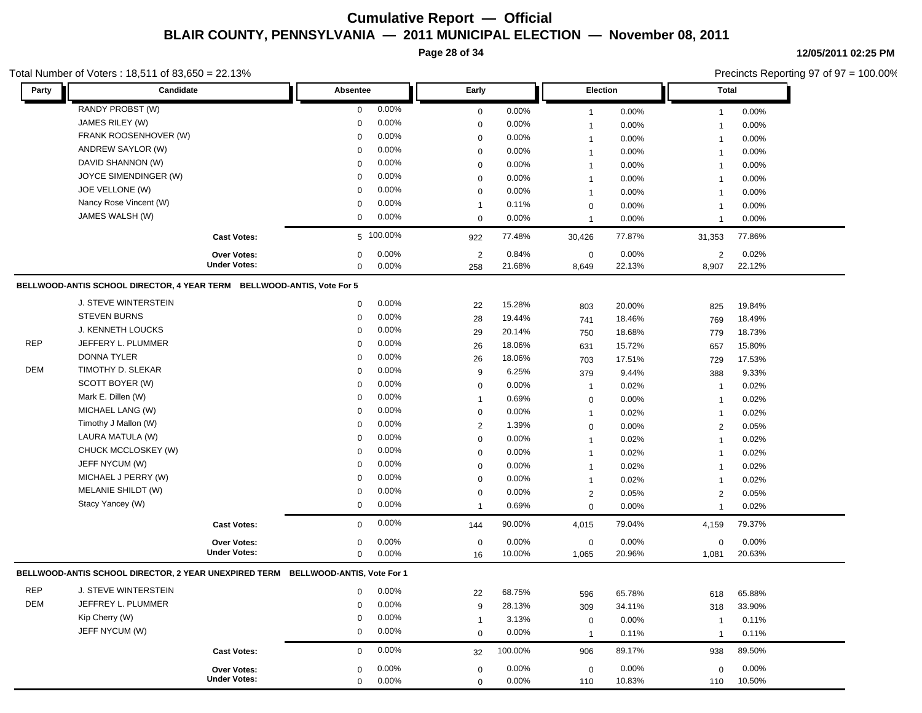# Cumulative Report — Official

## BLAIR COUNTY, PENNSYLVANIA — 2011 MUNICIPAL ELECTION — November 08, 2011

12/05/2011 02:25 PM

Total Number of Voters : 18,511 of 83,650 = 22.13%

Precincts Reporting 97 of 97 = 100.00%

| Party | Candidate | Absentee | | Early | | Election | | Total | |
|---|---|---|---|---|---|---|---|---|---|
| | RANDY PROBST (W) | 0 | 0.00% | 0 | 0.00% | 1 | 0.00% | 1 | 0.00% |
| | JAMES RILEY (W) | 0 | 0.00% | 0 | 0.00% | 1 | 0.00% | 1 | 0.00% |
| | FRANK ROOSENHOVER (W) | 0 | 0.00% | 0 | 0.00% | 1 | 0.00% | 1 | 0.00% |
| | ANDREW SAYLOR (W) | 0 | 0.00% | 0 | 0.00% | 1 | 0.00% | 1 | 0.00% |
| | DAVID SHANNON (W) | 0 | 0.00% | 0 | 0.00% | 1 | 0.00% | 1 | 0.00% |
| | JOYCE SIMENDINGER (W) | 0 | 0.00% | 0 | 0.00% | 1 | 0.00% | 1 | 0.00% |
| | JOE VELLONE (W) | 0 | 0.00% | 0 | 0.00% | 1 | 0.00% | 1 | 0.00% |
| | Nancy Rose Vincent (W) | 0 | 0.00% | 1 | 0.11% | 0 | 0.00% | 1 | 0.00% |
| | JAMES WALSH (W) | 0 | 0.00% | 0 | 0.00% | 1 | 0.00% | 1 | 0.00% |
| | **Cast Votes:** | 5 | 100.00% | 922 | 77.48% | 30,426 | 77.87% | 31,353 | 77.86% |
| | **Over Votes:** | 0 | 0.00% | 2 | 0.84% | 0 | 0.00% | 2 | 0.02% |
| | **Under Votes:** | 0 | 0.00% | 258 | 21.68% | 8,649 | 22.13% | 8,907 | 22.12% |

**BELLWOOD-ANTIS SCHOOL DIRECTOR, 4 YEAR TERM BELLWOOD-ANTIS, Vote For 5**

| Party | Candidate | Absentee | | Early | | Election | | Total | |
|---|---|---|---|---|---|---|---|---|---|
| | J. STEVE WINTERSTEIN | 0 | 0.00% | 22 | 15.28% | 803 | 20.00% | 825 | 19.84% |
| | STEVEN BURNS | 0 | 0.00% | 28 | 19.44% | 741 | 18.46% | 769 | 18.49% |
| | J. KENNETH LOUCKS | 0 | 0.00% | 29 | 20.14% | 750 | 18.68% | 779 | 18.73% |
| REP | JEFFERY L. PLUMMER | 0 | 0.00% | 26 | 18.06% | 631 | 15.72% | 657 | 15.80% |
| | DONNA TYLER | 0 | 0.00% | 26 | 18.06% | 703 | 17.51% | 729 | 17.53% |
| DEM | TIMOTHY D. SLEKAR | 0 | 0.00% | 9 | 6.25% | 379 | 9.44% | 388 | 9.33% |
| | SCOTT BOYER (W) | 0 | 0.00% | 0 | 0.00% | 1 | 0.02% | 1 | 0.02% |
| | Mark E. Dillen (W) | 0 | 0.00% | 1 | 0.69% | 0 | 0.00% | 1 | 0.02% |
| | MICHAEL LANG (W) | 0 | 0.00% | 0 | 0.00% | 1 | 0.02% | 1 | 0.02% |
| | Timothy J Mallon (W) | 0 | 0.00% | 2 | 1.39% | 0 | 0.00% | 2 | 0.05% |
| | LAURA MATULA (W) | 0 | 0.00% | 0 | 0.00% | 1 | 0.02% | 1 | 0.02% |
| | CHUCK MCCLOSKEY (W) | 0 | 0.00% | 0 | 0.00% | 1 | 0.02% | 1 | 0.02% |
| | JEFF NYCUM (W) | 0 | 0.00% | 0 | 0.00% | 1 | 0.02% | 1 | 0.02% |
| | MICHAEL J PERRY (W) | 0 | 0.00% | 0 | 0.00% | 1 | 0.02% | 1 | 0.02% |
| | MELANIE SHILDT (W) | 0 | 0.00% | 0 | 0.00% | 2 | 0.05% | 2 | 0.05% |
| | Stacy Yancey (W) | 0 | 0.00% | 1 | 0.69% | 0 | 0.00% | 1 | 0.02% |
| | **Cast Votes:** | 0 | 0.00% | 144 | 90.00% | 4,015 | 79.04% | 4,159 | 79.37% |
| | **Over Votes:** | 0 | 0.00% | 0 | 0.00% | 0 | 0.00% | 0 | 0.00% |
| | **Under Votes:** | 0 | 0.00% | 16 | 10.00% | 1,065 | 20.96% | 1,081 | 20.63% |

**BELLWOOD-ANTIS SCHOOL DIRECTOR, 2 YEAR UNEXPIRED TERM BELLWOOD-ANTIS, Vote For 1**

| Party | Candidate | Absentee | | Early | | Election | | Total | |
|---|---|---|---|---|---|---|---|---|---|
| REP | J. STEVE WINTERSTEIN | 0 | 0.00% | 22 | 68.75% | 596 | 65.78% | 618 | 65.88% |
| DEM | JEFFREY L. PLUMMER | 0 | 0.00% | 9 | 28.13% | 309 | 34.11% | 318 | 33.90% |
| | Kip Cherry (W) | 0 | 0.00% | 1 | 3.13% | 0 | 0.00% | 1 | 0.11% |
| | JEFF NYCUM (W) | 0 | 0.00% | 0 | 0.00% | 1 | 0.11% | 1 | 0.11% |
| | **Cast Votes:** | 0 | 0.00% | 32 | 100.00% | 906 | 89.17% | 938 | 89.50% |
| | **Over Votes:** | 0 | 0.00% | 0 | 0.00% | 0 | 0.00% | 0 | 0.00% |
| | **Under Votes:** | 0 | 0.00% | 0 | 0.00% | 110 | 10.83% | 110 | 10.50% |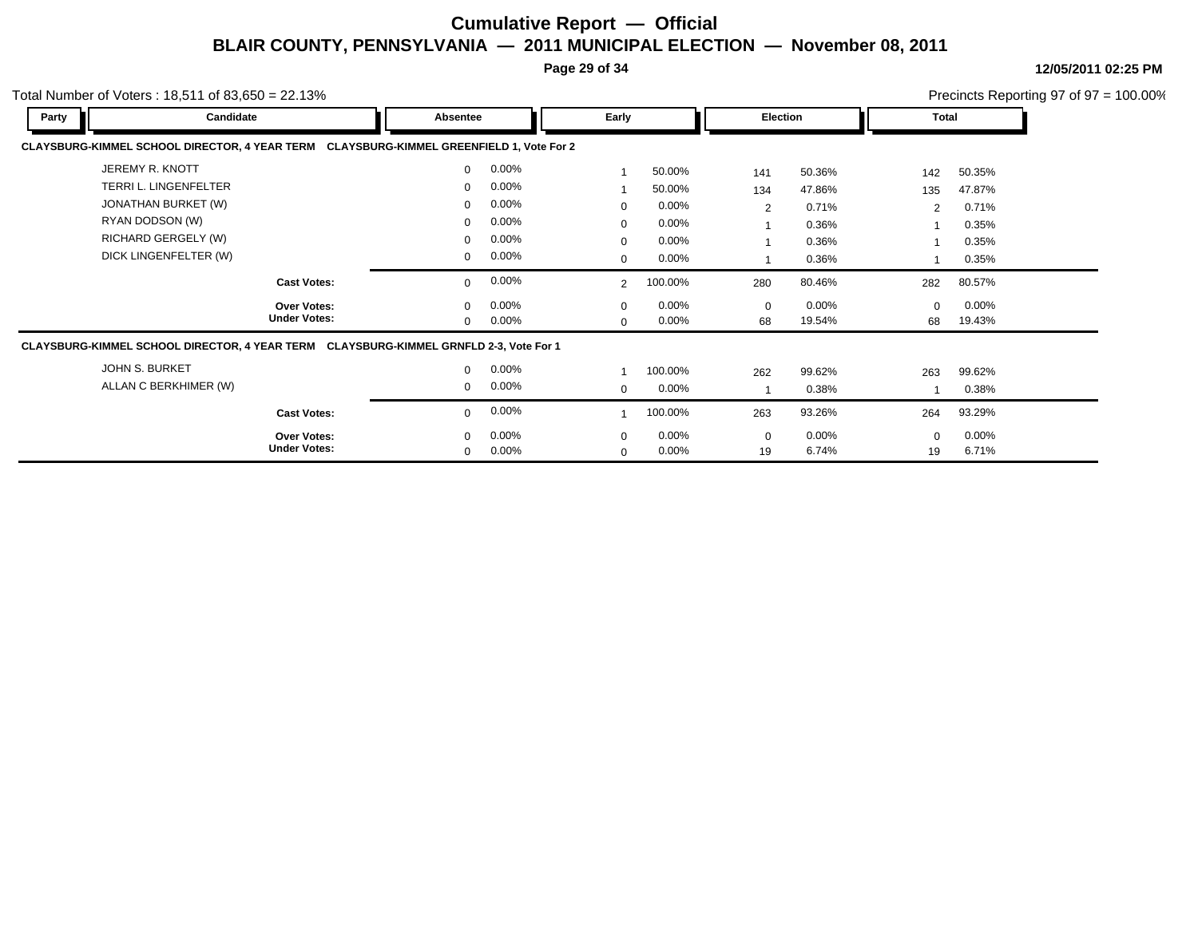# Cumulative Report — Official

## BLAIR COUNTY, PENNSYLVANIA — 2011 MUNICIPAL ELECTION — November 08, 2011

12/05/2011 02:25 PM

Total Number of Voters : 18,511 of 83,650 = 22.13%

Precincts Reporting 97 of 97 = 100.00%

**CLAYSBURG-KIMMEL SCHOOL DIRECTOR, 4 YEAR TERM CLAYSBURG-KIMMEL GREENFIELD 1, Vote For 2**

| Party | Candidate | Absentee | | Early | | Election | | Total | |
|---|---|---|---|---|---|---|---|---|---|
| | JEREMY R. KNOTT | 0 | 0.00% | 1 | 50.00% | 141 | 50.36% | 142 | 50.35% |
| | TERRI L. LINGENFELTER | 0 | 0.00% | 1 | 50.00% | 134 | 47.86% | 135 | 47.87% |
| | JONATHAN BURKET (W) | 0 | 0.00% | 0 | 0.00% | 2 | 0.71% | 2 | 0.71% |
| | RYAN DODSON (W) | 0 | 0.00% | 0 | 0.00% | 1 | 0.36% | 1 | 0.35% |
| | RICHARD GERGELY (W) | 0 | 0.00% | 0 | 0.00% | 1 | 0.36% | 1 | 0.35% |
| | DICK LINGENFELTER (W) | 0 | 0.00% | 0 | 0.00% | 1 | 0.36% | 1 | 0.35% |
| | **Cast Votes:** | 0 | 0.00% | 2 | 100.00% | 280 | 80.46% | 282 | 80.57% |
| | **Over Votes:** | 0 | 0.00% | 0 | 0.00% | 0 | 0.00% | 0 | 0.00% |
| | **Under Votes:** | 0 | 0.00% | 0 | 0.00% | 68 | 19.54% | 68 | 19.43% |

**CLAYSBURG-KIMMEL SCHOOL DIRECTOR, 4 YEAR TERM CLAYSBURG-KIMMEL GRNFLD 2-3, Vote For 1**

| Party | Candidate | Absentee | | Early | | Election | | Total | |
|---|---|---|---|---|---|---|---|---|---|
| | JOHN S. BURKET | 0 | 0.00% | 1 | 100.00% | 262 | 99.62% | 263 | 99.62% |
| | ALLAN C BERKHIMER (W) | 0 | 0.00% | 0 | 0.00% | 1 | 0.38% | 1 | 0.38% |
| | **Cast Votes:** | 0 | 0.00% | 1 | 100.00% | 263 | 93.26% | 264 | 93.29% |
| | **Over Votes:** | 0 | 0.00% | 0 | 0.00% | 0 | 0.00% | 0 | 0.00% |
| | **Under Votes:** | 0 | 0.00% | 0 | 0.00% | 19 | 6.74% | 19 | 6.71% |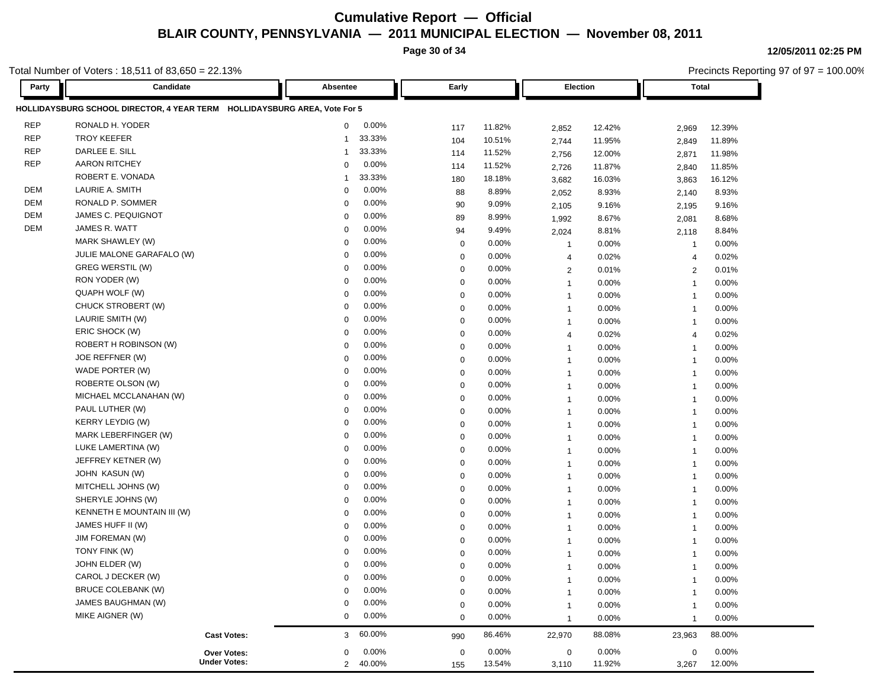# Cumulative Report — Official

## BLAIR COUNTY, PENNSYLVANIA — 2011 MUNICIPAL ELECTION — November 08, 2011

12/05/2011 02:25 PM

Total Number of Voters : 18,511 of 83,650 = 22.13%

Precincts Reporting 97 of 97 = 100.00%

**HOLLIDAYSBURG SCHOOL DIRECTOR, 4 YEAR TERM HOLLIDAYSBURG AREA, Vote For 5**

| Party | Candidate | Absentee | | Early | | Election | | Total | |
|---|---|---|---|---|---|---|---|---|---|
| REP | RONALD H. YODER | 0 | 0.00% | 117 | 11.82% | 2,852 | 12.42% | 2,969 | 12.39% |
| REP | TROY KEEFER | 1 | 33.33% | 104 | 10.51% | 2,744 | 11.95% | 2,849 | 11.89% |
| REP | DARLEE E. SILL | 1 | 33.33% | 114 | 11.52% | 2,756 | 12.00% | 2,871 | 11.98% |
| REP | AARON RITCHEY | 0 | 0.00% | 114 | 11.52% | 2,726 | 11.87% | 2,840 | 11.85% |
| | ROBERT E. VONADA | 1 | 33.33% | 180 | 18.18% | 3,682 | 16.03% | 3,863 | 16.12% |
| DEM | LAURIE A. SMITH | 0 | 0.00% | 88 | 8.89% | 2,052 | 8.93% | 2,140 | 8.93% |
| DEM | RONALD P. SOMMER | 0 | 0.00% | 90 | 9.09% | 2,105 | 9.16% | 2,195 | 9.16% |
| DEM | JAMES C. PEQUIGNOT | 0 | 0.00% | 89 | 8.99% | 1,992 | 8.67% | 2,081 | 8.68% |
| DEM | JAMES R. WATT | 0 | 0.00% | 94 | 9.49% | 2,024 | 8.81% | 2,118 | 8.84% |
| | MARK SHAWLEY (W) | 0 | 0.00% | 0 | 0.00% | 1 | 0.00% | 1 | 0.00% |
| | JULIE MALONE GARAFALO (W) | 0 | 0.00% | 0 | 0.00% | 4 | 0.02% | 4 | 0.02% |
| | GREG WERSTIL (W) | 0 | 0.00% | 0 | 0.00% | 2 | 0.01% | 2 | 0.01% |
| | RON YODER (W) | 0 | 0.00% | 0 | 0.00% | 1 | 0.00% | 1 | 0.00% |
| | QUAPH WOLF (W) | 0 | 0.00% | 0 | 0.00% | 1 | 0.00% | 1 | 0.00% |
| | CHUCK STROBERT (W) | 0 | 0.00% | 0 | 0.00% | 1 | 0.00% | 1 | 0.00% |
| | LAURIE SMITH (W) | 0 | 0.00% | 0 | 0.00% | 1 | 0.00% | 1 | 0.00% |
| | ERIC SHOCK (W) | 0 | 0.00% | 0 | 0.00% | 4 | 0.02% | 4 | 0.02% |
| | ROBERT H ROBINSON (W) | 0 | 0.00% | 0 | 0.00% | 1 | 0.00% | 1 | 0.00% |
| | JOE REFFNER (W) | 0 | 0.00% | 0 | 0.00% | 1 | 0.00% | 1 | 0.00% |
| | WADE PORTER (W) | 0 | 0.00% | 0 | 0.00% | 1 | 0.00% | 1 | 0.00% |
| | ROBERTE OLSON (W) | 0 | 0.00% | 0 | 0.00% | 1 | 0.00% | 1 | 0.00% |
| | MICHAEL MCCLANAHAN (W) | 0 | 0.00% | 0 | 0.00% | 1 | 0.00% | 1 | 0.00% |
| | PAUL LUTHER (W) | 0 | 0.00% | 0 | 0.00% | 1 | 0.00% | 1 | 0.00% |
| | KERRY LEYDIG (W) | 0 | 0.00% | 0 | 0.00% | 1 | 0.00% | 1 | 0.00% |
| | MARK LEBERFINGER (W) | 0 | 0.00% | 0 | 0.00% | 1 | 0.00% | 1 | 0.00% |
| | LUKE LAMERTINA (W) | 0 | 0.00% | 0 | 0.00% | 1 | 0.00% | 1 | 0.00% |
| | JEFFREY KETNER (W) | 0 | 0.00% | 0 | 0.00% | 1 | 0.00% | 1 | 0.00% |
| | JOHN KASUN (W) | 0 | 0.00% | 0 | 0.00% | 1 | 0.00% | 1 | 0.00% |
| | MITCHELL JOHNS (W) | 0 | 0.00% | 0 | 0.00% | 1 | 0.00% | 1 | 0.00% |
| | SHERYLE JOHNS (W) | 0 | 0.00% | 0 | 0.00% | 1 | 0.00% | 1 | 0.00% |
| | KENNETH E MOUNTAIN III (W) | 0 | 0.00% | 0 | 0.00% | 1 | 0.00% | 1 | 0.00% |
| | JAMES HUFF II (W) | 0 | 0.00% | 0 | 0.00% | 1 | 0.00% | 1 | 0.00% |
| | JIM FOREMAN (W) | 0 | 0.00% | 0 | 0.00% | 1 | 0.00% | 1 | 0.00% |
| | TONY FINK (W) | 0 | 0.00% | 0 | 0.00% | 1 | 0.00% | 1 | 0.00% |
| | JOHN ELDER (W) | 0 | 0.00% | 0 | 0.00% | 1 | 0.00% | 1 | 0.00% |
| | CAROL J DECKER (W) | 0 | 0.00% | 0 | 0.00% | 1 | 0.00% | 1 | 0.00% |
| | BRUCE COLEBANK (W) | 0 | 0.00% | 0 | 0.00% | 1 | 0.00% | 1 | 0.00% |
| | JAMES BAUGHMAN (W) | 0 | 0.00% | 0 | 0.00% | 1 | 0.00% | 1 | 0.00% |
| | MIKE AIGNER (W) | 0 | 0.00% | 0 | 0.00% | 1 | 0.00% | 1 | 0.00% |
| | **Cast Votes:** | 3 | 60.00% | 990 | 86.46% | 22,970 | 88.08% | 23,963 | 88.00% |
| | **Over Votes:** | 0 | 0.00% | 0 | 0.00% | 0 | 0.00% | 0 | 0.00% |
| | **Under Votes:** | 2 | 40.00% | 155 | 13.54% | 3,110 | 11.92% | 3,267 | 12.00% |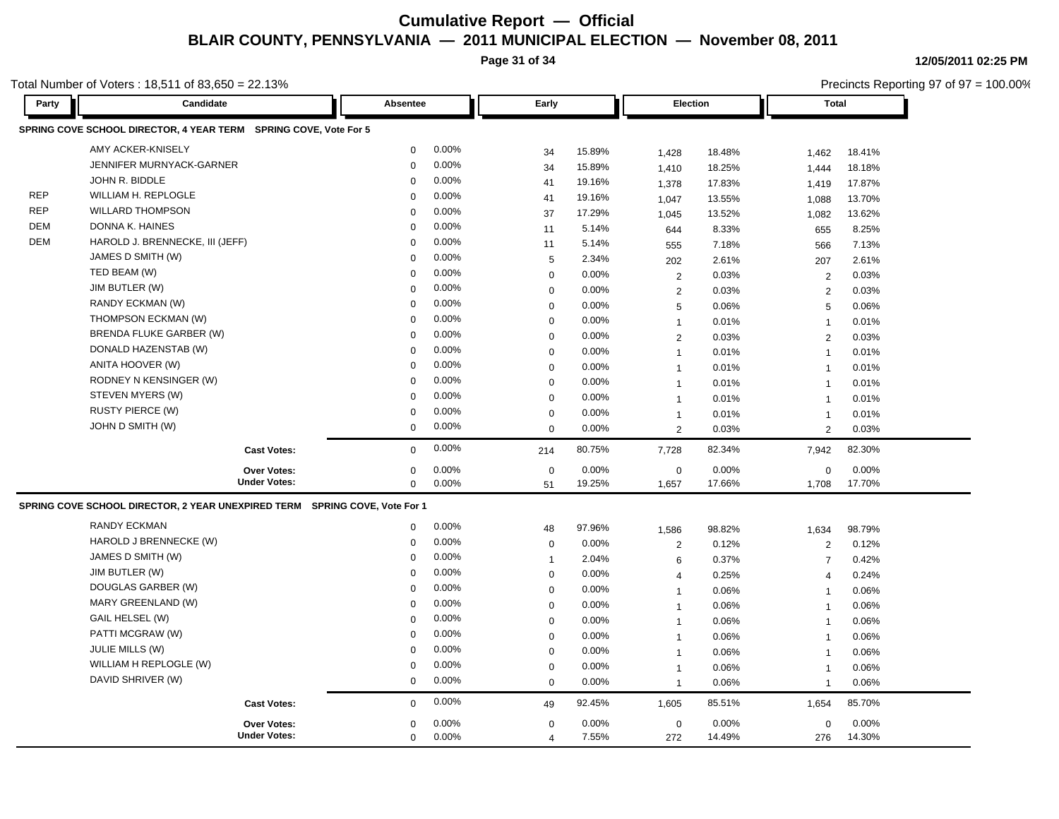# Cumulative Report — Official

## BLAIR COUNTY, PENNSYLVANIA — 2011 MUNICIPAL ELECTION — November 08, 2011

12/05/2011 02:25 PM

Total Number of Voters : 18,511 of 83,650 = 22.13%

Precincts Reporting 97 of 97 = 100.00%

| Party | Candidate | Absentee | | Early | | Election | | Total | |
|---|---|---|---|---|---|---|---|---|---|
| **SPRING COVE SCHOOL DIRECTOR, 4 YEAR TERM SPRING COVE, Vote For 5** | | | | | | | | | |
| | AMY ACKER-KNISELY | 0 | 0.00% | 34 | 15.89% | 1,428 | 18.48% | 1,462 | 18.41% |
| | JENNIFER MURNYACK-GARNER | 0 | 0.00% | 34 | 15.89% | 1,410 | 18.25% | 1,444 | 18.18% |
| | JOHN R. BIDDLE | 0 | 0.00% | 41 | 19.16% | 1,378 | 17.83% | 1,419 | 17.87% |
| REP | WILLIAM H. REPLOGLE | 0 | 0.00% | 41 | 19.16% | 1,047 | 13.55% | 1,088 | 13.70% |
| REP | WILLARD THOMPSON | 0 | 0.00% | 37 | 17.29% | 1,045 | 13.52% | 1,082 | 13.62% |
| DEM | DONNA K. HAINES | 0 | 0.00% | 11 | 5.14% | 644 | 8.33% | 655 | 8.25% |
| DEM | HAROLD J. BRENNECKE, III (JEFF) | 0 | 0.00% | 11 | 5.14% | 555 | 7.18% | 566 | 7.13% |
| | JAMES D SMITH (W) | 0 | 0.00% | 5 | 2.34% | 202 | 2.61% | 207 | 2.61% |
| | TED BEAM (W) | 0 | 0.00% | 0 | 0.00% | 2 | 0.03% | 2 | 0.03% |
| | JIM BUTLER (W) | 0 | 0.00% | 0 | 0.00% | 2 | 0.03% | 2 | 0.03% |
| | RANDY ECKMAN (W) | 0 | 0.00% | 0 | 0.00% | 5 | 0.06% | 5 | 0.06% |
| | THOMPSON ECKMAN (W) | 0 | 0.00% | 0 | 0.00% | 1 | 0.01% | 1 | 0.01% |
| | BRENDA FLUKE GARBER (W) | 0 | 0.00% | 0 | 0.00% | 2 | 0.03% | 2 | 0.03% |
| | DONALD HAZENSTAB (W) | 0 | 0.00% | 0 | 0.00% | 1 | 0.01% | 1 | 0.01% |
| | ANITA HOOVER (W) | 0 | 0.00% | 0 | 0.00% | 1 | 0.01% | 1 | 0.01% |
| | RODNEY N KENSINGER (W) | 0 | 0.00% | 0 | 0.00% | 1 | 0.01% | 1 | 0.01% |
| | STEVEN MYERS (W) | 0 | 0.00% | 0 | 0.00% | 1 | 0.01% | 1 | 0.01% |
| | RUSTY PIERCE (W) | 0 | 0.00% | 0 | 0.00% | 1 | 0.01% | 1 | 0.01% |
| | JOHN D SMITH (W) | 0 | 0.00% | 0 | 0.00% | 2 | 0.03% | 2 | 0.03% |
| | **Cast Votes:** | 0 | 0.00% | 214 | 80.75% | 7,728 | 82.34% | 7,942 | 82.30% |
| | **Over Votes:** | 0 | 0.00% | 0 | 0.00% | 0 | 0.00% | 0 | 0.00% |
| | **Under Votes:** | 0 | 0.00% | 51 | 19.25% | 1,657 | 17.66% | 1,708 | 17.70% |
| **SPRING COVE SCHOOL DIRECTOR, 2 YEAR UNEXPIRED TERM SPRING COVE, Vote For 1** | | | | | | | | | |
| | RANDY ECKMAN | 0 | 0.00% | 48 | 97.96% | 1,586 | 98.82% | 1,634 | 98.79% |
| | HAROLD J BRENNECKE (W) | 0 | 0.00% | 0 | 0.00% | 2 | 0.12% | 2 | 0.12% |
| | JAMES D SMITH (W) | 0 | 0.00% | 1 | 2.04% | 6 | 0.37% | 7 | 0.42% |
| | JIM BUTLER (W) | 0 | 0.00% | 0 | 0.00% | 4 | 0.25% | 4 | 0.24% |
| | DOUGLAS GARBER (W) | 0 | 0.00% | 0 | 0.00% | 1 | 0.06% | 1 | 0.06% |
| | MARY GREENLAND (W) | 0 | 0.00% | 0 | 0.00% | 1 | 0.06% | 1 | 0.06% |
| | GAIL HELSEL (W) | 0 | 0.00% | 0 | 0.00% | 1 | 0.06% | 1 | 0.06% |
| | PATTI MCGRAW (W) | 0 | 0.00% | 0 | 0.00% | 1 | 0.06% | 1 | 0.06% |
| | JULIE MILLS (W) | 0 | 0.00% | 0 | 0.00% | 1 | 0.06% | 1 | 0.06% |
| | WILLIAM H REPLOGLE (W) | 0 | 0.00% | 0 | 0.00% | 1 | 0.06% | 1 | 0.06% |
| | DAVID SHRIVER (W) | 0 | 0.00% | 0 | 0.00% | 1 | 0.06% | 1 | 0.06% |
| | **Cast Votes:** | 0 | 0.00% | 49 | 92.45% | 1,605 | 85.51% | 1,654 | 85.70% |
| | **Over Votes:** | 0 | 0.00% | 0 | 0.00% | 0 | 0.00% | 0 | 0.00% |
| | **Under Votes:** | 0 | 0.00% | 4 | 7.55% | 272 | 14.49% | 276 | 14.30% |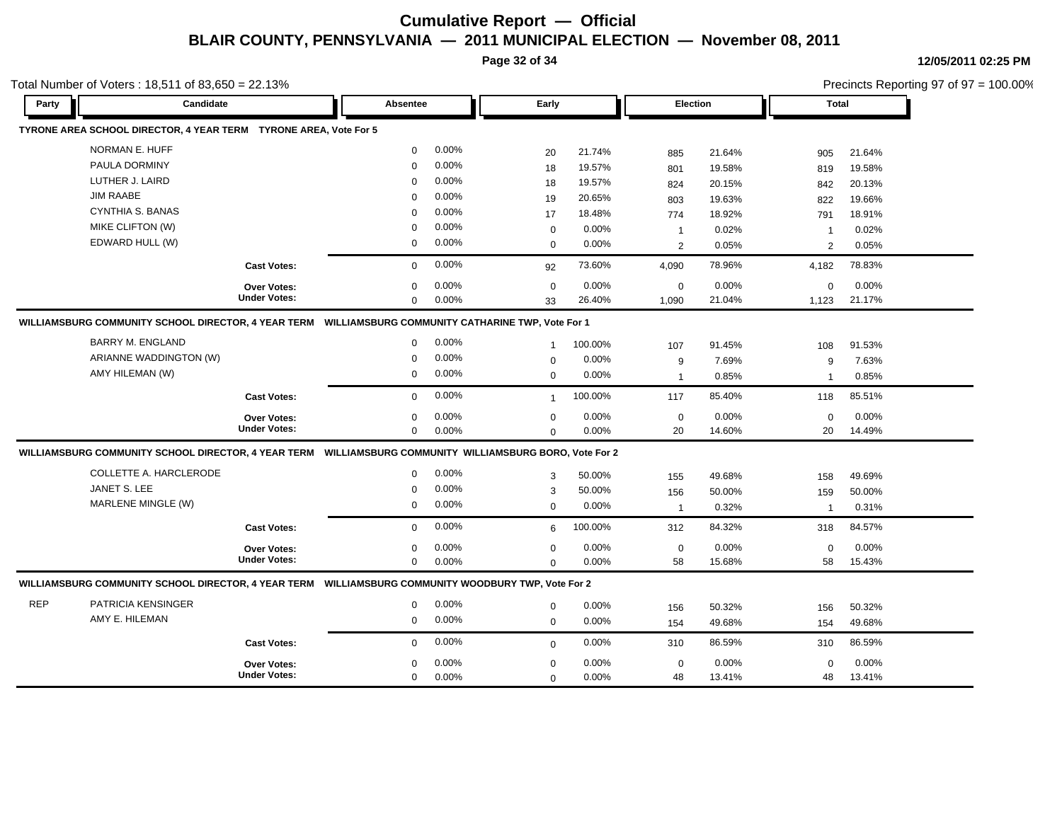# Cumulative Report — Official

## BLAIR COUNTY, PENNSYLVANIA — 2011 MUNICIPAL ELECTION — November 08, 2011

12/05/2011 02:25 PM

Total Number of Voters : 18,511 of 83,650 = 22.13%

Precincts Reporting 97 of 97 = 100.00%

| Party | Candidate | Absentee | | Early | | Election | | Total | |
|---|---|---|---|---|---|---|---|---|---|
| **TYRONE AREA SCHOOL DIRECTOR, 4 YEAR TERM TYRONE AREA, Vote For 5** | | | | | | | | | |
| | NORMAN E. HUFF | 0 | 0.00% | 20 | 21.74% | 885 | 21.64% | 905 | 21.64% |
| | PAULA DORMINY | 0 | 0.00% | 18 | 19.57% | 801 | 19.58% | 819 | 19.58% |
| | LUTHER J. LAIRD | 0 | 0.00% | 18 | 19.57% | 824 | 20.15% | 842 | 20.13% |
| | JIM RAABE | 0 | 0.00% | 19 | 20.65% | 803 | 19.63% | 822 | 19.66% |
| | CYNTHIA S. BANAS | 0 | 0.00% | 17 | 18.48% | 774 | 18.92% | 791 | 18.91% |
| | MIKE CLIFTON (W) | 0 | 0.00% | 0 | 0.00% | 1 | 0.02% | 1 | 0.02% |
| | EDWARD HULL (W) | 0 | 0.00% | 0 | 0.00% | 2 | 0.05% | 2 | 0.05% |
| | **Cast Votes:** | 0 | 0.00% | 92 | 73.60% | 4,090 | 78.96% | 4,182 | 78.83% |
| | **Over Votes:** | 0 | 0.00% | 0 | 0.00% | 0 | 0.00% | 0 | 0.00% |
| | **Under Votes:** | 0 | 0.00% | 33 | 26.40% | 1,090 | 21.04% | 1,123 | 21.17% |
| **WILLIAMSBURG COMMUNITY SCHOOL DIRECTOR, 4 YEAR TERM WILLIAMSBURG COMMUNITY CATHARINE TWP, Vote For 1** | | | | | | | | | |
| | BARRY M. ENGLAND | 0 | 0.00% | 1 | 100.00% | 107 | 91.45% | 108 | 91.53% |
| | ARIANNE WADDINGTON (W) | 0 | 0.00% | 0 | 0.00% | 9 | 7.69% | 9 | 7.63% |
| | AMY HILEMAN (W) | 0 | 0.00% | 0 | 0.00% | 1 | 0.85% | 1 | 0.85% |
| | **Cast Votes:** | 0 | 0.00% | 1 | 100.00% | 117 | 85.40% | 118 | 85.51% |
| | **Over Votes:** | 0 | 0.00% | 0 | 0.00% | 0 | 0.00% | 0 | 0.00% |
| | **Under Votes:** | 0 | 0.00% | 0 | 0.00% | 20 | 14.60% | 20 | 14.49% |
| **WILLIAMSBURG COMMUNITY SCHOOL DIRECTOR, 4 YEAR TERM WILLIAMSBURG COMMUNITY WILLIAMSBURG BORO, Vote For 2** | | | | | | | | | |
| | COLLETTE A. HARCLERODE | 0 | 0.00% | 3 | 50.00% | 155 | 49.68% | 158 | 49.69% |
| | JANET S. LEE | 0 | 0.00% | 3 | 50.00% | 156 | 50.00% | 159 | 50.00% |
| | MARLENE MINGLE (W) | 0 | 0.00% | 0 | 0.00% | 1 | 0.32% | 1 | 0.31% |
| | **Cast Votes:** | 0 | 0.00% | 6 | 100.00% | 312 | 84.32% | 318 | 84.57% |
| | **Over Votes:** | 0 | 0.00% | 0 | 0.00% | 0 | 0.00% | 0 | 0.00% |
| | **Under Votes:** | 0 | 0.00% | 0 | 0.00% | 58 | 15.68% | 58 | 15.43% |
| **WILLIAMSBURG COMMUNITY SCHOOL DIRECTOR, 4 YEAR TERM WILLIAMSBURG COMMUNITY WOODBURY TWP, Vote For 2** | | | | | | | | | |
| REP | PATRICIA KENSINGER | 0 | 0.00% | 0 | 0.00% | 156 | 50.32% | 156 | 50.32% |
| | AMY E. HILEMAN | 0 | 0.00% | 0 | 0.00% | 154 | 49.68% | 154 | 49.68% |
| | **Cast Votes:** | 0 | 0.00% | 0 | 0.00% | 310 | 86.59% | 310 | 86.59% |
| | **Over Votes:** | 0 | 0.00% | 0 | 0.00% | 0 | 0.00% | 0 | 0.00% |
| | **Under Votes:** | 0 | 0.00% | 0 | 0.00% | 48 | 13.41% | 48 | 13.41% |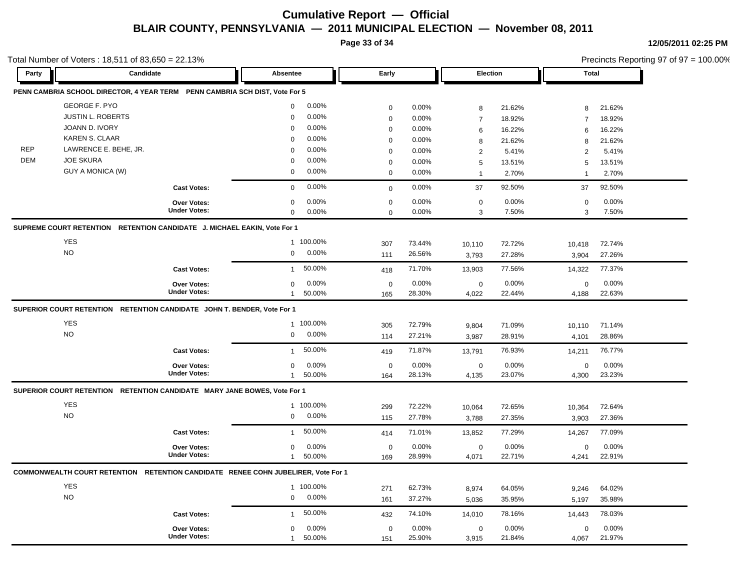# Cumulative Report — Official

## BLAIR COUNTY, PENNSYLVANIA — 2011 MUNICIPAL ELECTION — November 08, 2011

12/05/2011 02:25 PM

Total Number of Voters : 18,511 of 83,650 = 22.13%

Precincts Reporting 97 of 97 = 100.00%

| Party | Candidate | Absentee | | Early | | Election | | Total | |
|---|---|---|---|---|---|---|---|---|---|
| **PENN CAMBRIA SCHOOL DIRECTOR, 4 YEAR TERM  PENN CAMBRIA SCH DIST, Vote For 5** | | | | | | | | | |
| | GEORGE F. PYO | 0 | 0.00% | 0 | 0.00% | 8 | 21.62% | 8 | 21.62% |
| | JUSTIN L. ROBERTS | 0 | 0.00% | 0 | 0.00% | 7 | 18.92% | 7 | 18.92% |
| | JOANN D. IVORY | 0 | 0.00% | 0 | 0.00% | 6 | 16.22% | 6 | 16.22% |
| | KAREN S. CLAAR | 0 | 0.00% | 0 | 0.00% | 8 | 21.62% | 8 | 21.62% |
| REP | LAWRENCE E. BEHE, JR. | 0 | 0.00% | 0 | 0.00% | 2 | 5.41% | 2 | 5.41% |
| DEM | JOE SKURA | 0 | 0.00% | 0 | 0.00% | 5 | 13.51% | 5 | 13.51% |
| | GUY A MONICA (W) | 0 | 0.00% | 0 | 0.00% | 1 | 2.70% | 1 | 2.70% |
| | **Cast Votes:** | 0 | 0.00% | 0 | 0.00% | 37 | 92.50% | 37 | 92.50% |
| | **Over Votes:** | 0 | 0.00% | 0 | 0.00% | 0 | 0.00% | 0 | 0.00% |
| | **Under Votes:** | 0 | 0.00% | 0 | 0.00% | 3 | 7.50% | 3 | 7.50% |
| **SUPREME COURT RETENTION  RETENTION CANDIDATE J. MICHAEL EAKIN, Vote For 1** | | | | | | | | | |
| | YES | 1 | 100.00% | 307 | 73.44% | 10,110 | 72.72% | 10,418 | 72.74% |
| | NO | 0 | 0.00% | 111 | 26.56% | 3,793 | 27.28% | 3,904 | 27.26% |
| | **Cast Votes:** | 1 | 50.00% | 418 | 71.70% | 13,903 | 77.56% | 14,322 | 77.37% |
| | **Over Votes:** | 0 | 0.00% | 0 | 0.00% | 0 | 0.00% | 0 | 0.00% |
| | **Under Votes:** | 1 | 50.00% | 165 | 28.30% | 4,022 | 22.44% | 4,188 | 22.63% |
| **SUPERIOR COURT RETENTION  RETENTION CANDIDATE JOHN T. BENDER, Vote For 1** | | | | | | | | | |
| | YES | 1 | 100.00% | 305 | 72.79% | 9,804 | 71.09% | 10,110 | 71.14% |
| | NO | 0 | 0.00% | 114 | 27.21% | 3,987 | 28.91% | 4,101 | 28.86% |
| | **Cast Votes:** | 1 | 50.00% | 419 | 71.87% | 13,791 | 76.93% | 14,211 | 76.77% |
| | **Over Votes:** | 0 | 0.00% | 0 | 0.00% | 0 | 0.00% | 0 | 0.00% |
| | **Under Votes:** | 1 | 50.00% | 164 | 28.13% | 4,135 | 23.07% | 4,300 | 23.23% |
| **SUPERIOR COURT RETENTION  RETENTION CANDIDATE MARY JANE BOWES, Vote For 1** | | | | | | | | | |
| | YES | 1 | 100.00% | 299 | 72.22% | 10,064 | 72.65% | 10,364 | 72.64% |
| | NO | 0 | 0.00% | 115 | 27.78% | 3,788 | 27.35% | 3,903 | 27.36% |
| | **Cast Votes:** | 1 | 50.00% | 414 | 71.01% | 13,852 | 77.29% | 14,267 | 77.09% |
| | **Over Votes:** | 0 | 0.00% | 0 | 0.00% | 0 | 0.00% | 0 | 0.00% |
| | **Under Votes:** | 1 | 50.00% | 169 | 28.99% | 4,071 | 22.71% | 4,241 | 22.91% |
| **COMMONWEALTH COURT RETENTION  RETENTION CANDIDATE RENEE COHN JUBELIRER, Vote For 1** | | | | | | | | | |
| | YES | 1 | 100.00% | 271 | 62.73% | 8,974 | 64.05% | 9,246 | 64.02% |
| | NO | 0 | 0.00% | 161 | 37.27% | 5,036 | 35.95% | 5,197 | 35.98% |
| | **Cast Votes:** | 1 | 50.00% | 432 | 74.10% | 14,010 | 78.16% | 14,443 | 78.03% |
| | **Over Votes:** | 0 | 0.00% | 0 | 0.00% | 0 | 0.00% | 0 | 0.00% |
| | **Under Votes:** | 1 | 50.00% | 151 | 25.90% | 3,915 | 21.84% | 4,067 | 21.97% |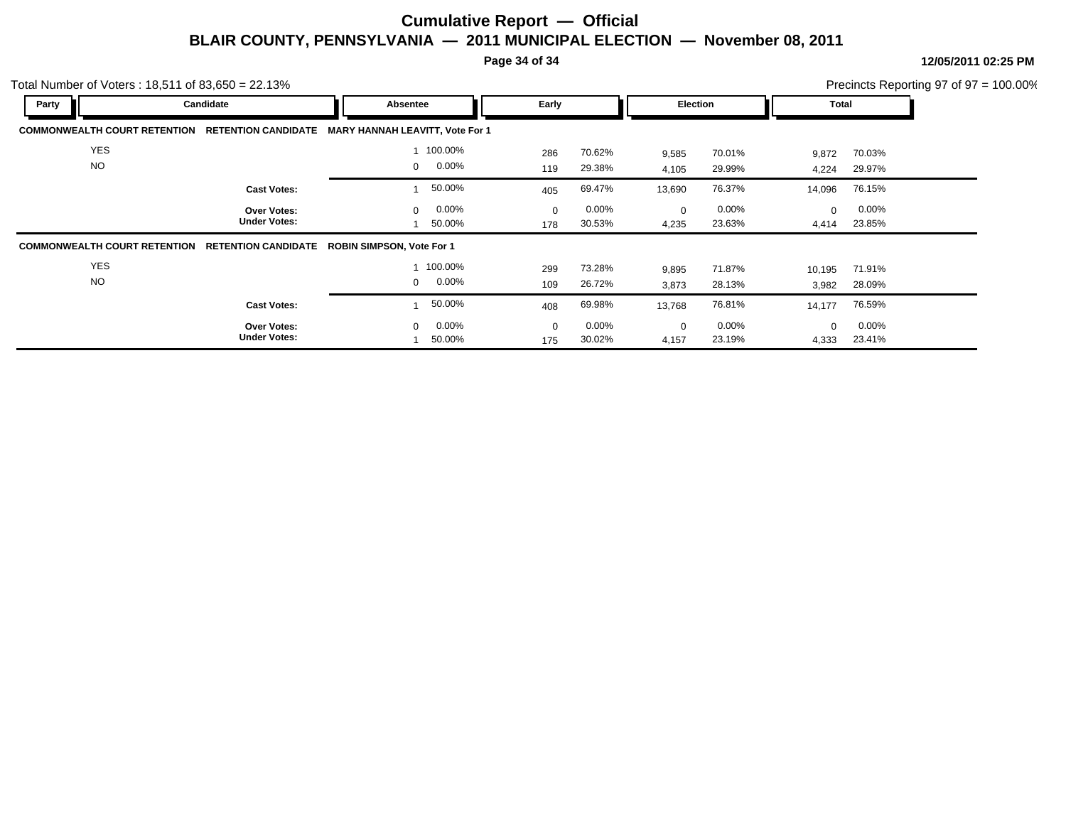# Cumulative Report — Official

## BLAIR COUNTY, PENNSYLVANIA — 2011 MUNICIPAL ELECTION — November 08, 2011

12/05/2011 02:25 PM

Total Number of Voters : 18,511 of 83,650 = 22.13%

Precincts Reporting 97 of 97 = 100.00%

| Party | Candidate | Absentee | | Early | | Election | | Total | |
|---|---|---|---|---|---|---|---|---|---|
| **COMMONWEALTH COURT RETENTION** | **RETENTION CANDIDATE** | **MARY HANNAH LEAVITT, Vote For 1** | | | | | | | |
| YES | | 1 | 100.00% | 286 | 70.62% | 9,585 | 70.01% | 9,872 | 70.03% |
| NO | | 0 | 0.00% | 119 | 29.38% | 4,105 | 29.99% | 4,224 | 29.97% |
| | **Cast Votes:** | 1 | 50.00% | 405 | 69.47% | 13,690 | 76.37% | 14,096 | 76.15% |
| | **Over Votes:** | 0 | 0.00% | 0 | 0.00% | 0 | 0.00% | 0 | 0.00% |
| | **Under Votes:** | 1 | 50.00% | 178 | 30.53% | 4,235 | 23.63% | 4,414 | 23.85% |
| **COMMONWEALTH COURT RETENTION** | **RETENTION CANDIDATE** | **ROBIN SIMPSON, Vote For 1** | | | | | | | |
| YES | | 1 | 100.00% | 299 | 73.28% | 9,895 | 71.87% | 10,195 | 71.91% |
| NO | | 0 | 0.00% | 109 | 26.72% | 3,873 | 28.13% | 3,982 | 28.09% |
| | **Cast Votes:** | 1 | 50.00% | 408 | 69.98% | 13,768 | 76.81% | 14,177 | 76.59% |
| | **Over Votes:** | 0 | 0.00% | 0 | 0.00% | 0 | 0.00% | 0 | 0.00% |
| | **Under Votes:** | 1 | 50.00% | 175 | 30.02% | 4,157 | 23.19% | 4,333 | 23.41% |